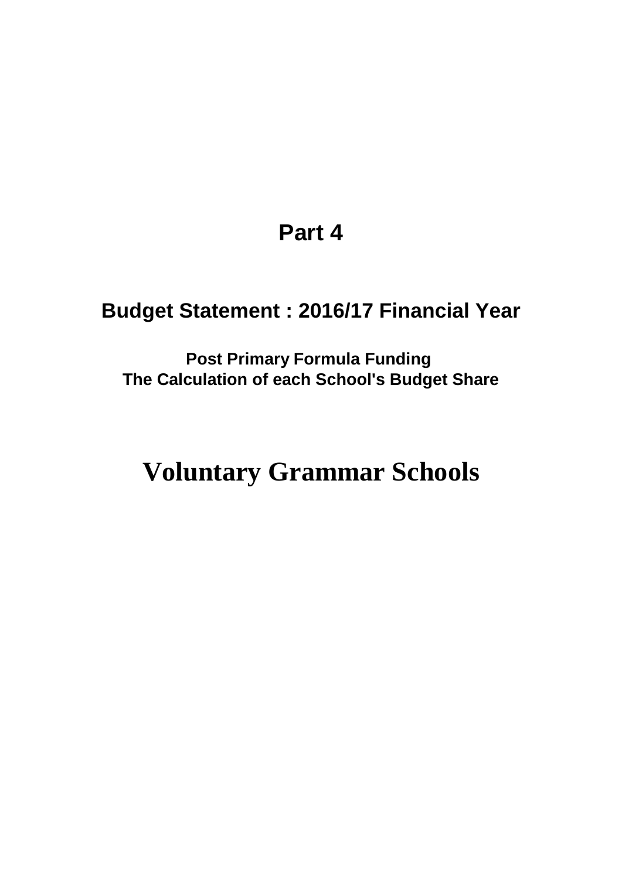# Part 4

## Budget Statement : 2016/17 Financial Year

### Post Primary Formula Funding
### The Calculation of each School's Budget Share

# Voluntary Grammar Schools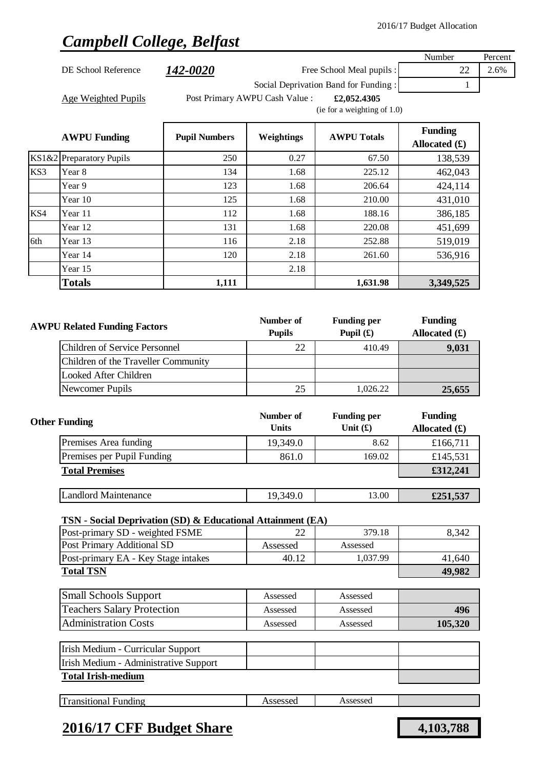2016/17 Budget Allocation

# *Campbell College, Belfast*

| | | | Number | Percent |
|---|---|---|---|---|
| DE School Reference | **142-0020** | Free School Meal pupils : | 22 | 2.6% |
| | | Social Deprivation Band for Funding : | 1 | |

Age Weighted Pupils — Post Primary AWPU Cash Value : **£2,052.4305** (ie for a weighting of 1.0)

| | AWPU Funding | Pupil Numbers | Weightings | AWPU Totals | Funding Allocated (£) |
|---|---|---|---|---|---|
| KS1&2 | Preparatory Pupils | 250 | 0.27 | 67.50 | 138,539 |
| KS3 | Year 8 | 134 | 1.68 | 225.12 | 462,043 |
| | Year 9 | 123 | 1.68 | 206.64 | 424,114 |
| | Year 10 | 125 | 1.68 | 210.00 | 431,010 |
| KS4 | Year 11 | 112 | 1.68 | 188.16 | 386,185 |
| | Year 12 | 131 | 1.68 | 220.08 | 451,699 |
| 6th | Year 13 | 116 | 2.18 | 252.88 | 519,019 |
| | Year 14 | 120 | 2.18 | 261.60 | 536,916 |
| | Year 15 | | 2.18 | | |
| | **Totals** | **1,111** | | **1,631.98** | **3,349,525** |

| AWPU Related Funding Factors | Number of Pupils | Funding per Pupil (£) | Funding Allocated (£) |
|---|---|---|---|
| Children of Service Personnel | 22 | 410.49 | **9,031** |
| Children of the Traveller Community | | | |
| Looked After Children | | | |
| Newcomer Pupils | 25 | 1,026.22 | **25,655** |

| Other Funding | Number of Units | Funding per Unit (£) | Funding Allocated (£) |
|---|---|---|---|
| Premises Area funding | 19,349.0 | 8.62 | £166,711 |
| Premises per Pupil Funding | 861.0 | 169.02 | £145,531 |
| **Total Premises** | | | **£312,241** |
| Landlord Maintenance | 19,349.0 | 13.00 | **£251,537** |

**TSN - Social Deprivation (SD) & Educational Attainment (EA)**

| | | | |
|---|---|---|---|
| Post-primary SD - weighted FSME | 22 | 379.18 | 8,342 |
| Post Primary Additional SD | Assessed | Assessed | |
| Post-primary EA - Key Stage intakes | 40.12 | 1,037.99 | 41,640 |
| **Total TSN** | | | **49,982** |

| | | | |
|---|---|---|---|
| Small Schools Support | Assessed | Assessed | |
| Teachers Salary Protection | Assessed | Assessed | **496** |
| Administration Costs | Assessed | Assessed | **105,320** |

| | | | |
|---|---|---|---|
| Irish Medium - Curricular Support | | | |
| Irish Medium - Administrative Support | | | |
| **Total Irish-medium** | | | |

| | | | |
|---|---|---|---|
| Transitional Funding | Assessed | Assessed | |

## 2016/17 CFF Budget Share — **4,103,788**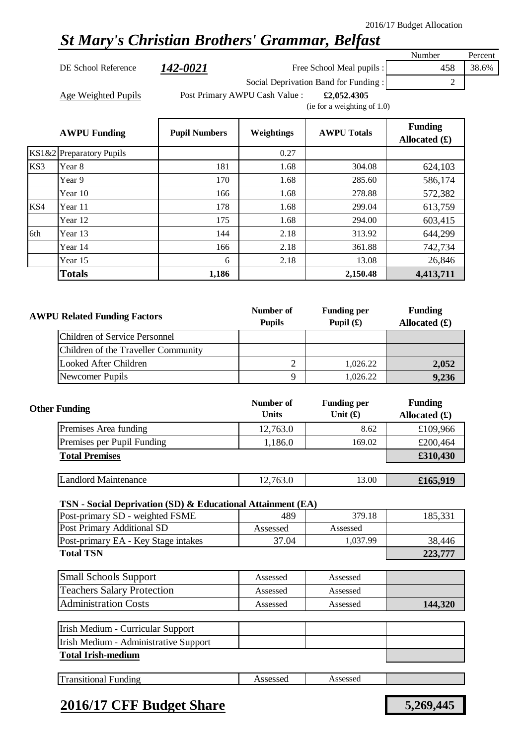2016/17 Budget Allocation

# St Mary's Christian Brothers' Grammar, Belfast

| | | | Number | Percent |
|---|---|---|---|---|
| DE School Reference | 142-0021 | Free School Meal pupils : | 458 | 38.6% |
| | | Social Deprivation Band for Funding : | 2 | |

Age Weighted Pupils — Post Primary AWPU Cash Value : **£2,052.4305** (ie for a weighting of 1.0)

| | AWPU Funding | Pupil Numbers | Weightings | AWPU Totals | Funding Allocated (£) |
|---|---|---|---|---|---|
| KS1&2 | Preparatory Pupils | | 0.27 | | |
| KS3 | Year 8 | 181 | 1.68 | 304.08 | 624,103 |
| | Year 9 | 170 | 1.68 | 285.60 | 586,174 |
| | Year 10 | 166 | 1.68 | 278.88 | 572,382 |
| KS4 | Year 11 | 178 | 1.68 | 299.04 | 613,759 |
| | Year 12 | 175 | 1.68 | 294.00 | 603,415 |
| 6th | Year 13 | 144 | 2.18 | 313.92 | 644,299 |
| | Year 14 | 166 | 2.18 | 361.88 | 742,734 |
| | Year 15 | 6 | 2.18 | 13.08 | 26,846 |
| | **Totals** | **1,186** | | **2,150.48** | **4,413,711** |

| AWPU Related Funding Factors | Number of Pupils | Funding per Pupil (£) | Funding Allocated (£) |
|---|---|---|---|
| Children of Service Personnel | | | |
| Children of the Traveller Community | | | |
| Looked After Children | 2 | 1,026.22 | **2,052** |
| Newcomer Pupils | 9 | 1,026.22 | **9,236** |

| Other Funding | Number of Units | Funding per Unit (£) | Funding Allocated (£) |
|---|---|---|---|
| Premises Area funding | 12,763.0 | 8.62 | £109,966 |
| Premises per Pupil Funding | 1,186.0 | 169.02 | £200,464 |
| **Total Premises** | | | **£310,430** |
| Landlord Maintenance | 12,763.0 | 13.00 | **£165,919** |

**TSN - Social Deprivation (SD) & Educational Attainment (EA)**

| | | | |
|---|---|---|---|
| Post-primary SD - weighted FSME | 489 | 379.18 | 185,331 |
| Post Primary Additional SD | Assessed | Assessed | |
| Post-primary EA - Key Stage intakes | 37.04 | 1,037.99 | 38,446 |
| **Total TSN** | | | **223,777** |

| | | | |
|---|---|---|---|
| Small Schools Support | Assessed | Assessed | |
| Teachers Salary Protection | Assessed | Assessed | |
| Administration Costs | Assessed | Assessed | **144,320** |

| | | | |
|---|---|---|---|
| Irish Medium - Curricular Support | | | |
| Irish Medium - Administrative Support | | | |
| **Total Irish-medium** | | | |

| | | | |
|---|---|---|---|
| Transitional Funding | Assessed | Assessed | |

## 2016/17 CFF Budget Share — **5,269,445**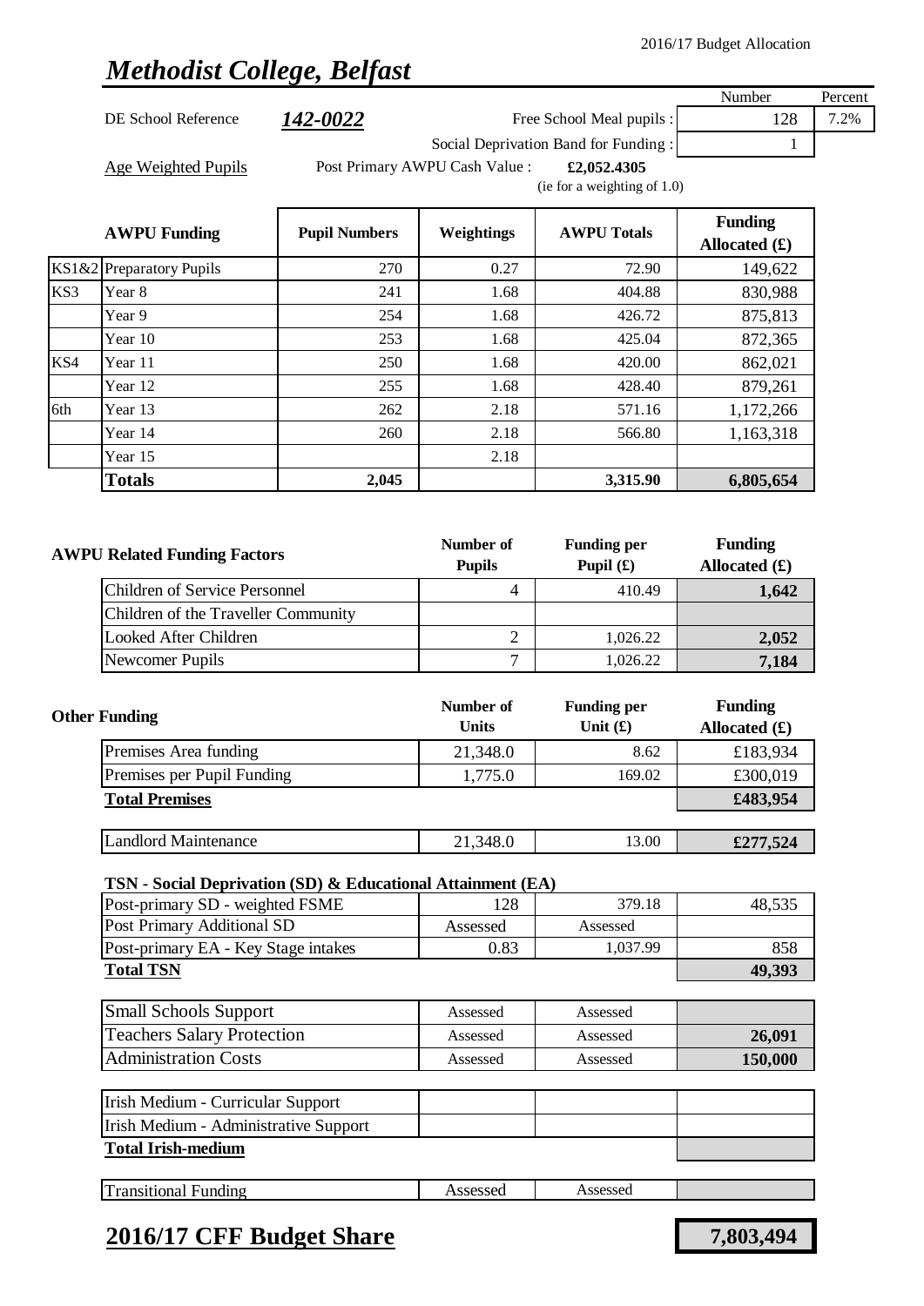2016/17 Budget Allocation

# *Methodist College, Belfast*

| | | | | Number | Percent |
|---|---|---|---|---|---|
| DE School Reference | **142-0022** | Free School Meal pupils : | | 128 | 7.2% |
| | | Social Deprivation Band for Funding : | | 1 | |

Age Weighted Pupils — Post Primary AWPU Cash Value : **£2,052.4305** (ie for a weighting of 1.0)

| | AWPU Funding | Pupil Numbers | Weightings | AWPU Totals | Funding Allocated (£) |
|---|---|---|---|---|---|
| KS1&2 | Preparatory Pupils | 270 | 0.27 | 72.90 | 149,622 |
| KS3 | Year 8 | 241 | 1.68 | 404.88 | 830,988 |
| | Year 9 | 254 | 1.68 | 426.72 | 875,813 |
| | Year 10 | 253 | 1.68 | 425.04 | 872,365 |
| KS4 | Year 11 | 250 | 1.68 | 420.00 | 862,021 |
| | Year 12 | 255 | 1.68 | 428.40 | 879,261 |
| 6th | Year 13 | 262 | 2.18 | 571.16 | 1,172,266 |
| | Year 14 | 260 | 2.18 | 566.80 | 1,163,318 |
| | Year 15 | | 2.18 | | |
| | **Totals** | **2,045** | | **3,315.90** | **6,805,654** |

| AWPU Related Funding Factors | Number of Pupils | Funding per Pupil (£) | Funding Allocated (£) |
|---|---|---|---|
| Children of Service Personnel | 4 | 410.49 | **1,642** |
| Children of the Traveller Community | | | |
| Looked After Children | 2 | 1,026.22 | **2,052** |
| Newcomer Pupils | 7 | 1,026.22 | **7,184** |

| Other Funding | Number of Units | Funding per Unit (£) | Funding Allocated (£) |
|---|---|---|---|
| Premises Area funding | 21,348.0 | 8.62 | £183,934 |
| Premises per Pupil Funding | 1,775.0 | 169.02 | £300,019 |
| **Total Premises** | | | **£483,954** |
| Landlord Maintenance | 21,348.0 | 13.00 | **£277,524** |

**TSN - Social Deprivation (SD) & Educational Attainment (EA)**

| | | | |
|---|---|---|---|
| Post-primary SD - weighted FSME | 128 | 379.18 | 48,535 |
| Post Primary Additional SD | Assessed | Assessed | |
| Post-primary EA - Key Stage intakes | 0.83 | 1,037.99 | 858 |
| **Total TSN** | | | **49,393** |

| | | | |
|---|---|---|---|
| Small Schools Support | Assessed | Assessed | |
| Teachers Salary Protection | Assessed | Assessed | **26,091** |
| Administration Costs | Assessed | Assessed | **150,000** |

| | | | |
|---|---|---|---|
| Irish Medium - Curricular Support | | | |
| Irish Medium - Administrative Support | | | |
| **Total Irish-medium** | | | |

| | | | |
|---|---|---|---|
| Transitional Funding | Assessed | Assessed | |

## **2016/17 CFF Budget Share** — **7,803,494**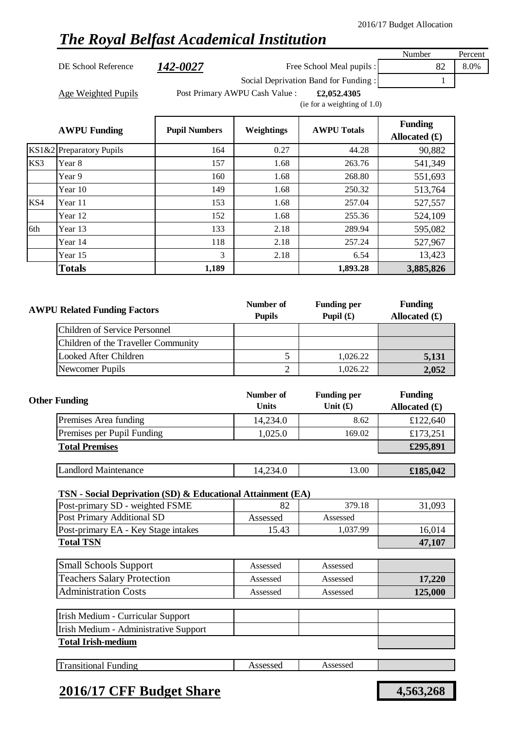2016/17 Budget Allocation

# *The Royal Belfast Academical Institution*

| | | | | Number | Percent |
|---|---|---|---|---|---|
| DE School Reference | **142-0027** | | Free School Meal pupils : | 82 | 8.0% |
| | | | Social Deprivation Band for Funding : | 1 | |

Age Weighted Pupils — Post Primary AWPU Cash Value : **£2,052.4305** (ie for a weighting of 1.0)

| | AWPU Funding | Pupil Numbers | Weightings | AWPU Totals | Funding Allocated (£) |
|---|---|---|---|---|---|
| KS1&2 | Preparatory Pupils | 164 | 0.27 | 44.28 | 90,882 |
| KS3 | Year 8 | 157 | 1.68 | 263.76 | 541,349 |
| | Year 9 | 160 | 1.68 | 268.80 | 551,693 |
| | Year 10 | 149 | 1.68 | 250.32 | 513,764 |
| KS4 | Year 11 | 153 | 1.68 | 257.04 | 527,557 |
| | Year 12 | 152 | 1.68 | 255.36 | 524,109 |
| 6th | Year 13 | 133 | 2.18 | 289.94 | 595,082 |
| | Year 14 | 118 | 2.18 | 257.24 | 527,967 |
| | Year 15 | 3 | 2.18 | 6.54 | 13,423 |
| | **Totals** | **1,189** | | **1,893.28** | **3,885,826** |

| AWPU Related Funding Factors | Number of Pupils | Funding per Pupil (£) | Funding Allocated (£) |
|---|---|---|---|
| Children of Service Personnel | | | |
| Children of the Traveller Community | | | |
| Looked After Children | 5 | 1,026.22 | **5,131** |
| Newcomer Pupils | 2 | 1,026.22 | **2,052** |

| Other Funding | Number of Units | Funding per Unit (£) | Funding Allocated (£) |
|---|---|---|---|
| Premises Area funding | 14,234.0 | 8.62 | £122,640 |
| Premises per Pupil Funding | 1,025.0 | 169.02 | £173,251 |
| **Total Premises** | | | **£295,891** |
| Landlord Maintenance | 14,234.0 | 13.00 | **£185,042** |

**TSN - Social Deprivation (SD) & Educational Attainment (EA)**

| | | | |
|---|---|---|---|
| Post-primary SD - weighted FSME | 82 | 379.18 | 31,093 |
| Post Primary Additional SD | Assessed | Assessed | |
| Post-primary EA - Key Stage intakes | 15.43 | 1,037.99 | 16,014 |
| **Total TSN** | | | **47,107** |

| | | | |
|---|---|---|---|
| Small Schools Support | Assessed | Assessed | |
| Teachers Salary Protection | Assessed | Assessed | **17,220** |
| Administration Costs | Assessed | Assessed | **125,000** |

| | | | |
|---|---|---|---|
| Irish Medium - Curricular Support | | | |
| Irish Medium - Administrative Support | | | |
| **Total Irish-medium** | | | |

| | | | |
|---|---|---|---|
| Transitional Funding | Assessed | Assessed | |

## 2016/17 CFF Budget Share — **4,563,268**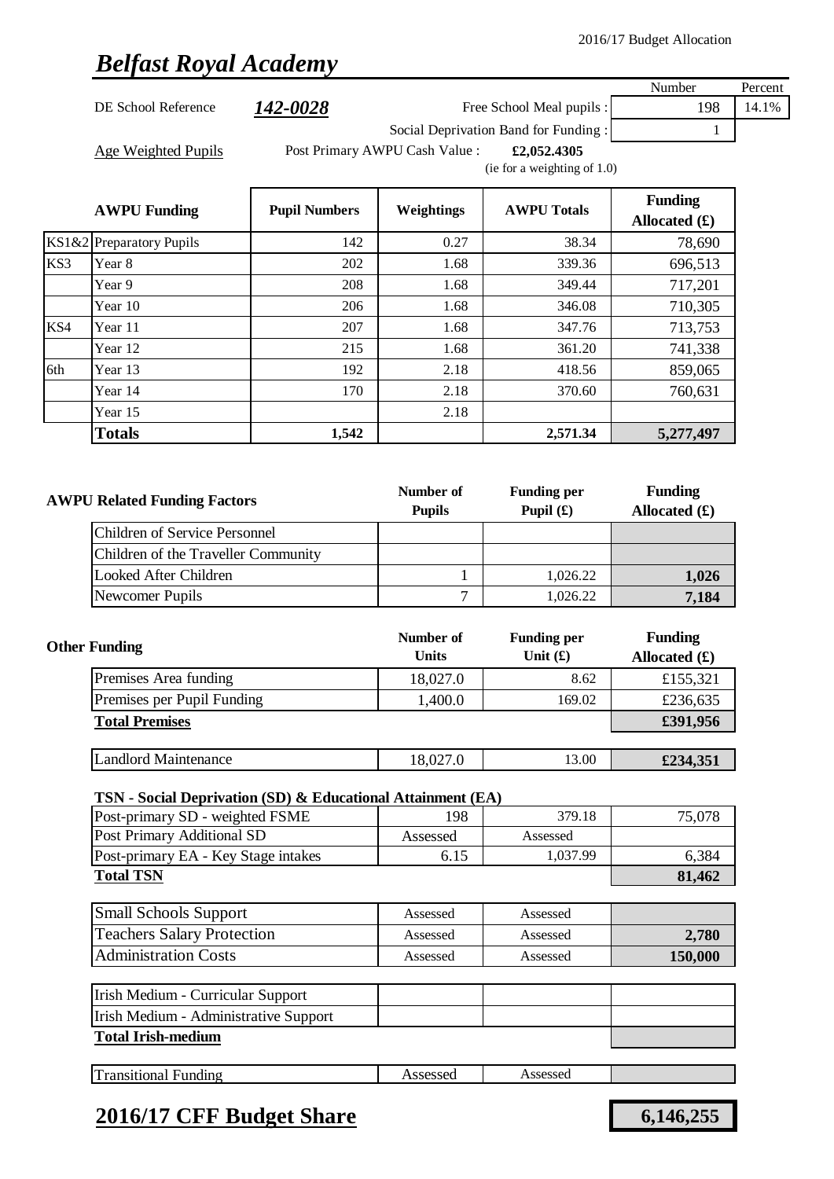2016/17 Budget Allocation

# *Belfast Royal Academy*

| | | | | Number | Percent |
|---|---|---|---|---|---|
| DE School Reference | ***142-0028*** | | Free School Meal pupils : | 198 | 14.1% |
| | | | Social Deprivation Band for Funding : | 1 | |

Age Weighted Pupils — Post Primary AWPU Cash Value : **£2,052.4305** (ie for a weighting of 1.0)

| | AWPU Funding | Pupil Numbers | Weightings | AWPU Totals | Funding Allocated (£) |
|---|---|---|---|---|---|
| KS1&2 | Preparatory Pupils | 142 | 0.27 | 38.34 | 78,690 |
| KS3 | Year 8 | 202 | 1.68 | 339.36 | 696,513 |
| | Year 9 | 208 | 1.68 | 349.44 | 717,201 |
| | Year 10 | 206 | 1.68 | 346.08 | 710,305 |
| KS4 | Year 11 | 207 | 1.68 | 347.76 | 713,753 |
| | Year 12 | 215 | 1.68 | 361.20 | 741,338 |
| 6th | Year 13 | 192 | 2.18 | 418.56 | 859,065 |
| | Year 14 | 170 | 2.18 | 370.60 | 760,631 |
| | Year 15 | | 2.18 | | |
| | **Totals** | **1,542** | | **2,571.34** | **5,277,497** |

| AWPU Related Funding Factors | Number of Pupils | Funding per Pupil (£) | Funding Allocated (£) |
|---|---|---|---|
| Children of Service Personnel | | | |
| Children of the Traveller Community | | | |
| Looked After Children | 1 | 1,026.22 | **1,026** |
| Newcomer Pupils | 7 | 1,026.22 | **7,184** |

| Other Funding | Number of Units | Funding per Unit (£) | Funding Allocated (£) |
|---|---|---|---|
| Premises Area funding | 18,027.0 | 8.62 | £155,321 |
| Premises per Pupil Funding | 1,400.0 | 169.02 | £236,635 |
| **Total Premises** | | | **£391,956** |
| Landlord Maintenance | 18,027.0 | 13.00 | **£234,351** |

| TSN - Social Deprivation (SD) & Educational Attainment (EA) | | | |
|---|---|---|---|
| Post-primary SD - weighted FSME | 198 | 379.18 | 75,078 |
| Post Primary Additional SD | Assessed | Assessed | |
| Post-primary EA - Key Stage intakes | 6.15 | 1,037.99 | 6,384 |
| **Total TSN** | | | **81,462** |

| | | | |
|---|---|---|---|
| Small Schools Support | Assessed | Assessed | |
| Teachers Salary Protection | Assessed | Assessed | **2,780** |
| Administration Costs | Assessed | Assessed | **150,000** |

| | | | |
|---|---|---|---|
| Irish Medium - Curricular Support | | | |
| Irish Medium - Administrative Support | | | |
| **Total Irish-medium** | | | |

| | | | |
|---|---|---|---|
| Transitional Funding | Assessed | Assessed | |

## 2016/17 CFF Budget Share — **6,146,255**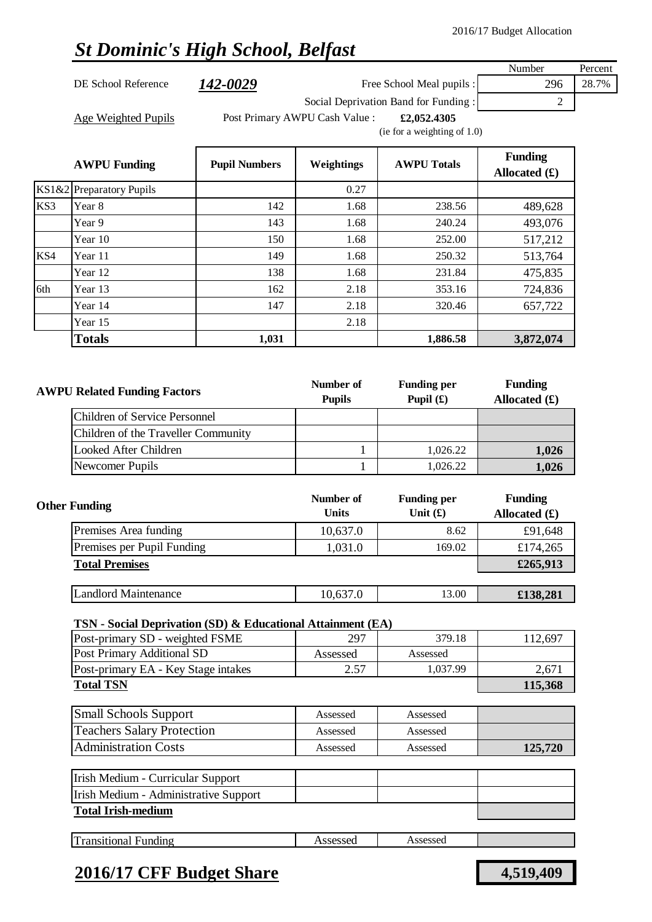2016/17 Budget Allocation

# *St Dominic's High School, Belfast*

| | | | Number | Percent |
|---|---|---|---|---|
| DE School Reference | **142-0029** | Free School Meal pupils : | 296 | 28.7% |
| | | Social Deprivation Band for Funding : | 2 | |

Age Weighted Pupils — Post Primary AWPU Cash Value : **£2,052.4305** (ie for a weighting of 1.0)

| | AWPU Funding | Pupil Numbers | Weightings | AWPU Totals | Funding Allocated (£) |
|---|---|---|---|---|---|
| KS1&2 | Preparatory Pupils | | 0.27 | | |
| KS3 | Year 8 | 142 | 1.68 | 238.56 | 489,628 |
| | Year 9 | 143 | 1.68 | 240.24 | 493,076 |
| | Year 10 | 150 | 1.68 | 252.00 | 517,212 |
| KS4 | Year 11 | 149 | 1.68 | 250.32 | 513,764 |
| | Year 12 | 138 | 1.68 | 231.84 | 475,835 |
| 6th | Year 13 | 162 | 2.18 | 353.16 | 724,836 |
| | Year 14 | 147 | 2.18 | 320.46 | 657,722 |
| | Year 15 | | 2.18 | | |
| | **Totals** | **1,031** | | **1,886.58** | **3,872,074** |

| AWPU Related Funding Factors | Number of Pupils | Funding per Pupil (£) | Funding Allocated (£) |
|---|---|---|---|
| Children of Service Personnel | | | |
| Children of the Traveller Community | | | |
| Looked After Children | 1 | 1,026.22 | **1,026** |
| Newcomer Pupils | 1 | 1,026.22 | **1,026** |

| Other Funding | Number of Units | Funding per Unit (£) | Funding Allocated (£) |
|---|---|---|---|
| Premises Area funding | 10,637.0 | 8.62 | £91,648 |
| Premises per Pupil Funding | 1,031.0 | 169.02 | £174,265 |
| **Total Premises** | | | **£265,913** |
| Landlord Maintenance | 10,637.0 | 13.00 | **£138,281** |

**TSN - Social Deprivation (SD) & Educational Attainment (EA)**

| | | | |
|---|---|---|---|
| Post-primary SD - weighted FSME | 297 | 379.18 | 112,697 |
| Post Primary Additional SD | Assessed | Assessed | |
| Post-primary EA - Key Stage intakes | 2.57 | 1,037.99 | 2,671 |
| **Total TSN** | | | **115,368** |

| | | | |
|---|---|---|---|
| Small Schools Support | Assessed | Assessed | |
| Teachers Salary Protection | Assessed | Assessed | |
| Administration Costs | Assessed | Assessed | **125,720** |

| | | | |
|---|---|---|---|
| Irish Medium - Curricular Support | | | |
| Irish Medium - Administrative Support | | | |
| **Total Irish-medium** | | | |

| | | | |
|---|---|---|---|
| Transitional Funding | Assessed | Assessed | |

## 2016/17 CFF Budget Share — **4,519,409**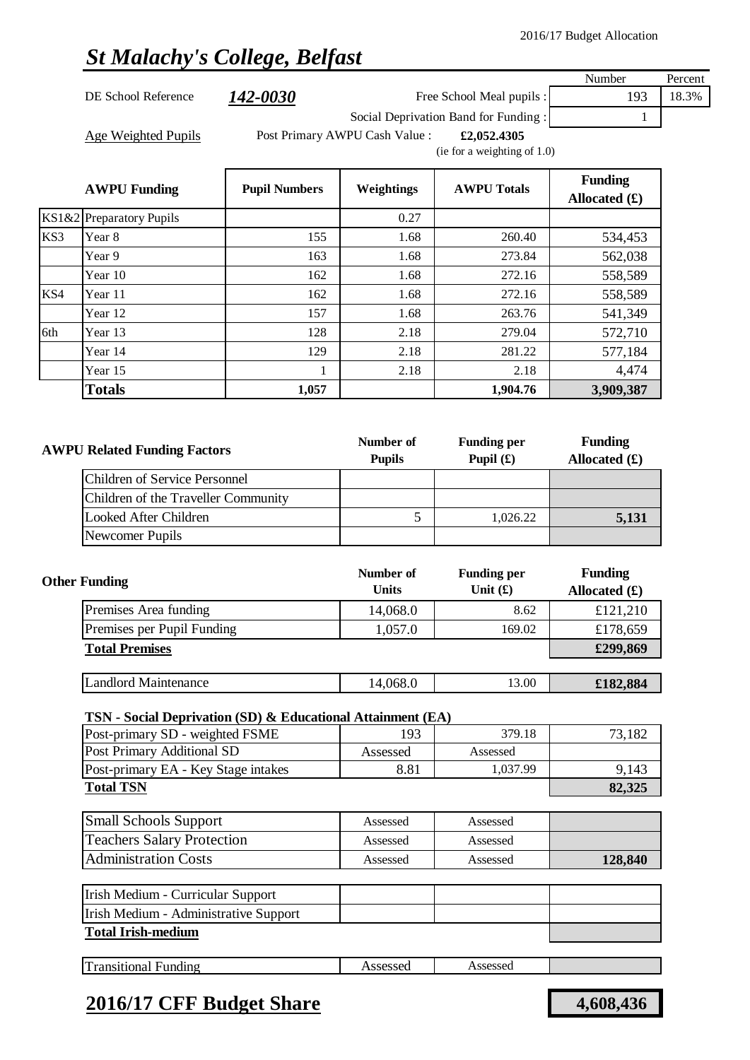2016/17 Budget Allocation

# *St Malachy's College, Belfast*

| | | | | Number | Percent |
|---|---|---|---|---|---|
| DE School Reference | ***142-0030*** | | Free School Meal pupils : | 193 | 18.3% |
| | | | Social Deprivation Band for Funding : | 1 | |

Age Weighted Pupils — Post Primary AWPU Cash Value : **£2,052.4305** (ie for a weighting of 1.0)

| | AWPU Funding | Pupil Numbers | Weightings | AWPU Totals | Funding Allocated (£) |
|---|---|---|---|---|---|
| KS1&2 | Preparatory Pupils | | 0.27 | | |
| KS3 | Year 8 | 155 | 1.68 | 260.40 | 534,453 |
| | Year 9 | 163 | 1.68 | 273.84 | 562,038 |
| | Year 10 | 162 | 1.68 | 272.16 | 558,589 |
| KS4 | Year 11 | 162 | 1.68 | 272.16 | 558,589 |
| | Year 12 | 157 | 1.68 | 263.76 | 541,349 |
| 6th | Year 13 | 128 | 2.18 | 279.04 | 572,710 |
| | Year 14 | 129 | 2.18 | 281.22 | 577,184 |
| | Year 15 | 1 | 2.18 | 2.18 | 4,474 |
| | **Totals** | **1,057** | | **1,904.76** | **3,909,387** |

| AWPU Related Funding Factors | Number of Pupils | Funding per Pupil (£) | Funding Allocated (£) |
|---|---|---|---|
| Children of Service Personnel | | | |
| Children of the Traveller Community | | | |
| Looked After Children | 5 | 1,026.22 | **5,131** |
| Newcomer Pupils | | | |

| Other Funding | Number of Units | Funding per Unit (£) | Funding Allocated (£) |
|---|---|---|---|
| Premises Area funding | 14,068.0 | 8.62 | £121,210 |
| Premises per Pupil Funding | 1,057.0 | 169.02 | £178,659 |
| **Total Premises** | | | **£299,869** |
| Landlord Maintenance | 14,068.0 | 13.00 | **£182,884** |

**TSN - Social Deprivation (SD) & Educational Attainment (EA)**

| | | | |
|---|---|---|---|
| Post-primary SD - weighted FSME | 193 | 379.18 | 73,182 |
| Post Primary Additional SD | Assessed | Assessed | |
| Post-primary EA - Key Stage intakes | 8.81 | 1,037.99 | 9,143 |
| **Total TSN** | | | **82,325** |

| | | | |
|---|---|---|---|
| Small Schools Support | Assessed | Assessed | |
| Teachers Salary Protection | Assessed | Assessed | |
| Administration Costs | Assessed | Assessed | **128,840** |

| | | | |
|---|---|---|---|
| Irish Medium - Curricular Support | | | |
| Irish Medium - Administrative Support | | | |
| **Total Irish-medium** | | | |

| | | | |
|---|---|---|---|
| Transitional Funding | Assessed | Assessed | |

## 2016/17 CFF Budget Share — **4,608,436**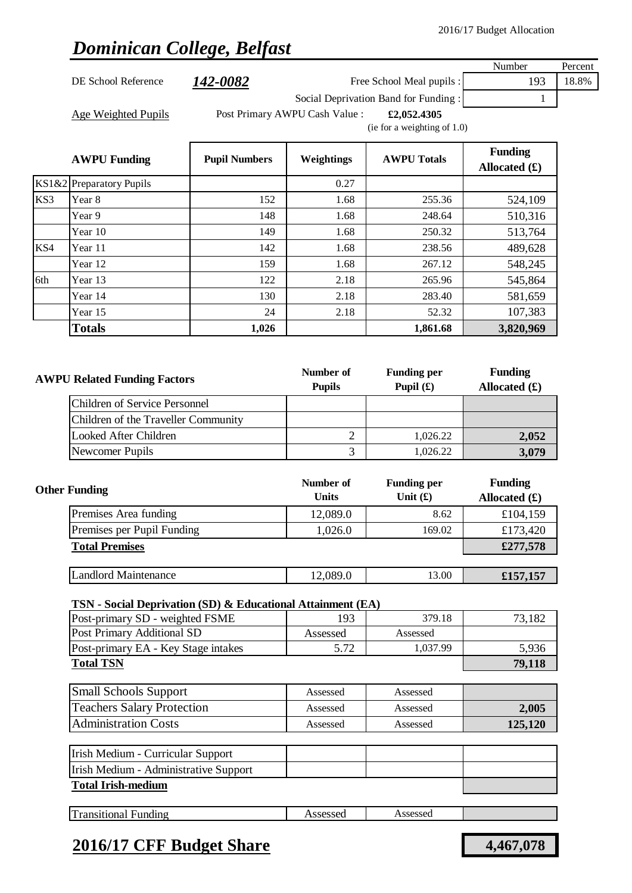2016/17 Budget Allocation

# *Dominican College, Belfast*

| | | | Number | Percent |
|---|---|---|---|---|
| DE School Reference | ***142-0082*** | Free School Meal pupils : | 193 | 18.8% |
| | | Social Deprivation Band for Funding : | 1 | |

Age Weighted Pupils — Post Primary AWPU Cash Value : **£2,052.4305** (ie for a weighting of 1.0)

| | AWPU Funding | Pupil Numbers | Weightings | AWPU Totals | Funding Allocated (£) |
|---|---|---|---|---|---|
| KS1&2 | Preparatory Pupils | | 0.27 | | |
| KS3 | Year 8 | 152 | 1.68 | 255.36 | 524,109 |
| | Year 9 | 148 | 1.68 | 248.64 | 510,316 |
| | Year 10 | 149 | 1.68 | 250.32 | 513,764 |
| KS4 | Year 11 | 142 | 1.68 | 238.56 | 489,628 |
| | Year 12 | 159 | 1.68 | 267.12 | 548,245 |
| 6th | Year 13 | 122 | 2.18 | 265.96 | 545,864 |
| | Year 14 | 130 | 2.18 | 283.40 | 581,659 |
| | Year 15 | 24 | 2.18 | 52.32 | 107,383 |
| | **Totals** | **1,026** | | **1,861.68** | **3,820,969** |

| AWPU Related Funding Factors | Number of Pupils | Funding per Pupil (£) | Funding Allocated (£) |
|---|---|---|---|
| Children of Service Personnel | | | |
| Children of the Traveller Community | | | |
| Looked After Children | 2 | 1,026.22 | **2,052** |
| Newcomer Pupils | 3 | 1,026.22 | **3,079** |

| Other Funding | Number of Units | Funding per Unit (£) | Funding Allocated (£) |
|---|---|---|---|
| Premises Area funding | 12,089.0 | 8.62 | £104,159 |
| Premises per Pupil Funding | 1,026.0 | 169.02 | £173,420 |
| **Total Premises** | | | **£277,578** |
| Landlord Maintenance | 12,089.0 | 13.00 | **£157,157** |

**TSN - Social Deprivation (SD) & Educational Attainment (EA)**

| | | | |
|---|---|---|---|
| Post-primary SD - weighted FSME | 193 | 379.18 | 73,182 |
| Post Primary Additional SD | Assessed | Assessed | |
| Post-primary EA - Key Stage intakes | 5.72 | 1,037.99 | 5,936 |
| **Total TSN** | | | **79,118** |

| | | | |
|---|---|---|---|
| Small Schools Support | Assessed | Assessed | |
| Teachers Salary Protection | Assessed | Assessed | **2,005** |
| Administration Costs | Assessed | Assessed | **125,120** |

| | | | |
|---|---|---|---|
| Irish Medium - Curricular Support | | | |
| Irish Medium - Administrative Support | | | |
| **Total Irish-medium** | | | |

| | | | |
|---|---|---|---|
| Transitional Funding | Assessed | Assessed | |

## **2016/17 CFF Budget Share** — **4,467,078**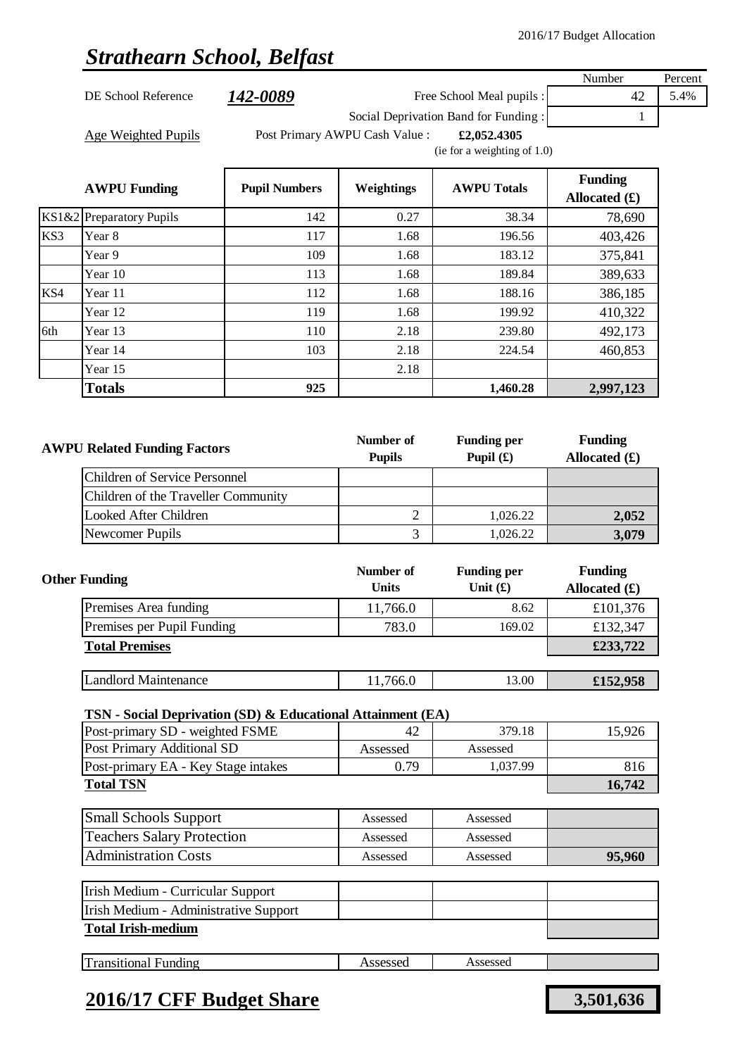2016/17 Budget Allocation

# *Strathearn School, Belfast*

| | | | Number | Percent |
|---|---|---|---|---|
| DE School Reference | ***142-0089*** | Free School Meal pupils : | 42 | 5.4% |
| | | Social Deprivation Band for Funding : | 1 | |

Age Weighted Pupils — Post Primary AWPU Cash Value : **£2,052.4305** (ie for a weighting of 1.0)

| | AWPU Funding | Pupil Numbers | Weightings | AWPU Totals | Funding Allocated (£) |
|---|---|---|---|---|---|
| KS1&2 | Preparatory Pupils | 142 | 0.27 | 38.34 | 78,690 |
| KS3 | Year 8 | 117 | 1.68 | 196.56 | 403,426 |
| | Year 9 | 109 | 1.68 | 183.12 | 375,841 |
| | Year 10 | 113 | 1.68 | 189.84 | 389,633 |
| KS4 | Year 11 | 112 | 1.68 | 188.16 | 386,185 |
| | Year 12 | 119 | 1.68 | 199.92 | 410,322 |
| 6th | Year 13 | 110 | 2.18 | 239.80 | 492,173 |
| | Year 14 | 103 | 2.18 | 224.54 | 460,853 |
| | Year 15 | | 2.18 | | |
| | **Totals** | **925** | | **1,460.28** | **2,997,123** |

| AWPU Related Funding Factors | Number of Pupils | Funding per Pupil (£) | Funding Allocated (£) |
|---|---|---|---|
| Children of Service Personnel | | | |
| Children of the Traveller Community | | | |
| Looked After Children | 2 | 1,026.22 | **2,052** |
| Newcomer Pupils | 3 | 1,026.22 | **3,079** |

| Other Funding | Number of Units | Funding per Unit (£) | Funding Allocated (£) |
|---|---|---|---|
| Premises Area funding | 11,766.0 | 8.62 | £101,376 |
| Premises per Pupil Funding | 783.0 | 169.02 | £132,347 |
| **Total Premises** | | | **£233,722** |
| Landlord Maintenance | 11,766.0 | 13.00 | **£152,958** |

**TSN - Social Deprivation (SD) & Educational Attainment (EA)**

| | | | |
|---|---|---|---|
| Post-primary SD - weighted FSME | 42 | 379.18 | 15,926 |
| Post Primary Additional SD | Assessed | Assessed | |
| Post-primary EA - Key Stage intakes | 0.79 | 1,037.99 | 816 |
| **Total TSN** | | | **16,742** |

| | | | |
|---|---|---|---|
| Small Schools Support | Assessed | Assessed | |
| Teachers Salary Protection | Assessed | Assessed | |
| Administration Costs | Assessed | Assessed | **95,960** |

| | | | |
|---|---|---|---|
| Irish Medium - Curricular Support | | | |
| Irish Medium - Administrative Support | | | |
| **Total Irish-medium** | | | |

| | | | |
|---|---|---|---|
| Transitional Funding | Assessed | Assessed | |

## **2016/17 CFF Budget Share** — **3,501,636**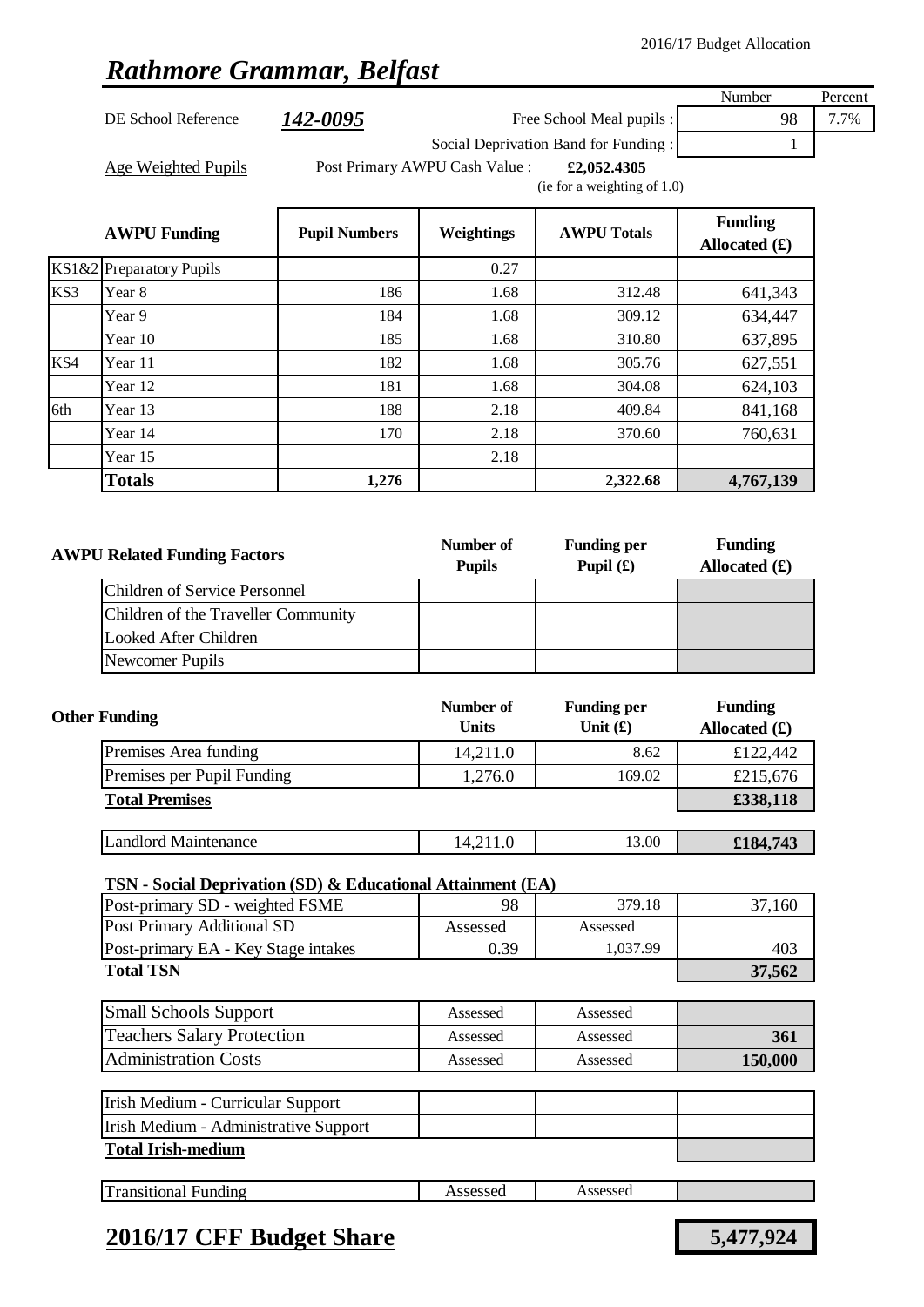2016/17 Budget Allocation

# *Rathmore Grammar, Belfast*

| | | | Number | Percent |
|---|---|---|---|---|
| DE School Reference | **142-0095** | Free School Meal pupils : | 98 | 7.7% |
| | | Social Deprivation Band for Funding : | 1 | |

Age Weighted Pupils — Post Primary AWPU Cash Value : **£2,052.4305** (ie for a weighting of 1.0)

| | AWPU Funding | Pupil Numbers | Weightings | AWPU Totals | Funding Allocated (£) |
|---|---|---|---|---|---|
| KS1&2 | Preparatory Pupils | | 0.27 | | |
| KS3 | Year 8 | 186 | 1.68 | 312.48 | 641,343 |
| | Year 9 | 184 | 1.68 | 309.12 | 634,447 |
| | Year 10 | 185 | 1.68 | 310.80 | 637,895 |
| KS4 | Year 11 | 182 | 1.68 | 305.76 | 627,551 |
| | Year 12 | 181 | 1.68 | 304.08 | 624,103 |
| 6th | Year 13 | 188 | 2.18 | 409.84 | 841,168 |
| | Year 14 | 170 | 2.18 | 370.60 | 760,631 |
| | Year 15 | | 2.18 | | |
| | **Totals** | **1,276** | | **2,322.68** | **4,767,139** |

| AWPU Related Funding Factors | Number of Pupils | Funding per Pupil (£) | Funding Allocated (£) |
|---|---|---|---|
| Children of Service Personnel | | | |
| Children of the Traveller Community | | | |
| Looked After Children | | | |
| Newcomer Pupils | | | |

| Other Funding | Number of Units | Funding per Unit (£) | Funding Allocated (£) |
|---|---|---|---|
| Premises Area funding | 14,211.0 | 8.62 | £122,442 |
| Premises per Pupil Funding | 1,276.0 | 169.02 | £215,676 |
| **Total Premises** | | | **£338,118** |
| Landlord Maintenance | 14,211.0 | 13.00 | **£184,743** |

**TSN - Social Deprivation (SD) & Educational Attainment (EA)**

| | | | |
|---|---|---|---|
| Post-primary SD - weighted FSME | 98 | 379.18 | 37,160 |
| Post Primary Additional SD | Assessed | Assessed | |
| Post-primary EA - Key Stage intakes | 0.39 | 1,037.99 | 403 |
| **Total TSN** | | | **37,562** |

| | | | |
|---|---|---|---|
| Small Schools Support | Assessed | Assessed | |
| Teachers Salary Protection | Assessed | Assessed | **361** |
| Administration Costs | Assessed | Assessed | **150,000** |

| | | | |
|---|---|---|---|
| Irish Medium - Curricular Support | | | |
| Irish Medium - Administrative Support | | | |
| **Total Irish-medium** | | | |

| | | | |
|---|---|---|---|
| Transitional Funding | Assessed | Assessed | |

## 2016/17 CFF Budget Share — 5,477,924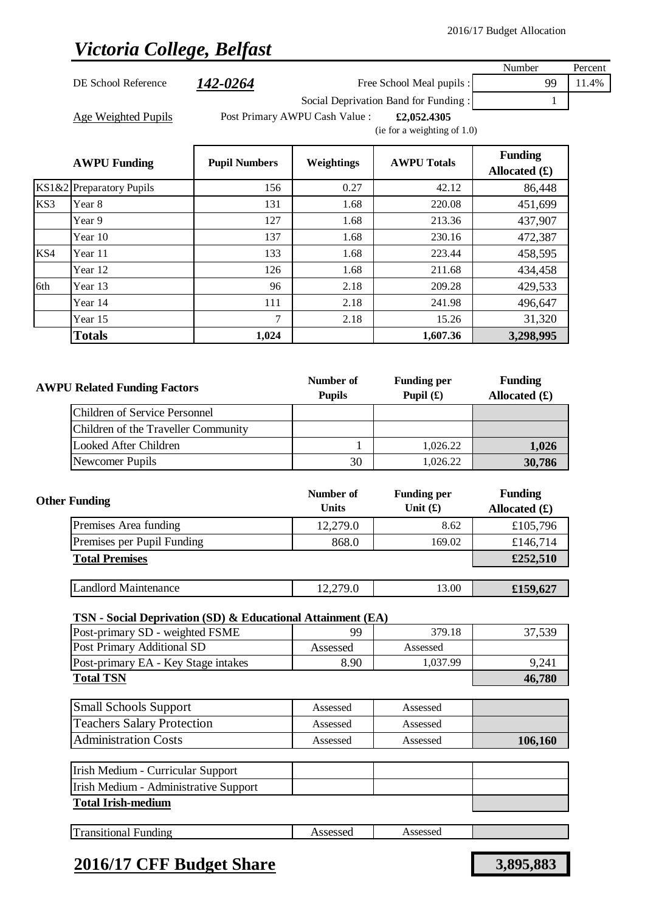2016/17 Budget Allocation

# *Victoria College, Belfast*

| DE School Reference | **142-0264** | | Number | Percent |
|---|---|---|---|---|
| | | Free School Meal pupils : | 99 | 11.4% |
| | | Social Deprivation Band for Funding : | 1 | |

Age Weighted Pupils — Post Primary AWPU Cash Value : **£2,052.4305** (ie for a weighting of 1.0)

| | AWPU Funding | Pupil Numbers | Weightings | AWPU Totals | Funding Allocated (£) |
|---|---|---|---|---|---|
| KS1&2 | Preparatory Pupils | 156 | 0.27 | 42.12 | 86,448 |
| KS3 | Year 8 | 131 | 1.68 | 220.08 | 451,699 |
| | Year 9 | 127 | 1.68 | 213.36 | 437,907 |
| | Year 10 | 137 | 1.68 | 230.16 | 472,387 |
| KS4 | Year 11 | 133 | 1.68 | 223.44 | 458,595 |
| | Year 12 | 126 | 1.68 | 211.68 | 434,458 |
| 6th | Year 13 | 96 | 2.18 | 209.28 | 429,533 |
| | Year 14 | 111 | 2.18 | 241.98 | 496,647 |
| | Year 15 | 7 | 2.18 | 15.26 | 31,320 |
| | **Totals** | **1,024** | | **1,607.36** | **3,298,995** |

| AWPU Related Funding Factors | Number of Pupils | Funding per Pupil (£) | Funding Allocated (£) |
|---|---|---|---|
| Children of Service Personnel | | | |
| Children of the Traveller Community | | | |
| Looked After Children | 1 | 1,026.22 | **1,026** |
| Newcomer Pupils | 30 | 1,026.22 | **30,786** |

| Other Funding | Number of Units | Funding per Unit (£) | Funding Allocated (£) |
|---|---|---|---|
| Premises Area funding | 12,279.0 | 8.62 | £105,796 |
| Premises per Pupil Funding | 868.0 | 169.02 | £146,714 |
| **Total Premises** | | | **£252,510** |
| Landlord Maintenance | 12,279.0 | 13.00 | **£159,627** |
| **TSN - Social Deprivation (SD) & Educational Attainment (EA)** | | | |
| Post-primary SD - weighted FSME | 99 | 379.18 | 37,539 |
| Post Primary Additional SD | Assessed | Assessed | |
| Post-primary EA - Key Stage intakes | 8.90 | 1,037.99 | 9,241 |
| **Total TSN** | | | **46,780** |
| Small Schools Support | Assessed | Assessed | |
| Teachers Salary Protection | Assessed | Assessed | |
| Administration Costs | Assessed | Assessed | **106,160** |
| Irish Medium - Curricular Support | | | |
| Irish Medium - Administrative Support | | | |
| **Total Irish-medium** | | | |
| Transitional Funding | Assessed | Assessed | |

## **2016/17 CFF Budget Share** — **3,895,883**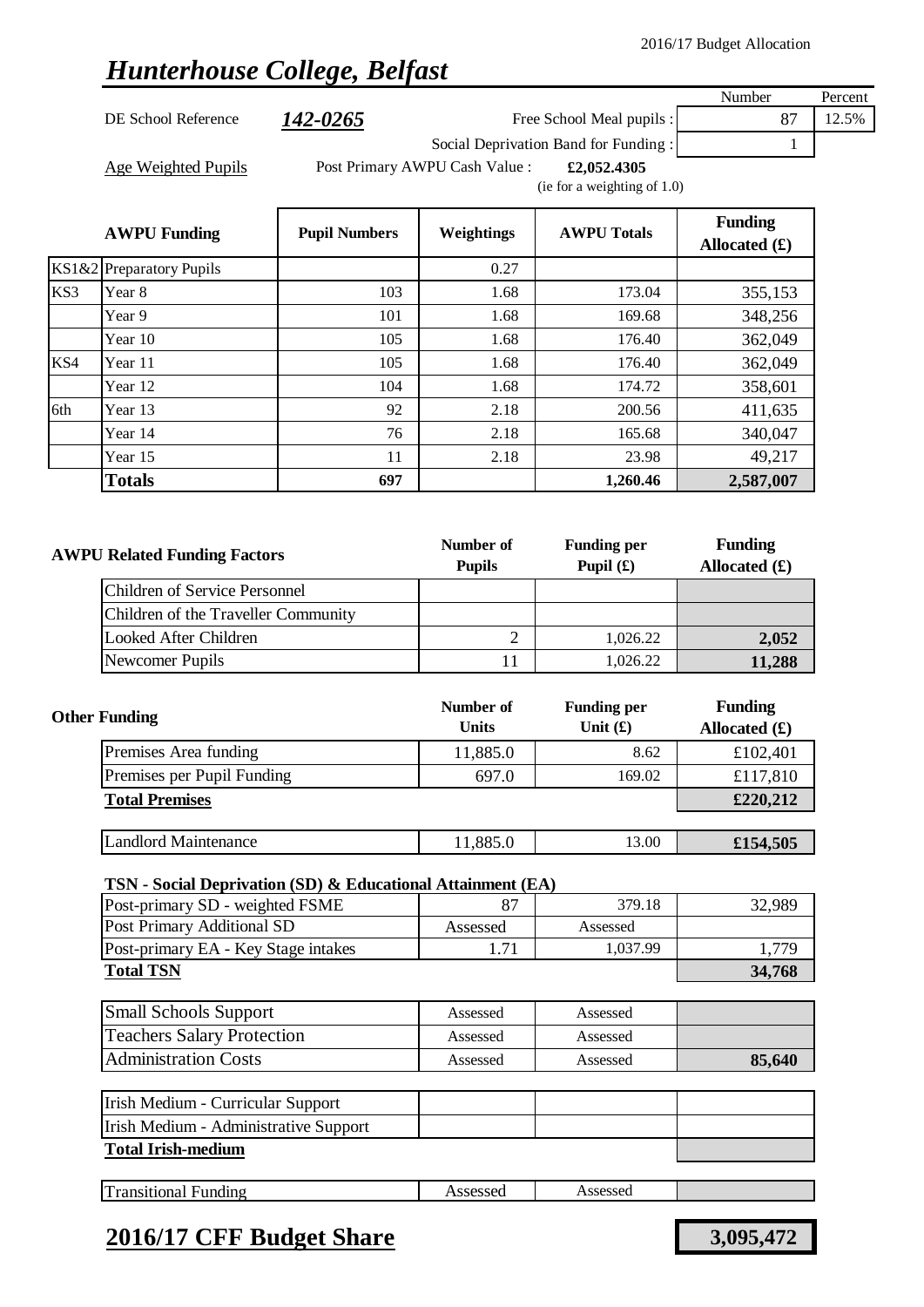2016/17 Budget Allocation

# *Hunterhouse College, Belfast*

| | | | Number | Percent |
|---|---|---|---|---|
| DE School Reference | **142-0265** | Free School Meal pupils : | 87 | 12.5% |
| | | Social Deprivation Band for Funding : | 1 | |

Age Weighted Pupils — Post Primary AWPU Cash Value : **£2,052.4305** (ie for a weighting of 1.0)

| | AWPU Funding | Pupil Numbers | Weightings | AWPU Totals | Funding Allocated (£) |
|---|---|---|---|---|---|
| KS1&2 | Preparatory Pupils | | 0.27 | | |
| KS3 | Year 8 | 103 | 1.68 | 173.04 | 355,153 |
| | Year 9 | 101 | 1.68 | 169.68 | 348,256 |
| | Year 10 | 105 | 1.68 | 176.40 | 362,049 |
| KS4 | Year 11 | 105 | 1.68 | 176.40 | 362,049 |
| | Year 12 | 104 | 1.68 | 174.72 | 358,601 |
| 6th | Year 13 | 92 | 2.18 | 200.56 | 411,635 |
| | Year 14 | 76 | 2.18 | 165.68 | 340,047 |
| | Year 15 | 11 | 2.18 | 23.98 | 49,217 |
| | **Totals** | **697** | | **1,260.46** | **2,587,007** |

| AWPU Related Funding Factors | Number of Pupils | Funding per Pupil (£) | Funding Allocated (£) |
|---|---|---|---|
| Children of Service Personnel | | | |
| Children of the Traveller Community | | | |
| Looked After Children | 2 | 1,026.22 | **2,052** |
| Newcomer Pupils | 11 | 1,026.22 | **11,288** |

| Other Funding | Number of Units | Funding per Unit (£) | Funding Allocated (£) |
|---|---|---|---|
| Premises Area funding | 11,885.0 | 8.62 | £102,401 |
| Premises per Pupil Funding | 697.0 | 169.02 | £117,810 |
| **Total Premises** | | | **£220,212** |
| Landlord Maintenance | 11,885.0 | 13.00 | **£154,505** |
| **TSN - Social Deprivation (SD) & Educational Attainment (EA)** | | | |
| Post-primary SD - weighted FSME | 87 | 379.18 | 32,989 |
| Post Primary Additional SD | Assessed | Assessed | |
| Post-primary EA - Key Stage intakes | 1.71 | 1,037.99 | 1,779 |
| **Total TSN** | | | **34,768** |
| Small Schools Support | Assessed | Assessed | |
| Teachers Salary Protection | Assessed | Assessed | |
| Administration Costs | Assessed | Assessed | **85,640** |
| Irish Medium - Curricular Support | | | |
| Irish Medium - Administrative Support | | | |
| **Total Irish-medium** | | | |
| Transitional Funding | Assessed | Assessed | |

## **2016/17 CFF Budget Share** — **3,095,472**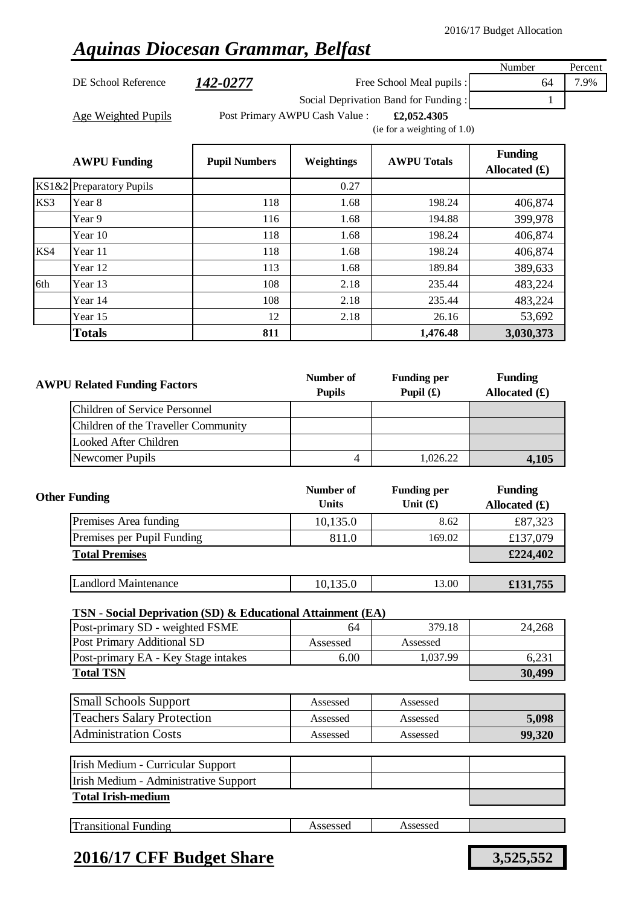2016/17 Budget Allocation

# *Aquinas Diocesan Grammar, Belfast*

| | | | Number | Percent |
|---|---|---|---|---|
| DE School Reference | ***142-0277*** | Free School Meal pupils : | 64 | 7.9% |
| | | Social Deprivation Band for Funding : | 1 | |

Age Weighted Pupils — Post Primary AWPU Cash Value : **£2,052.4305** (ie for a weighting of 1.0)

| | AWPU Funding | Pupil Numbers | Weightings | AWPU Totals | Funding Allocated (£) |
|---|---|---|---|---|---|
| KS1&2 | Preparatory Pupils | | 0.27 | | |
| KS3 | Year 8 | 118 | 1.68 | 198.24 | 406,874 |
| | Year 9 | 116 | 1.68 | 194.88 | 399,978 |
| | Year 10 | 118 | 1.68 | 198.24 | 406,874 |
| KS4 | Year 11 | 118 | 1.68 | 198.24 | 406,874 |
| | Year 12 | 113 | 1.68 | 189.84 | 389,633 |
| 6th | Year 13 | 108 | 2.18 | 235.44 | 483,224 |
| | Year 14 | 108 | 2.18 | 235.44 | 483,224 |
| | Year 15 | 12 | 2.18 | 26.16 | 53,692 |
| | **Totals** | **811** | | **1,476.48** | **3,030,373** |

| AWPU Related Funding Factors | Number of Pupils | Funding per Pupil (£) | Funding Allocated (£) |
|---|---|---|---|
| Children of Service Personnel | | | |
| Children of the Traveller Community | | | |
| Looked After Children | | | |
| Newcomer Pupils | 4 | 1,026.22 | **4,105** |

| Other Funding | Number of Units | Funding per Unit (£) | Funding Allocated (£) |
|---|---|---|---|
| Premises Area funding | 10,135.0 | 8.62 | £87,323 |
| Premises per Pupil Funding | 811.0 | 169.02 | £137,079 |
| **Total Premises** | | | **£224,402** |
| Landlord Maintenance | 10,135.0 | 13.00 | **£131,755** |

**TSN - Social Deprivation (SD) & Educational Attainment (EA)**

| | | | |
|---|---|---|---|
| Post-primary SD - weighted FSME | 64 | 379.18 | 24,268 |
| Post Primary Additional SD | Assessed | Assessed | |
| Post-primary EA - Key Stage intakes | 6.00 | 1,037.99 | 6,231 |
| **Total TSN** | | | **30,499** |

| | | | |
|---|---|---|---|
| Small Schools Support | Assessed | Assessed | |
| Teachers Salary Protection | Assessed | Assessed | **5,098** |
| Administration Costs | Assessed | Assessed | **99,320** |

| | | | |
|---|---|---|---|
| Irish Medium - Curricular Support | | | |
| Irish Medium - Administrative Support | | | |
| **Total Irish-medium** | | | |

| | | | |
|---|---|---|---|
| Transitional Funding | Assessed | Assessed | |

## 2016/17 CFF Budget Share — **3,525,552**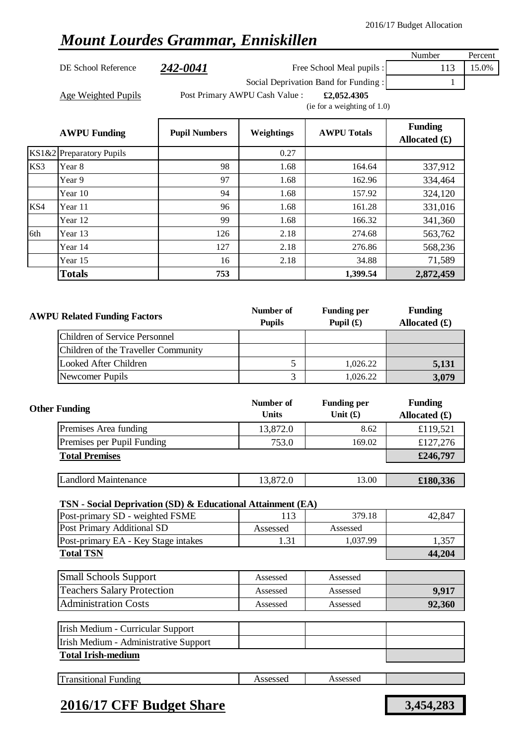2016/17 Budget Allocation

# *Mount Lourdes Grammar, Enniskillen*

| | | | Number | Percent |
|---|---|---|---|---|
| DE School Reference | **242-0041** | Free School Meal pupils : | 113 | 15.0% |
| | | Social Deprivation Band for Funding : | 1 | |

Age Weighted Pupils — Post Primary AWPU Cash Value : **£2,052.4305** (ie for a weighting of 1.0)

| | AWPU Funding | Pupil Numbers | Weightings | AWPU Totals | Funding Allocated (£) |
|---|---|---|---|---|---|
| KS1&2 | Preparatory Pupils | | 0.27 | | |
| KS3 | Year 8 | 98 | 1.68 | 164.64 | 337,912 |
| | Year 9 | 97 | 1.68 | 162.96 | 334,464 |
| | Year 10 | 94 | 1.68 | 157.92 | 324,120 |
| KS4 | Year 11 | 96 | 1.68 | 161.28 | 331,016 |
| | Year 12 | 99 | 1.68 | 166.32 | 341,360 |
| 6th | Year 13 | 126 | 2.18 | 274.68 | 563,762 |
| | Year 14 | 127 | 2.18 | 276.86 | 568,236 |
| | Year 15 | 16 | 2.18 | 34.88 | 71,589 |
| | **Totals** | **753** | | **1,399.54** | **2,872,459** |

| AWPU Related Funding Factors | Number of Pupils | Funding per Pupil (£) | Funding Allocated (£) |
|---|---|---|---|
| Children of Service Personnel | | | |
| Children of the Traveller Community | | | |
| Looked After Children | 5 | 1,026.22 | **5,131** |
| Newcomer Pupils | 3 | 1,026.22 | **3,079** |

| Other Funding | Number of Units | Funding per Unit (£) | Funding Allocated (£) |
|---|---|---|---|
| Premises Area funding | 13,872.0 | 8.62 | £119,521 |
| Premises per Pupil Funding | 753.0 | 169.02 | £127,276 |
| **Total Premises** | | | **£246,797** |
| Landlord Maintenance | 13,872.0 | 13.00 | **£180,336** |

**TSN - Social Deprivation (SD) & Educational Attainment (EA)**

| | | | |
|---|---|---|---|
| Post-primary SD - weighted FSME | 113 | 379.18 | 42,847 |
| Post Primary Additional SD | Assessed | Assessed | |
| Post-primary EA - Key Stage intakes | 1.31 | 1,037.99 | 1,357 |
| **Total TSN** | | | **44,204** |

| | | | |
|---|---|---|---|
| Small Schools Support | Assessed | Assessed | |
| Teachers Salary Protection | Assessed | Assessed | **9,917** |
| Administration Costs | Assessed | Assessed | **92,360** |

| | | | |
|---|---|---|---|
| Irish Medium - Curricular Support | | | |
| Irish Medium - Administrative Support | | | |
| **Total Irish-medium** | | | |

| | | | |
|---|---|---|---|
| Transitional Funding | Assessed | Assessed | |

## 2016/17 CFF Budget Share — **3,454,283**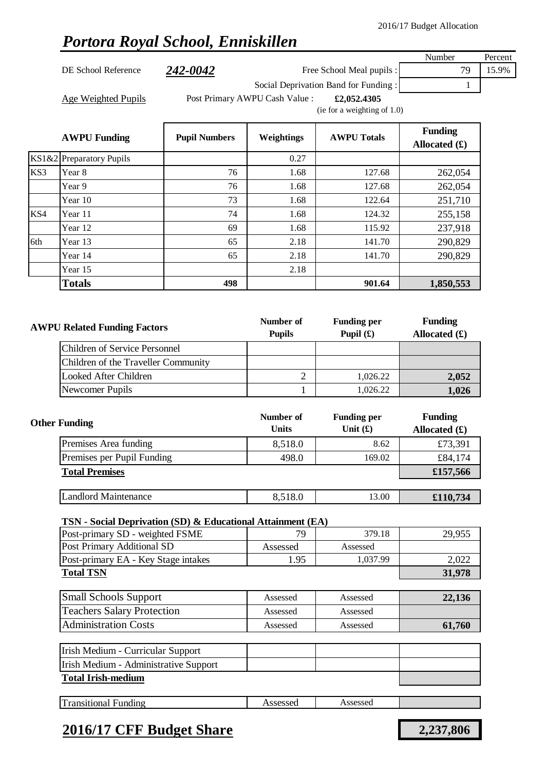2016/17 Budget Allocation

# *Portora Royal School, Enniskillen*

| | | | | Number | Percent |
|---|---|---|---|---|---|
| DE School Reference | ***242-0042*** | | Free School Meal pupils : | 79 | 15.9% |
| | | | Social Deprivation Band for Funding : | 1 | |
| Age Weighted Pupils | Post Primary AWPU Cash Value : | | **£2,052.4305** (ie for a weighting of 1.0) | | |

| | AWPU Funding | Pupil Numbers | Weightings | AWPU Totals | Funding Allocated (£) |
|---|---|---|---|---|---|
| KS1&2 | Preparatory Pupils | | 0.27 | | |
| KS3 | Year 8 | 76 | 1.68 | 127.68 | 262,054 |
| | Year 9 | 76 | 1.68 | 127.68 | 262,054 |
| | Year 10 | 73 | 1.68 | 122.64 | 251,710 |
| KS4 | Year 11 | 74 | 1.68 | 124.32 | 255,158 |
| | Year 12 | 69 | 1.68 | 115.92 | 237,918 |
| 6th | Year 13 | 65 | 2.18 | 141.70 | 290,829 |
| | Year 14 | 65 | 2.18 | 141.70 | 290,829 |
| | Year 15 | | 2.18 | | |
| | **Totals** | **498** | | **901.64** | **1,850,553** |

| AWPU Related Funding Factors | Number of Pupils | Funding per Pupil (£) | Funding Allocated (£) |
|---|---|---|---|
| Children of Service Personnel | | | |
| Children of the Traveller Community | | | |
| Looked After Children | 2 | 1,026.22 | **2,052** |
| Newcomer Pupils | 1 | 1,026.22 | **1,026** |

| Other Funding | Number of Units | Funding per Unit (£) | Funding Allocated (£) |
|---|---|---|---|
| Premises Area funding | 8,518.0 | 8.62 | £73,391 |
| Premises per Pupil Funding | 498.0 | 169.02 | £84,174 |
| **Total Premises** | | | **£157,566** |
| Landlord Maintenance | 8,518.0 | 13.00 | **£110,734** |
| **TSN - Social Deprivation (SD) & Educational Attainment (EA)** | | | |
| Post-primary SD - weighted FSME | 79 | 379.18 | 29,955 |
| Post Primary Additional SD | Assessed | Assessed | |
| Post-primary EA - Key Stage intakes | 1.95 | 1,037.99 | 2,022 |
| **Total TSN** | | | **31,978** |
| Small Schools Support | Assessed | Assessed | **22,136** |
| Teachers Salary Protection | Assessed | Assessed | |
| Administration Costs | Assessed | Assessed | **61,760** |
| Irish Medium - Curricular Support | | | |
| Irish Medium - Administrative Support | | | |
| **Total Irish-medium** | | | |
| Transitional Funding | Assessed | Assessed | |

## 2016/17 CFF Budget Share **2,237,806**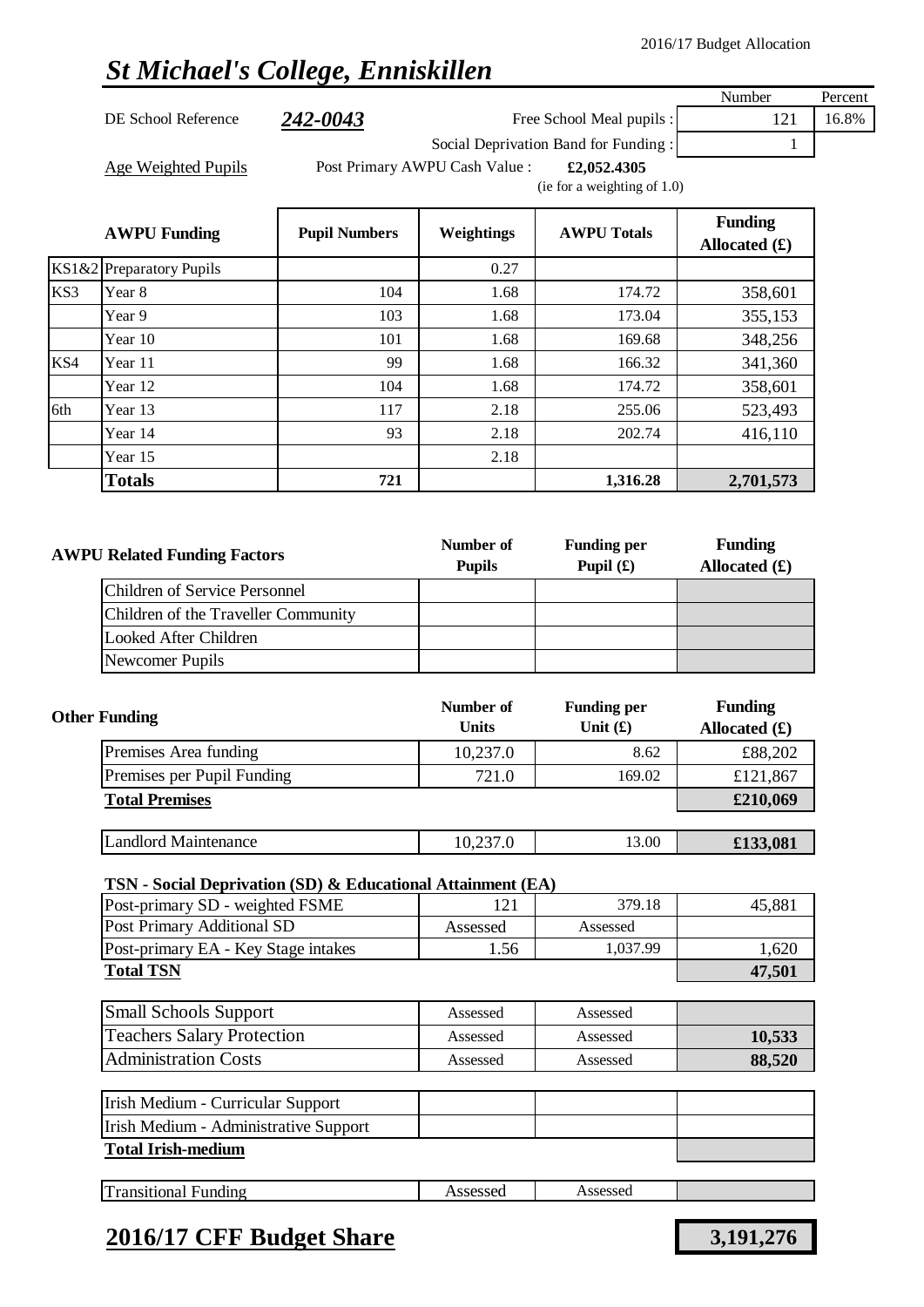2016/17 Budget Allocation

# *St Michael's College, Enniskillen*

| | | | Number | Percent |
|---|---|---|---|---|
| DE School Reference | **242-0043** | Free School Meal pupils : | 121 | 16.8% |
| | | Social Deprivation Band for Funding : | 1 | |

Age Weighted Pupils — Post Primary AWPU Cash Value : **£2,052.4305** (ie for a weighting of 1.0)

| | AWPU Funding | Pupil Numbers | Weightings | AWPU Totals | Funding Allocated (£) |
|---|---|---|---|---|---|
| KS1&2 | Preparatory Pupils | | 0.27 | | |
| KS3 | Year 8 | 104 | 1.68 | 174.72 | 358,601 |
| | Year 9 | 103 | 1.68 | 173.04 | 355,153 |
| | Year 10 | 101 | 1.68 | 169.68 | 348,256 |
| KS4 | Year 11 | 99 | 1.68 | 166.32 | 341,360 |
| | Year 12 | 104 | 1.68 | 174.72 | 358,601 |
| 6th | Year 13 | 117 | 2.18 | 255.06 | 523,493 |
| | Year 14 | 93 | 2.18 | 202.74 | 416,110 |
| | Year 15 | | 2.18 | | |
| | **Totals** | **721** | | **1,316.28** | **2,701,573** |

| AWPU Related Funding Factors | Number of Pupils | Funding per Pupil (£) | Funding Allocated (£) |
|---|---|---|---|
| Children of Service Personnel | | | |
| Children of the Traveller Community | | | |
| Looked After Children | | | |
| Newcomer Pupils | | | |

| Other Funding | Number of Units | Funding per Unit (£) | Funding Allocated (£) |
|---|---|---|---|
| Premises Area funding | 10,237.0 | 8.62 | £88,202 |
| Premises per Pupil Funding | 721.0 | 169.02 | £121,867 |
| **Total Premises** | | | **£210,069** |
| Landlord Maintenance | 10,237.0 | 13.00 | **£133,081** |
| **TSN - Social Deprivation (SD) & Educational Attainment (EA)** | | | |
| Post-primary SD - weighted FSME | 121 | 379.18 | 45,881 |
| Post Primary Additional SD | Assessed | Assessed | |
| Post-primary EA - Key Stage intakes | 1.56 | 1,037.99 | 1,620 |
| **Total TSN** | | | **47,501** |
| Small Schools Support | Assessed | Assessed | |
| Teachers Salary Protection | Assessed | Assessed | **10,533** |
| Administration Costs | Assessed | Assessed | **88,520** |
| Irish Medium - Curricular Support | | | |
| Irish Medium - Administrative Support | | | |
| **Total Irish-medium** | | | |
| Transitional Funding | Assessed | Assessed | |

## 2016/17 CFF Budget Share — **3,191,276**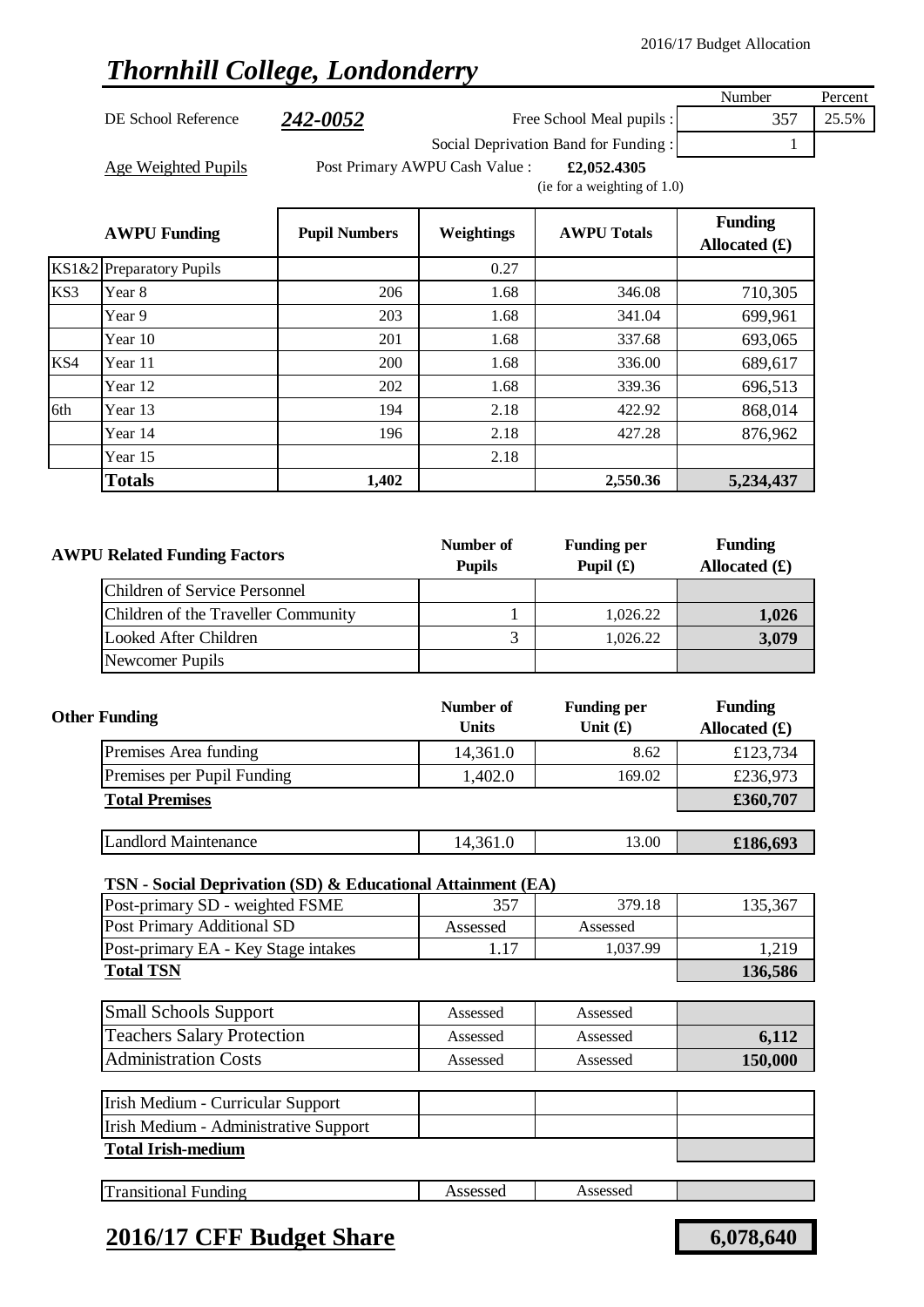2016/17 Budget Allocation

# *Thornhill College, Londonderry*

| DE School Reference | 242-0052 | | Number | Percent |
|---|---|---|---|---|
| | | Free School Meal pupils : | 357 | 25.5% |
| | | Social Deprivation Band for Funding : | 1 | |

Age Weighted Pupils — Post Primary AWPU Cash Value : **£2,052.4305** (ie for a weighting of 1.0)

| | AWPU Funding | Pupil Numbers | Weightings | AWPU Totals | Funding Allocated (£) |
|---|---|---|---|---|---|
| KS1&2 | Preparatory Pupils | | 0.27 | | |
| KS3 | Year 8 | 206 | 1.68 | 346.08 | 710,305 |
| | Year 9 | 203 | 1.68 | 341.04 | 699,961 |
| | Year 10 | 201 | 1.68 | 337.68 | 693,065 |
| KS4 | Year 11 | 200 | 1.68 | 336.00 | 689,617 |
| | Year 12 | 202 | 1.68 | 339.36 | 696,513 |
| 6th | Year 13 | 194 | 2.18 | 422.92 | 868,014 |
| | Year 14 | 196 | 2.18 | 427.28 | 876,962 |
| | Year 15 | | 2.18 | | |
| | **Totals** | **1,402** | | **2,550.36** | **5,234,437** |

| AWPU Related Funding Factors | Number of Pupils | Funding per Pupil (£) | Funding Allocated (£) |
|---|---|---|---|
| Children of Service Personnel | | | |
| Children of the Traveller Community | 1 | 1,026.22 | **1,026** |
| Looked After Children | 3 | 1,026.22 | **3,079** |
| Newcomer Pupils | | | |

| Other Funding | Number of Units | Funding per Unit (£) | Funding Allocated (£) |
|---|---|---|---|
| Premises Area funding | 14,361.0 | 8.62 | £123,734 |
| Premises per Pupil Funding | 1,402.0 | 169.02 | £236,973 |
| **Total Premises** | | | **£360,707** |
| Landlord Maintenance | 14,361.0 | 13.00 | **£186,693** |
| **TSN - Social Deprivation (SD) & Educational Attainment (EA)** | | | |
| Post-primary SD - weighted FSME | 357 | 379.18 | 135,367 |
| Post Primary Additional SD | Assessed | Assessed | |
| Post-primary EA - Key Stage intakes | 1.17 | 1,037.99 | 1,219 |
| **Total TSN** | | | **136,586** |
| Small Schools Support | Assessed | Assessed | |
| Teachers Salary Protection | Assessed | Assessed | **6,112** |
| Administration Costs | Assessed | Assessed | **150,000** |
| Irish Medium - Curricular Support | | | |
| Irish Medium - Administrative Support | | | |
| **Total Irish-medium** | | | |
| Transitional Funding | Assessed | Assessed | |

## 2016/17 CFF Budget Share

**6,078,640**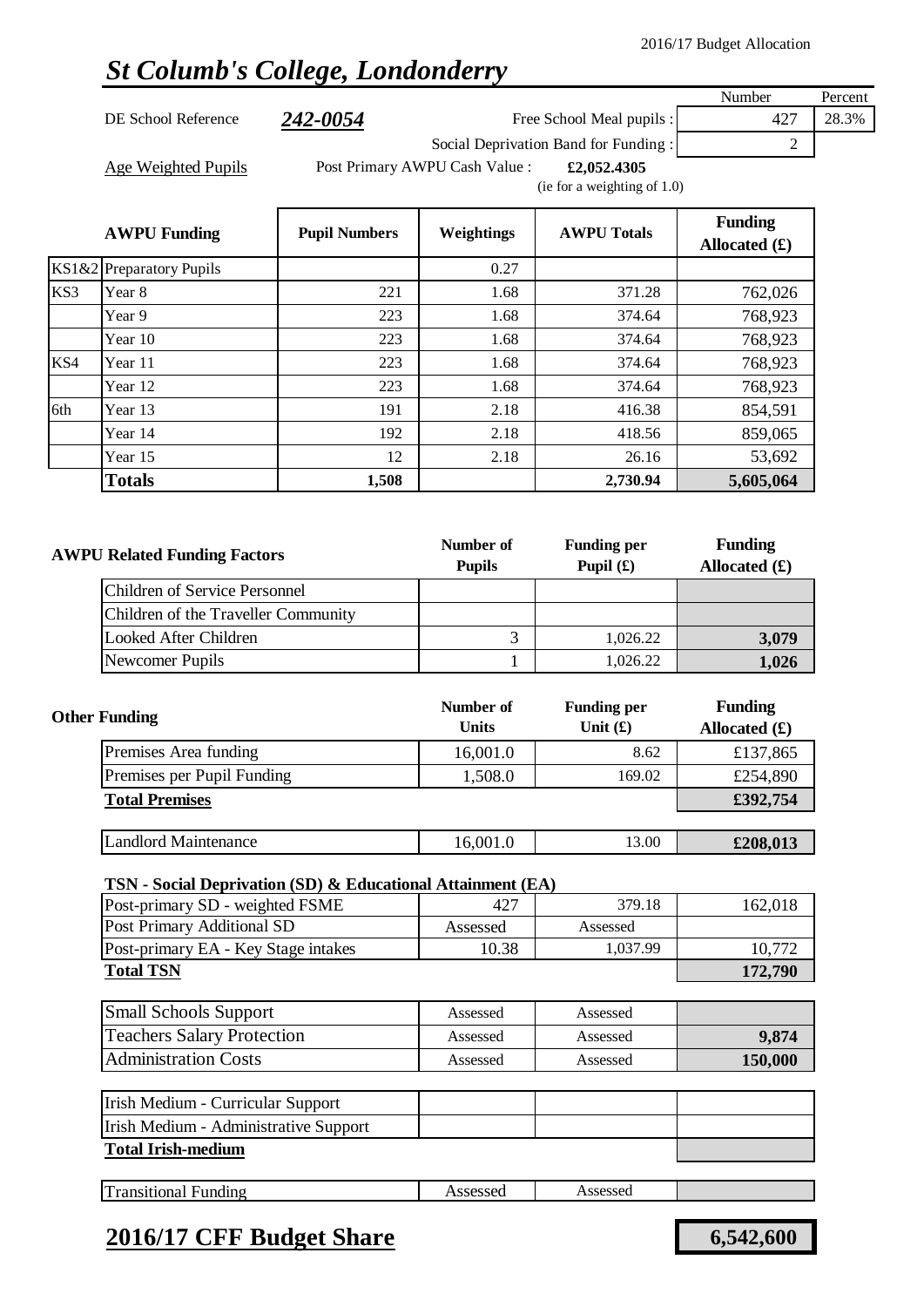2016/17 Budget Allocation

# St Columb's College, Londonderry

| DE School Reference | 242-0054 | | Number | Percent |
|---|---|---|---|---|
| | | Free School Meal pupils : | 427 | 28.3% |
| | | Social Deprivation Band for Funding : | 2 | |

Age Weighted Pupils — Post Primary AWPU Cash Value : **£2,052.4305** (ie for a weighting of 1.0)

| | AWPU Funding | Pupil Numbers | Weightings | AWPU Totals | Funding Allocated (£) |
|---|---|---|---|---|---|
| KS1&2 | Preparatory Pupils | | 0.27 | | |
| KS3 | Year 8 | 221 | 1.68 | 371.28 | 762,026 |
| | Year 9 | 223 | 1.68 | 374.64 | 768,923 |
| | Year 10 | 223 | 1.68 | 374.64 | 768,923 |
| KS4 | Year 11 | 223 | 1.68 | 374.64 | 768,923 |
| | Year 12 | 223 | 1.68 | 374.64 | 768,923 |
| 6th | Year 13 | 191 | 2.18 | 416.38 | 854,591 |
| | Year 14 | 192 | 2.18 | 418.56 | 859,065 |
| | Year 15 | 12 | 2.18 | 26.16 | 53,692 |
| | **Totals** | **1,508** | | **2,730.94** | **5,605,064** |

| AWPU Related Funding Factors | Number of Pupils | Funding per Pupil (£) | Funding Allocated (£) |
|---|---|---|---|
| Children of Service Personnel | | | |
| Children of the Traveller Community | | | |
| Looked After Children | 3 | 1,026.22 | **3,079** |
| Newcomer Pupils | 1 | 1,026.22 | **1,026** |

| Other Funding | Number of Units | Funding per Unit (£) | Funding Allocated (£) |
|---|---|---|---|
| Premises Area funding | 16,001.0 | 8.62 | £137,865 |
| Premises per Pupil Funding | 1,508.0 | 169.02 | £254,890 |
| **Total Premises** | | | **£392,754** |
| Landlord Maintenance | 16,001.0 | 13.00 | **£208,013** |

**TSN - Social Deprivation (SD) & Educational Attainment (EA)**

| | | | |
|---|---|---|---|
| Post-primary SD - weighted FSME | 427 | 379.18 | 162,018 |
| Post Primary Additional SD | Assessed | Assessed | |
| Post-primary EA - Key Stage intakes | 10.38 | 1,037.99 | 10,772 |
| **Total TSN** | | | **172,790** |

| | | | |
|---|---|---|---|
| Small Schools Support | Assessed | Assessed | |
| Teachers Salary Protection | Assessed | Assessed | **9,874** |
| Administration Costs | Assessed | Assessed | **150,000** |

| | | | |
|---|---|---|---|
| Irish Medium - Curricular Support | | | |
| Irish Medium - Administrative Support | | | |
| **Total Irish-medium** | | | |

| | | | |
|---|---|---|---|
| Transitional Funding | Assessed | Assessed | |

## 2016/17 CFF Budget Share — **6,542,600**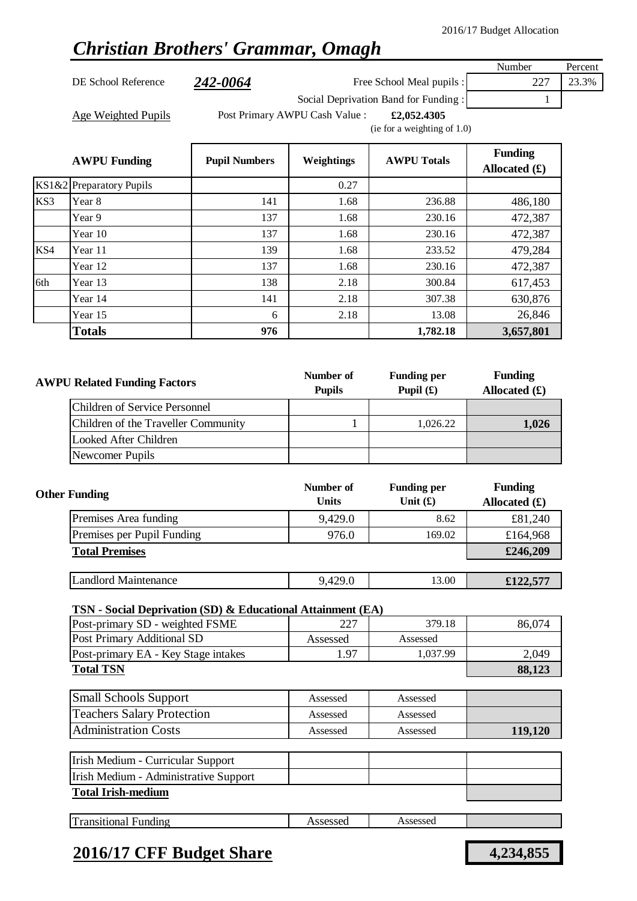2016/17 Budget Allocation

# *Christian Brothers' Grammar, Omagh*

| | | | Number | Percent |
|---|---|---|---|---|
| DE School Reference | **242-0064** | Free School Meal pupils : | 227 | 23.3% |
| | | Social Deprivation Band for Funding : | 1 | |

Age Weighted Pupils — Post Primary AWPU Cash Value : **£2,052.4305** (ie for a weighting of 1.0)

| | AWPU Funding | Pupil Numbers | Weightings | AWPU Totals | Funding Allocated (£) |
|---|---|---|---|---|---|
| KS1&2 | Preparatory Pupils | | 0.27 | | |
| KS3 | Year 8 | 141 | 1.68 | 236.88 | 486,180 |
| | Year 9 | 137 | 1.68 | 230.16 | 472,387 |
| | Year 10 | 137 | 1.68 | 230.16 | 472,387 |
| KS4 | Year 11 | 139 | 1.68 | 233.52 | 479,284 |
| | Year 12 | 137 | 1.68 | 230.16 | 472,387 |
| 6th | Year 13 | 138 | 2.18 | 300.84 | 617,453 |
| | Year 14 | 141 | 2.18 | 307.38 | 630,876 |
| | Year 15 | 6 | 2.18 | 13.08 | 26,846 |
| | **Totals** | **976** | | **1,782.18** | **3,657,801** |

| AWPU Related Funding Factors | Number of Pupils | Funding per Pupil (£) | Funding Allocated (£) |
|---|---|---|---|
| Children of Service Personnel | | | |
| Children of the Traveller Community | 1 | 1,026.22 | **1,026** |
| Looked After Children | | | |
| Newcomer Pupils | | | |

| Other Funding | Number of Units | Funding per Unit (£) | Funding Allocated (£) |
|---|---|---|---|
| Premises Area funding | 9,429.0 | 8.62 | £81,240 |
| Premises per Pupil Funding | 976.0 | 169.02 | £164,968 |
| **Total Premises** | | | **£246,209** |
| Landlord Maintenance | 9,429.0 | 13.00 | **£122,577** |

**TSN - Social Deprivation (SD) & Educational Attainment (EA)**

| | | | |
|---|---|---|---|
| Post-primary SD - weighted FSME | 227 | 379.18 | 86,074 |
| Post Primary Additional SD | Assessed | Assessed | |
| Post-primary EA - Key Stage intakes | 1.97 | 1,037.99 | 2,049 |
| **Total TSN** | | | **88,123** |

| | | | |
|---|---|---|---|
| Small Schools Support | Assessed | Assessed | |
| Teachers Salary Protection | Assessed | Assessed | |
| Administration Costs | Assessed | Assessed | **119,120** |

| | | | |
|---|---|---|---|
| Irish Medium - Curricular Support | | | |
| Irish Medium - Administrative Support | | | |
| **Total Irish-medium** | | | |

| | | | |
|---|---|---|---|
| Transitional Funding | Assessed | Assessed | |

## **2016/17 CFF Budget Share** — **4,234,855**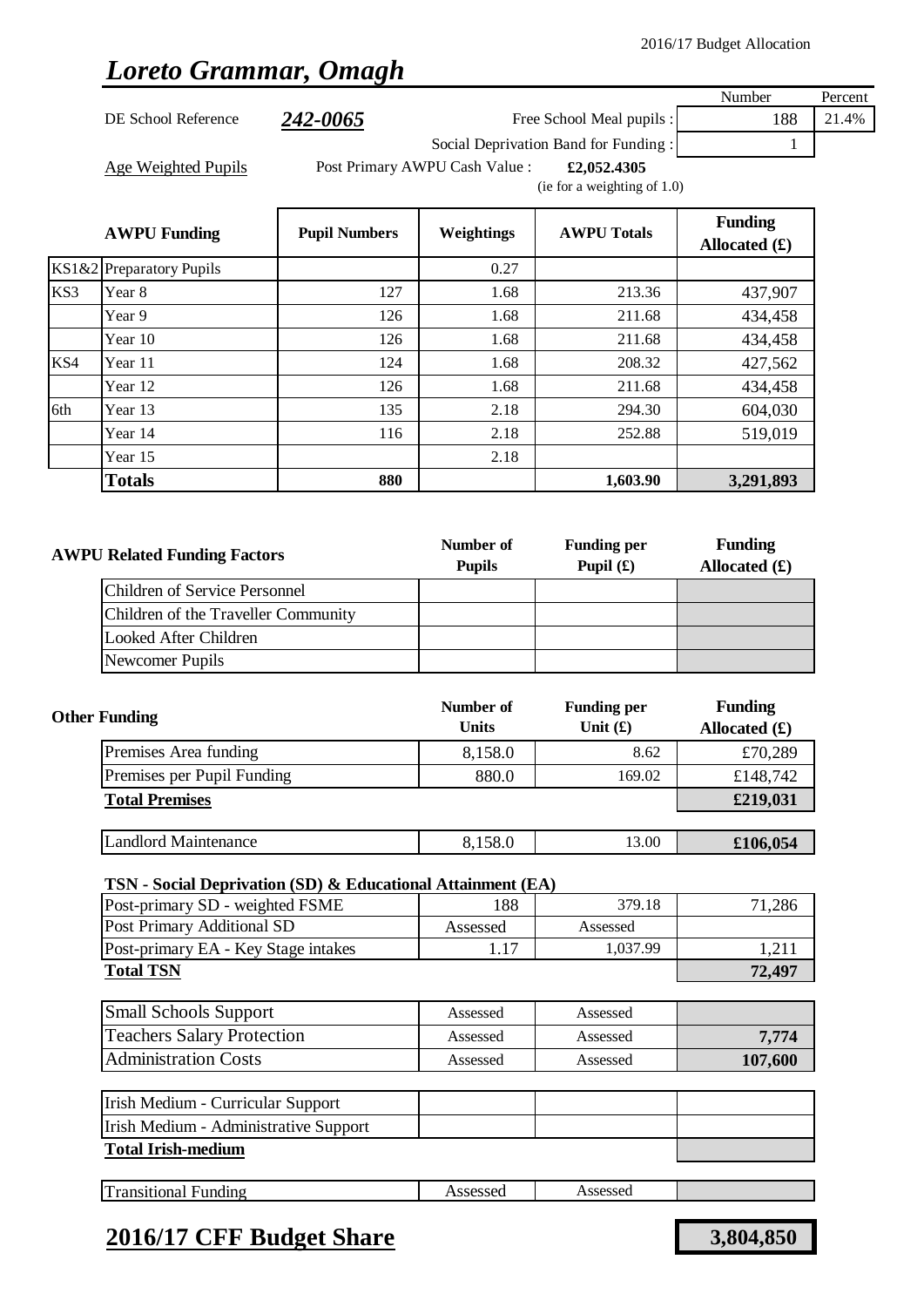2016/17 Budget Allocation

# *Loreto Grammar, Omagh*

| DE School Reference | **242-0065** | | Number | Percent |
|---|---|---|---|---|
| | | Free School Meal pupils : | 188 | 21.4% |
| | | Social Deprivation Band for Funding : | 1 | |

Age Weighted Pupils — Post Primary AWPU Cash Value : **£2,052.4305** (ie for a weighting of 1.0)

| | AWPU Funding | Pupil Numbers | Weightings | AWPU Totals | Funding Allocated (£) |
|---|---|---|---|---|---|
| KS1&2 | Preparatory Pupils | | 0.27 | | |
| KS3 | Year 8 | 127 | 1.68 | 213.36 | 437,907 |
| | Year 9 | 126 | 1.68 | 211.68 | 434,458 |
| | Year 10 | 126 | 1.68 | 211.68 | 434,458 |
| KS4 | Year 11 | 124 | 1.68 | 208.32 | 427,562 |
| | Year 12 | 126 | 1.68 | 211.68 | 434,458 |
| 6th | Year 13 | 135 | 2.18 | 294.30 | 604,030 |
| | Year 14 | 116 | 2.18 | 252.88 | 519,019 |
| | Year 15 | | 2.18 | | |
| | **Totals** | **880** | | **1,603.90** | **3,291,893** |

| AWPU Related Funding Factors | Number of Pupils | Funding per Pupil (£) | Funding Allocated (£) |
|---|---|---|---|
| Children of Service Personnel | | | |
| Children of the Traveller Community | | | |
| Looked After Children | | | |
| Newcomer Pupils | | | |

| Other Funding | Number of Units | Funding per Unit (£) | Funding Allocated (£) |
|---|---|---|---|
| Premises Area funding | 8,158.0 | 8.62 | £70,289 |
| Premises per Pupil Funding | 880.0 | 169.02 | £148,742 |
| **Total Premises** | | | **£219,031** |
| Landlord Maintenance | 8,158.0 | 13.00 | **£106,054** |
| **TSN - Social Deprivation (SD) & Educational Attainment (EA)** | | | |
| Post-primary SD - weighted FSME | 188 | 379.18 | 71,286 |
| Post Primary Additional SD | Assessed | Assessed | |
| Post-primary EA - Key Stage intakes | 1.17 | 1,037.99 | 1,211 |
| **Total TSN** | | | **72,497** |
| Small Schools Support | Assessed | Assessed | |
| Teachers Salary Protection | Assessed | Assessed | **7,774** |
| Administration Costs | Assessed | Assessed | **107,600** |
| Irish Medium - Curricular Support | | | |
| Irish Medium - Administrative Support | | | |
| **Total Irish-medium** | | | |
| Transitional Funding | Assessed | Assessed | |

## 2016/17 CFF Budget Share — **3,804,850**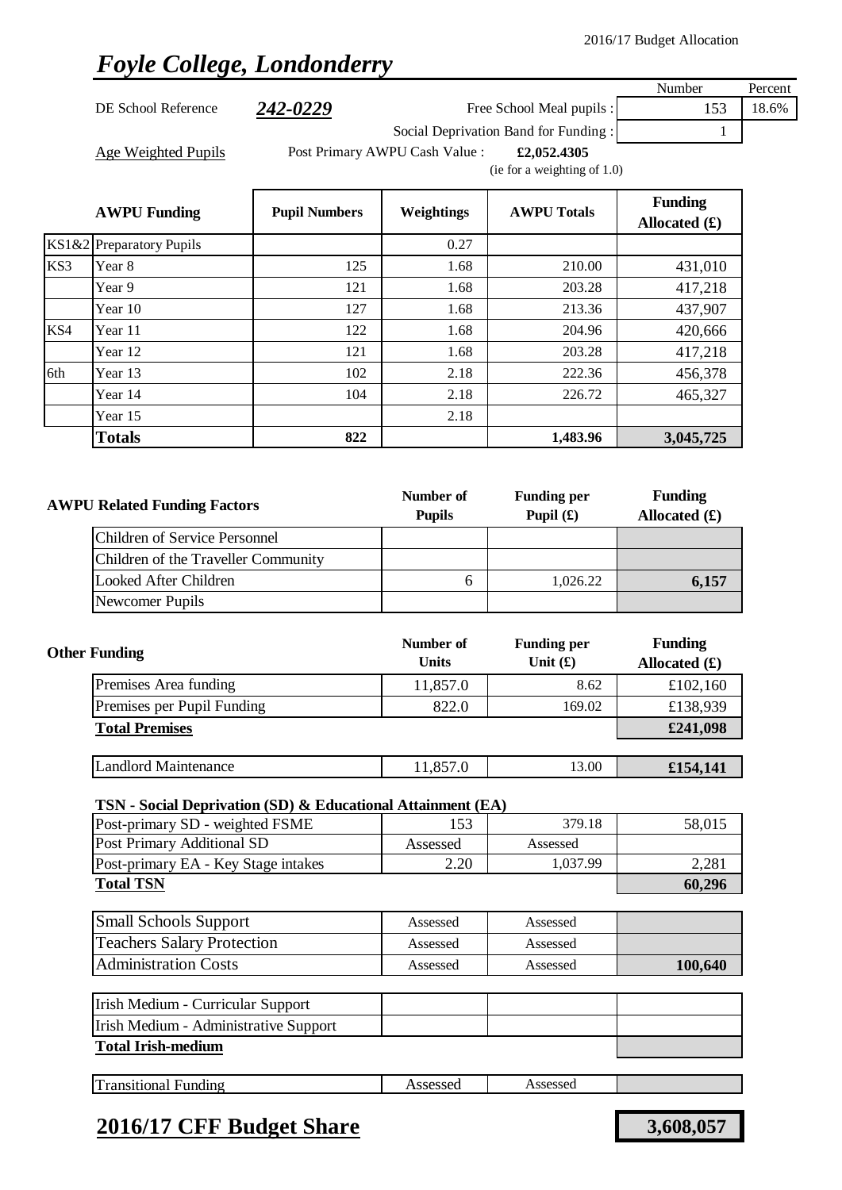2016/17 Budget Allocation

# *Foyle College, Londonderry*

| | | | Number | Percent |
|---|---|---|---|---|
| DE School Reference | ***242-0229*** | Free School Meal pupils : | 153 | 18.6% |
| | | Social Deprivation Band for Funding : | 1 | |

Age Weighted Pupils — Post Primary AWPU Cash Value : **£2,052.4305** (ie for a weighting of 1.0)

| | AWPU Funding | Pupil Numbers | Weightings | AWPU Totals | Funding Allocated (£) |
|---|---|---|---|---|---|
| KS1&2 | Preparatory Pupils | | 0.27 | | |
| KS3 | Year 8 | 125 | 1.68 | 210.00 | 431,010 |
| | Year 9 | 121 | 1.68 | 203.28 | 417,218 |
| | Year 10 | 127 | 1.68 | 213.36 | 437,907 |
| KS4 | Year 11 | 122 | 1.68 | 204.96 | 420,666 |
| | Year 12 | 121 | 1.68 | 203.28 | 417,218 |
| 6th | Year 13 | 102 | 2.18 | 222.36 | 456,378 |
| | Year 14 | 104 | 2.18 | 226.72 | 465,327 |
| | Year 15 | | 2.18 | | |
| | **Totals** | **822** | | **1,483.96** | **3,045,725** |

| AWPU Related Funding Factors | Number of Pupils | Funding per Pupil (£) | Funding Allocated (£) |
|---|---|---|---|
| Children of Service Personnel | | | |
| Children of the Traveller Community | | | |
| Looked After Children | 6 | 1,026.22 | **6,157** |
| Newcomer Pupils | | | |

| Other Funding | Number of Units | Funding per Unit (£) | Funding Allocated (£) |
|---|---|---|---|
| Premises Area funding | 11,857.0 | 8.62 | £102,160 |
| Premises per Pupil Funding | 822.0 | 169.02 | £138,939 |
| **Total Premises** | | | **£241,098** |
| | | | |
| Landlord Maintenance | 11,857.0 | 13.00 | **£154,141** |

**TSN - Social Deprivation (SD) & Educational Attainment (EA)**

| | | | |
|---|---|---|---|
| Post-primary SD - weighted FSME | 153 | 379.18 | 58,015 |
| Post Primary Additional SD | Assessed | Assessed | |
| Post-primary EA - Key Stage intakes | 2.20 | 1,037.99 | 2,281 |
| **Total TSN** | | | **60,296** |

| | | | |
|---|---|---|---|
| Small Schools Support | Assessed | Assessed | |
| Teachers Salary Protection | Assessed | Assessed | |
| Administration Costs | Assessed | Assessed | **100,640** |

| | | | |
|---|---|---|---|
| Irish Medium - Curricular Support | | | |
| Irish Medium - Administrative Support | | | |
| **Total Irish-medium** | | | |

| | | | |
|---|---|---|---|
| Transitional Funding | Assessed | Assessed | |

## **2016/17 CFF Budget Share** — **3,608,057**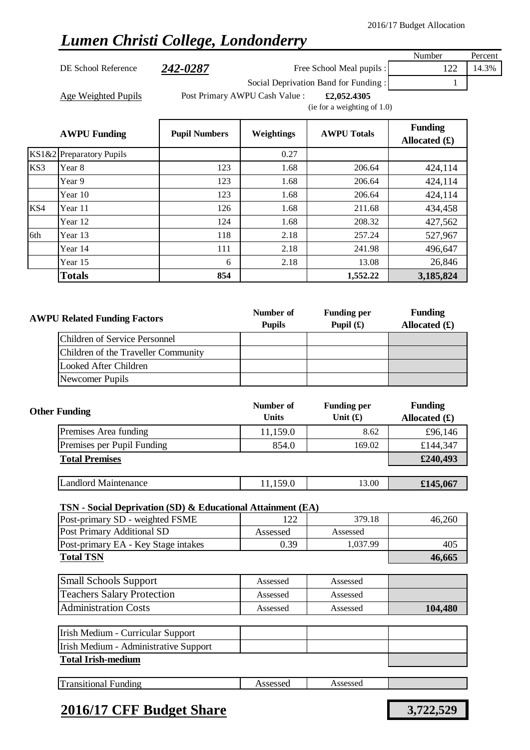2016/17 Budget Allocation

# *Lumen Christi College, Londonderry*

| DE School Reference | ***242-0287*** | | | Number | Percent |
|---|---|---|---|---|---|
| | | Free School Meal pupils : | | 122 | 14.3% |
| | | Social Deprivation Band for Funding : | | 1 | |

Age Weighted Pupils — Post Primary AWPU Cash Value : **£2,052.4305** (ie for a weighting of 1.0)

| | AWPU Funding | Pupil Numbers | Weightings | AWPU Totals | Funding Allocated (£) |
|---|---|---|---|---|---|
| KS1&2 | Preparatory Pupils | | 0.27 | | |
| KS3 | Year 8 | 123 | 1.68 | 206.64 | 424,114 |
| | Year 9 | 123 | 1.68 | 206.64 | 424,114 |
| | Year 10 | 123 | 1.68 | 206.64 | 424,114 |
| KS4 | Year 11 | 126 | 1.68 | 211.68 | 434,458 |
| | Year 12 | 124 | 1.68 | 208.32 | 427,562 |
| 6th | Year 13 | 118 | 2.18 | 257.24 | 527,967 |
| | Year 14 | 111 | 2.18 | 241.98 | 496,647 |
| | Year 15 | 6 | 2.18 | 13.08 | 26,846 |
| | **Totals** | **854** | | **1,552.22** | **3,185,824** |

| AWPU Related Funding Factors | Number of Pupils | Funding per Pupil (£) | Funding Allocated (£) |
|---|---|---|---|
| Children of Service Personnel | | | |
| Children of the Traveller Community | | | |
| Looked After Children | | | |
| Newcomer Pupils | | | |

| Other Funding | Number of Units | Funding per Unit (£) | Funding Allocated (£) |
|---|---|---|---|
| Premises Area funding | 11,159.0 | 8.62 | £96,146 |
| Premises per Pupil Funding | 854.0 | 169.02 | £144,347 |
| **Total Premises** | | | **£240,493** |
| Landlord Maintenance | 11,159.0 | 13.00 | **£145,067** |

**TSN - Social Deprivation (SD) & Educational Attainment (EA)**

| | | | |
|---|---|---|---|
| Post-primary SD - weighted FSME | 122 | 379.18 | 46,260 |
| Post Primary Additional SD | Assessed | Assessed | |
| Post-primary EA - Key Stage intakes | 0.39 | 1,037.99 | 405 |
| **Total TSN** | | | **46,665** |

| | | | |
|---|---|---|---|
| Small Schools Support | Assessed | Assessed | |
| Teachers Salary Protection | Assessed | Assessed | |
| Administration Costs | Assessed | Assessed | **104,480** |

| | | | |
|---|---|---|---|
| Irish Medium - Curricular Support | | | |
| Irish Medium - Administrative Support | | | |
| **Total Irish-medium** | | | |

| | | | |
|---|---|---|---|
| Transitional Funding | Assessed | Assessed | |

## 2016/17 CFF Budget Share — **3,722,529**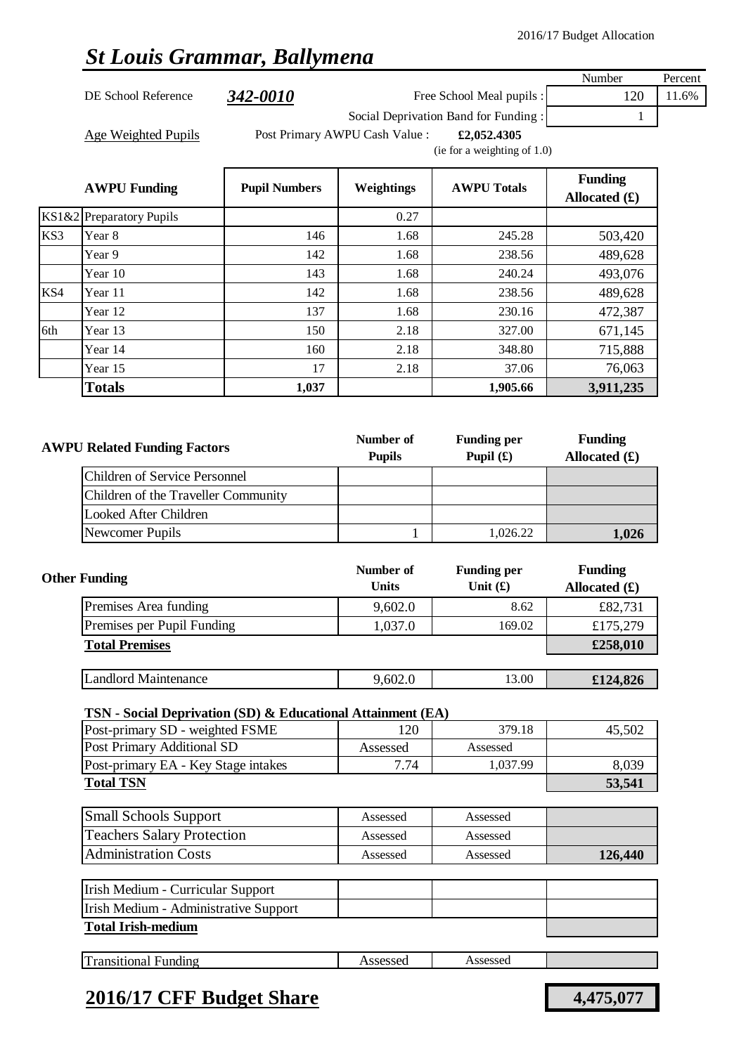2016/17 Budget Allocation

# *St Louis Grammar, Ballymena*

| DE School Reference | ***342-0010*** | | Number | Percent |
|---|---|---|---|---|
| | | Free School Meal pupils : | 120 | 11.6% |
| | | Social Deprivation Band for Funding : | 1 | |

Age Weighted Pupils — Post Primary AWPU Cash Value : **£2,052.4305** (ie for a weighting of 1.0)

| | AWPU Funding | Pupil Numbers | Weightings | AWPU Totals | Funding Allocated (£) |
|---|---|---|---|---|---|
| KS1&2 | Preparatory Pupils | | 0.27 | | |
| KS3 | Year 8 | 146 | 1.68 | 245.28 | 503,420 |
| | Year 9 | 142 | 1.68 | 238.56 | 489,628 |
| | Year 10 | 143 | 1.68 | 240.24 | 493,076 |
| KS4 | Year 11 | 142 | 1.68 | 238.56 | 489,628 |
| | Year 12 | 137 | 1.68 | 230.16 | 472,387 |
| 6th | Year 13 | 150 | 2.18 | 327.00 | 671,145 |
| | Year 14 | 160 | 2.18 | 348.80 | 715,888 |
| | Year 15 | 17 | 2.18 | 37.06 | 76,063 |
| | **Totals** | **1,037** | | **1,905.66** | **3,911,235** |

| AWPU Related Funding Factors | Number of Pupils | Funding per Pupil (£) | Funding Allocated (£) |
|---|---|---|---|
| Children of Service Personnel | | | |
| Children of the Traveller Community | | | |
| Looked After Children | | | |
| Newcomer Pupils | 1 | 1,026.22 | **1,026** |

| Other Funding | Number of Units | Funding per Unit (£) | Funding Allocated (£) |
|---|---|---|---|
| Premises Area funding | 9,602.0 | 8.62 | £82,731 |
| Premises per Pupil Funding | 1,037.0 | 169.02 | £175,279 |
| **Total Premises** | | | **£258,010** |
| Landlord Maintenance | 9,602.0 | 13.00 | **£124,826** |

**TSN - Social Deprivation (SD) & Educational Attainment (EA)**

| | | | |
|---|---|---|---|
| Post-primary SD - weighted FSME | 120 | 379.18 | 45,502 |
| Post Primary Additional SD | Assessed | Assessed | |
| Post-primary EA - Key Stage intakes | 7.74 | 1,037.99 | 8,039 |
| **Total TSN** | | | **53,541** |

| | | | |
|---|---|---|---|
| Small Schools Support | Assessed | Assessed | |
| Teachers Salary Protection | Assessed | Assessed | |
| Administration Costs | Assessed | Assessed | **126,440** |

| | | | |
|---|---|---|---|
| Irish Medium - Curricular Support | | | |
| Irish Medium - Administrative Support | | | |
| **Total Irish-medium** | | | |

| | | | |
|---|---|---|---|
| Transitional Funding | Assessed | Assessed | |

## **2016/17 CFF Budget Share** — **4,475,077**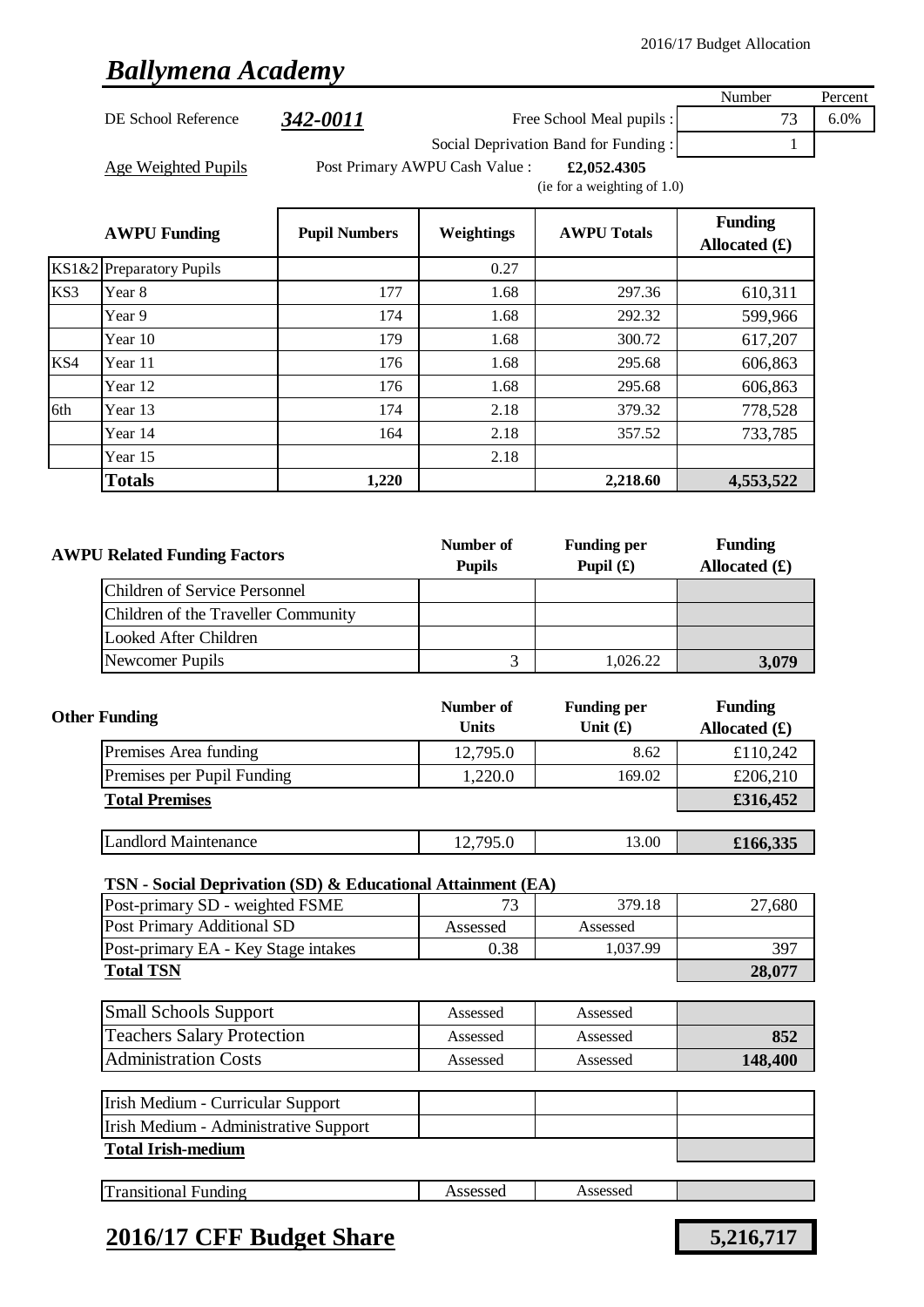2016/17 Budget Allocation

# *Ballymena Academy*

| | | | Number | Percent |
|---|---|---|---|---|
| DE School Reference | ***342-0011*** | Free School Meal pupils : | 73 | 6.0% |
| | | Social Deprivation Band for Funding : | 1 | |

Age Weighted Pupils — Post Primary AWPU Cash Value : **£2,052.4305** (ie for a weighting of 1.0)

| | AWPU Funding | Pupil Numbers | Weightings | AWPU Totals | Funding Allocated (£) |
|---|---|---|---|---|---|
| KS1&2 | Preparatory Pupils | | 0.27 | | |
| KS3 | Year 8 | 177 | 1.68 | 297.36 | 610,311 |
| | Year 9 | 174 | 1.68 | 292.32 | 599,966 |
| | Year 10 | 179 | 1.68 | 300.72 | 617,207 |
| KS4 | Year 11 | 176 | 1.68 | 295.68 | 606,863 |
| | Year 12 | 176 | 1.68 | 295.68 | 606,863 |
| 6th | Year 13 | 174 | 2.18 | 379.32 | 778,528 |
| | Year 14 | 164 | 2.18 | 357.52 | 733,785 |
| | Year 15 | | 2.18 | | |
| | **Totals** | **1,220** | | **2,218.60** | **4,553,522** |

| AWPU Related Funding Factors | Number of Pupils | Funding per Pupil (£) | Funding Allocated (£) |
|---|---|---|---|
| Children of Service Personnel | | | |
| Children of the Traveller Community | | | |
| Looked After Children | | | |
| Newcomer Pupils | 3 | 1,026.22 | **3,079** |

| Other Funding | Number of Units | Funding per Unit (£) | Funding Allocated (£) |
|---|---|---|---|
| Premises Area funding | 12,795.0 | 8.62 | £110,242 |
| Premises per Pupil Funding | 1,220.0 | 169.02 | £206,210 |
| **Total Premises** | | | **£316,452** |
| Landlord Maintenance | 12,795.0 | 13.00 | **£166,335** |

| TSN - Social Deprivation (SD) & Educational Attainment (EA) | | | |
|---|---|---|---|
| Post-primary SD - weighted FSME | 73 | 379.18 | 27,680 |
| Post Primary Additional SD | Assessed | Assessed | |
| Post-primary EA - Key Stage intakes | 0.38 | 1,037.99 | 397 |
| **Total TSN** | | | **28,077** |

| | | | |
|---|---|---|---|
| Small Schools Support | Assessed | Assessed | |
| Teachers Salary Protection | Assessed | Assessed | **852** |
| Administration Costs | Assessed | Assessed | **148,400** |

| | | | |
|---|---|---|---|
| Irish Medium - Curricular Support | | | |
| Irish Medium - Administrative Support | | | |
| **Total Irish-medium** | | | |

| | | | |
|---|---|---|---|
| Transitional Funding | Assessed | Assessed | |

## **2016/17 CFF Budget Share** — **5,216,717**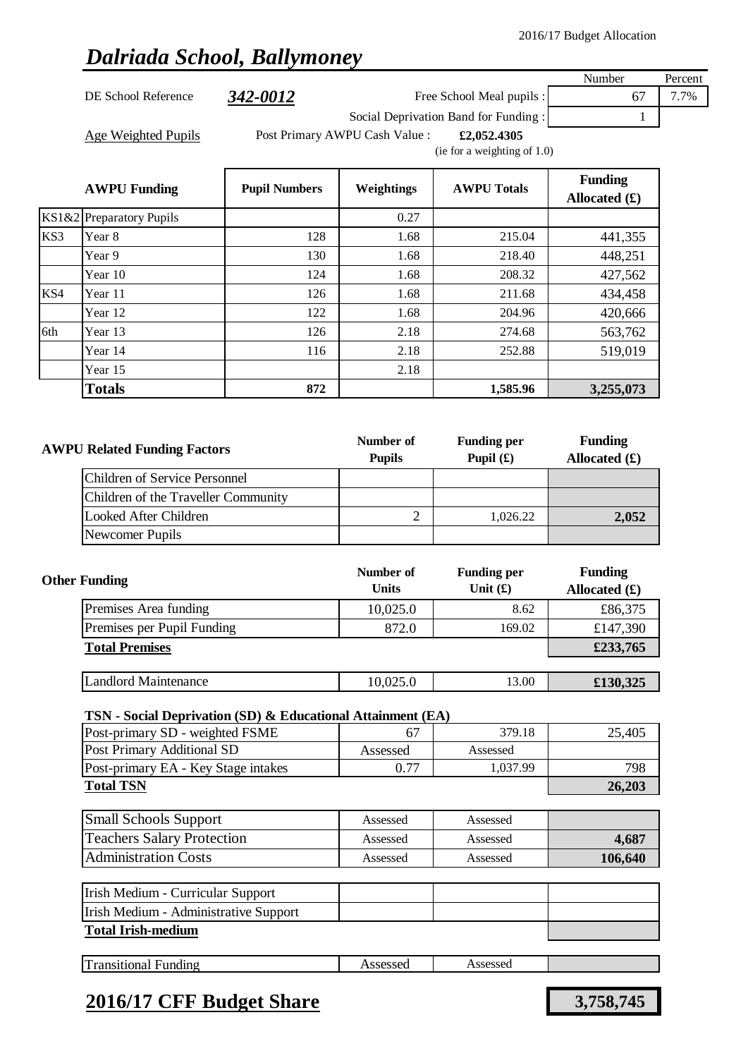2016/17 Budget Allocation

# *Dalriada School, Ballymoney*

| | | | Number | Percent |
|---|---|---|---|---|
| DE School Reference | ***342-0012*** | Free School Meal pupils : | 67 | 7.7% |
| | | Social Deprivation Band for Funding : | 1 | |

Age Weighted Pupils — Post Primary AWPU Cash Value : **£2,052.4305** (ie for a weighting of 1.0)

| | AWPU Funding | Pupil Numbers | Weightings | AWPU Totals | Funding Allocated (£) |
|---|---|---|---|---|---|
| KS1&2 | Preparatory Pupils | | 0.27 | | |
| KS3 | Year 8 | 128 | 1.68 | 215.04 | 441,355 |
| | Year 9 | 130 | 1.68 | 218.40 | 448,251 |
| | Year 10 | 124 | 1.68 | 208.32 | 427,562 |
| KS4 | Year 11 | 126 | 1.68 | 211.68 | 434,458 |
| | Year 12 | 122 | 1.68 | 204.96 | 420,666 |
| 6th | Year 13 | 126 | 2.18 | 274.68 | 563,762 |
| | Year 14 | 116 | 2.18 | 252.88 | 519,019 |
| | Year 15 | | 2.18 | | |
| | **Totals** | **872** | | **1,585.96** | **3,255,073** |

| AWPU Related Funding Factors | Number of Pupils | Funding per Pupil (£) | Funding Allocated (£) |
|---|---|---|---|
| Children of Service Personnel | | | |
| Children of the Traveller Community | | | |
| Looked After Children | 2 | 1,026.22 | **2,052** |
| Newcomer Pupils | | | |

| Other Funding | Number of Units | Funding per Unit (£) | Funding Allocated (£) |
|---|---|---|---|
| Premises Area funding | 10,025.0 | 8.62 | £86,375 |
| Premises per Pupil Funding | 872.0 | 169.02 | £147,390 |
| **Total Premises** | | | **£233,765** |
| Landlord Maintenance | 10,025.0 | 13.00 | **£130,325** |

**TSN - Social Deprivation (SD) & Educational Attainment (EA)**

| | | | |
|---|---|---|---|
| Post-primary SD - weighted FSME | 67 | 379.18 | 25,405 |
| Post Primary Additional SD | Assessed | Assessed | |
| Post-primary EA - Key Stage intakes | 0.77 | 1,037.99 | 798 |
| **Total TSN** | | | **26,203** |
| Small Schools Support | Assessed | Assessed | |
| Teachers Salary Protection | Assessed | Assessed | **4,687** |
| Administration Costs | Assessed | Assessed | **106,640** |
| Irish Medium - Curricular Support | | | |
| Irish Medium - Administrative Support | | | |
| **Total Irish-medium** | | | |
| Transitional Funding | Assessed | Assessed | |

## **2016/17 CFF Budget Share** — **3,758,745**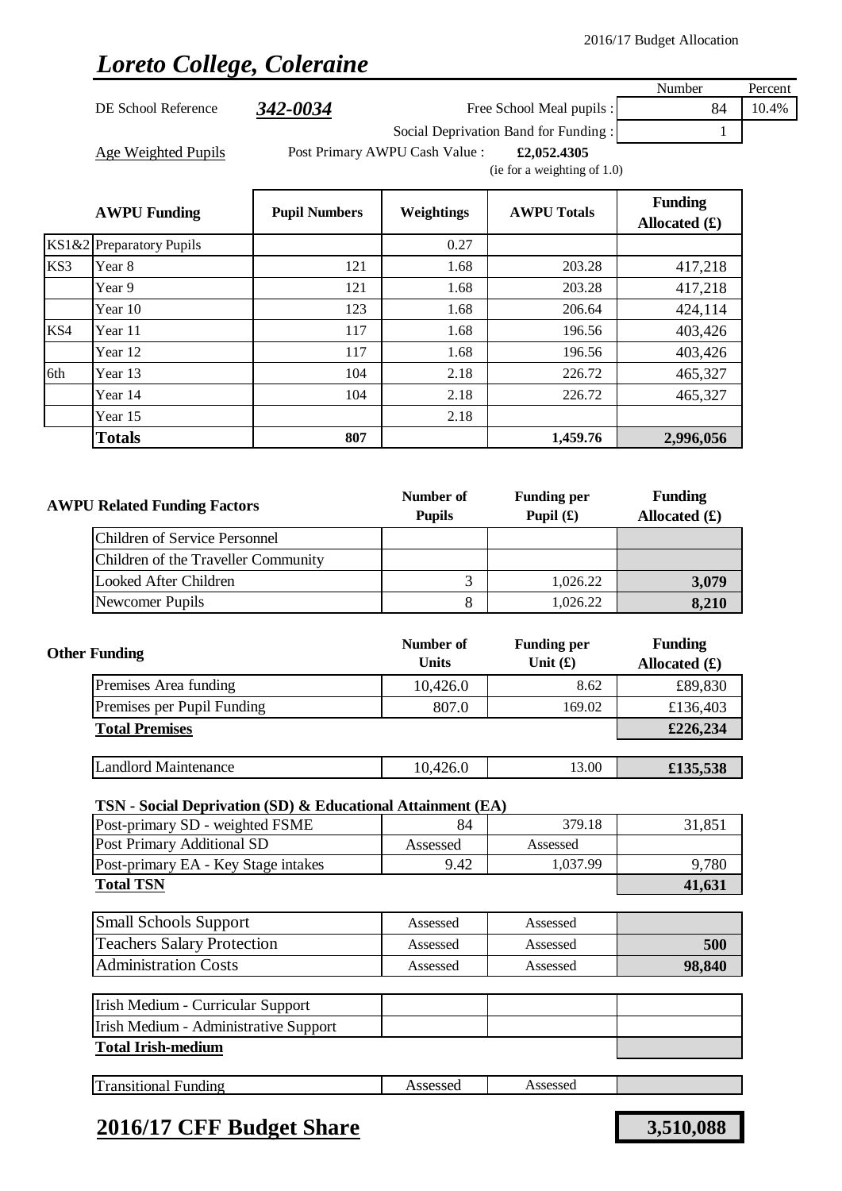2016/17 Budget Allocation

# *Loreto College, Coleraine*

| | | | Number | Percent |
|---|---|---|---|---|
| DE School Reference | ***342-0034*** | Free School Meal pupils : | 84 | 10.4% |
| | | Social Deprivation Band for Funding : | 1 | |

Age Weighted Pupils — Post Primary AWPU Cash Value : **£2,052.4305** (ie for a weighting of 1.0)

| | AWPU Funding | Pupil Numbers | Weightings | AWPU Totals | Funding Allocated (£) |
|---|---|---|---|---|---|
| KS1&2 | Preparatory Pupils | | 0.27 | | |
| KS3 | Year 8 | 121 | 1.68 | 203.28 | 417,218 |
| | Year 9 | 121 | 1.68 | 203.28 | 417,218 |
| | Year 10 | 123 | 1.68 | 206.64 | 424,114 |
| KS4 | Year 11 | 117 | 1.68 | 196.56 | 403,426 |
| | Year 12 | 117 | 1.68 | 196.56 | 403,426 |
| 6th | Year 13 | 104 | 2.18 | 226.72 | 465,327 |
| | Year 14 | 104 | 2.18 | 226.72 | 465,327 |
| | Year 15 | | 2.18 | | |
| | **Totals** | **807** | | **1,459.76** | **2,996,056** |

| AWPU Related Funding Factors | Number of Pupils | Funding per Pupil (£) | Funding Allocated (£) |
|---|---|---|---|
| Children of Service Personnel | | | |
| Children of the Traveller Community | | | |
| Looked After Children | 3 | 1,026.22 | **3,079** |
| Newcomer Pupils | 8 | 1,026.22 | **8,210** |

| Other Funding | Number of Units | Funding per Unit (£) | Funding Allocated (£) |
|---|---|---|---|
| Premises Area funding | 10,426.0 | 8.62 | £89,830 |
| Premises per Pupil Funding | 807.0 | 169.02 | £136,403 |
| **Total Premises** | | | **£226,234** |
| Landlord Maintenance | 10,426.0 | 13.00 | **£135,538** |
| **TSN - Social Deprivation (SD) & Educational Attainment (EA)** | | | |
| Post-primary SD - weighted FSME | 84 | 379.18 | 31,851 |
| Post Primary Additional SD | Assessed | Assessed | |
| Post-primary EA - Key Stage intakes | 9.42 | 1,037.99 | 9,780 |
| **Total TSN** | | | **41,631** |
| Small Schools Support | Assessed | Assessed | |
| Teachers Salary Protection | Assessed | Assessed | **500** |
| Administration Costs | Assessed | Assessed | **98,840** |
| Irish Medium - Curricular Support | | | |
| Irish Medium - Administrative Support | | | |
| **Total Irish-medium** | | | |
| Transitional Funding | Assessed | Assessed | |

## **2016/17 CFF Budget Share** — **3,510,088**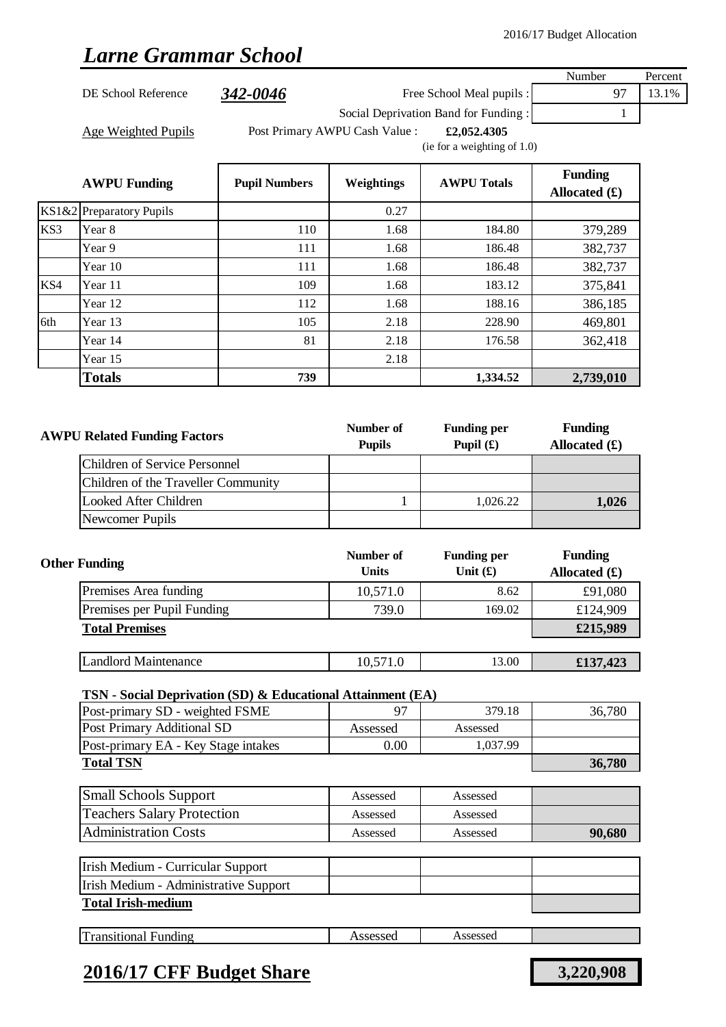2016/17 Budget Allocation

# *Larne Grammar School*

| | | | Number | Percent |
|---|---|---|---|---|
| DE School Reference | ***342-0046*** | Free School Meal pupils : | 97 | 13.1% |
| | | Social Deprivation Band for Funding : | 1 | |

Age Weighted Pupils — Post Primary AWPU Cash Value : **£2,052.4305** (ie for a weighting of 1.0)

| | AWPU Funding | Pupil Numbers | Weightings | AWPU Totals | Funding Allocated (£) |
|---|---|---|---|---|---|
| KS1&2 | Preparatory Pupils | | 0.27 | | |
| KS3 | Year 8 | 110 | 1.68 | 184.80 | 379,289 |
| | Year 9 | 111 | 1.68 | 186.48 | 382,737 |
| | Year 10 | 111 | 1.68 | 186.48 | 382,737 |
| KS4 | Year 11 | 109 | 1.68 | 183.12 | 375,841 |
| | Year 12 | 112 | 1.68 | 188.16 | 386,185 |
| 6th | Year 13 | 105 | 2.18 | 228.90 | 469,801 |
| | Year 14 | 81 | 2.18 | 176.58 | 362,418 |
| | Year 15 | | 2.18 | | |
| | **Totals** | **739** | | **1,334.52** | **2,739,010** |

| AWPU Related Funding Factors | Number of Pupils | Funding per Pupil (£) | Funding Allocated (£) |
|---|---|---|---|
| Children of Service Personnel | | | |
| Children of the Traveller Community | | | |
| Looked After Children | 1 | 1,026.22 | **1,026** |
| Newcomer Pupils | | | |

| Other Funding | Number of Units | Funding per Unit (£) | Funding Allocated (£) |
|---|---|---|---|
| Premises Area funding | 10,571.0 | 8.62 | £91,080 |
| Premises per Pupil Funding | 739.0 | 169.02 | £124,909 |
| **Total Premises** | | | **£215,989** |
| Landlord Maintenance | 10,571.0 | 13.00 | **£137,423** |

**TSN - Social Deprivation (SD) & Educational Attainment (EA)**

| | | | |
|---|---|---|---|
| Post-primary SD - weighted FSME | 97 | 379.18 | 36,780 |
| Post Primary Additional SD | Assessed | Assessed | |
| Post-primary EA - Key Stage intakes | 0.00 | 1,037.99 | |
| **Total TSN** | | | **36,780** |

| | | | |
|---|---|---|---|
| Small Schools Support | Assessed | Assessed | |
| Teachers Salary Protection | Assessed | Assessed | |
| Administration Costs | Assessed | Assessed | **90,680** |

| | | | |
|---|---|---|---|
| Irish Medium - Curricular Support | | | |
| Irish Medium - Administrative Support | | | |
| **Total Irish-medium** | | | |

| | | | |
|---|---|---|---|
| Transitional Funding | Assessed | Assessed | |

## 2016/17 CFF Budget Share — **3,220,908**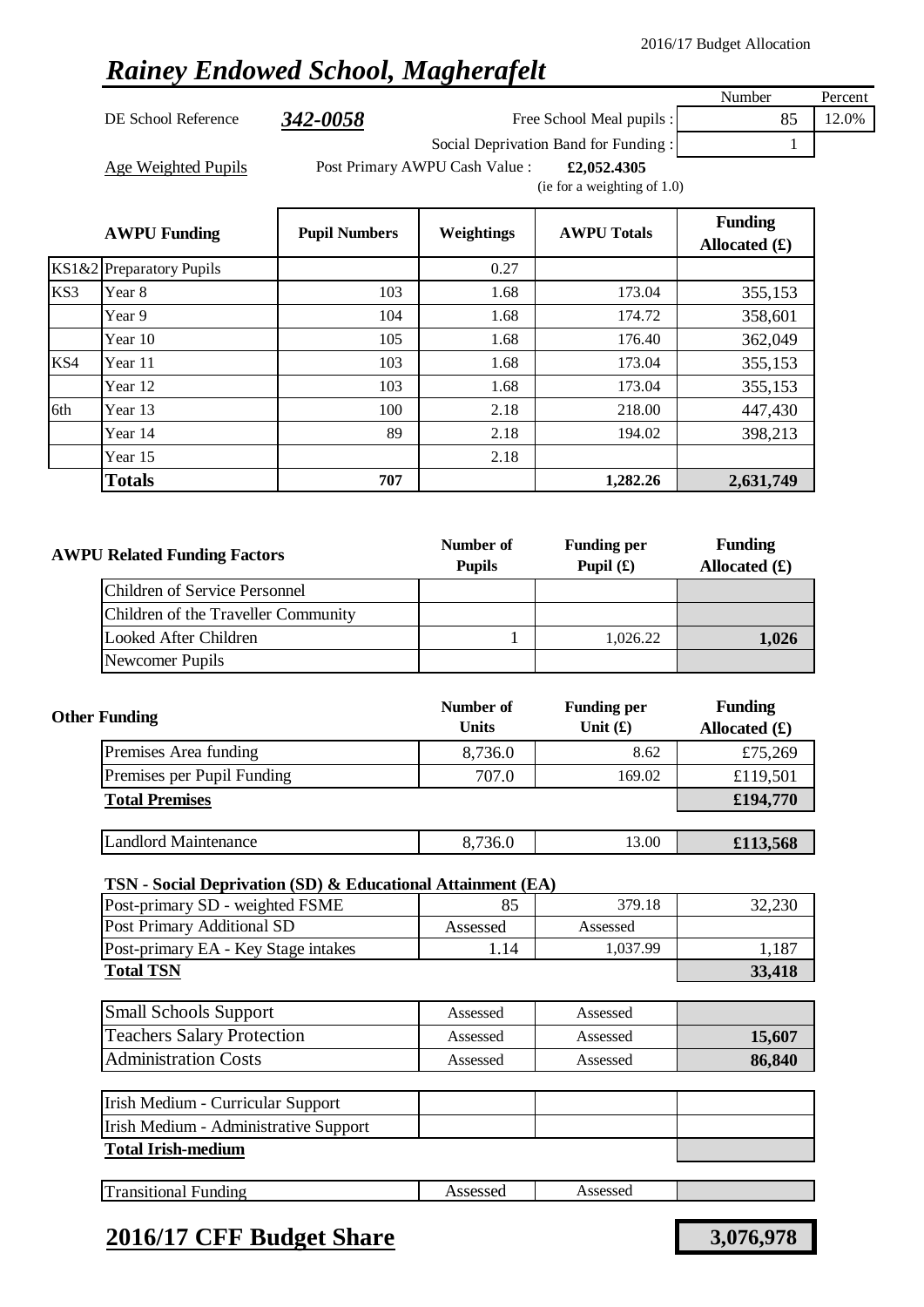2016/17 Budget Allocation

# *Rainey Endowed School, Magherafelt*

| | | | Number | Percent |
|---|---|---|---|---|
| DE School Reference | **342-0058** | Free School Meal pupils : | 85 | 12.0% |
| | | Social Deprivation Band for Funding : | 1 | |

Age Weighted Pupils — Post Primary AWPU Cash Value : **£2,052.4305** (ie for a weighting of 1.0)

| | AWPU Funding | Pupil Numbers | Weightings | AWPU Totals | Funding Allocated (£) |
|---|---|---|---|---|---|
| KS1&2 | Preparatory Pupils | | 0.27 | | |
| KS3 | Year 8 | 103 | 1.68 | 173.04 | 355,153 |
| | Year 9 | 104 | 1.68 | 174.72 | 358,601 |
| | Year 10 | 105 | 1.68 | 176.40 | 362,049 |
| KS4 | Year 11 | 103 | 1.68 | 173.04 | 355,153 |
| | Year 12 | 103 | 1.68 | 173.04 | 355,153 |
| 6th | Year 13 | 100 | 2.18 | 218.00 | 447,430 |
| | Year 14 | 89 | 2.18 | 194.02 | 398,213 |
| | Year 15 | | 2.18 | | |
| | **Totals** | **707** | | **1,282.26** | **2,631,749** |

| AWPU Related Funding Factors | Number of Pupils | Funding per Pupil (£) | Funding Allocated (£) |
|---|---|---|---|
| Children of Service Personnel | | | |
| Children of the Traveller Community | | | |
| Looked After Children | 1 | 1,026.22 | **1,026** |
| Newcomer Pupils | | | |

| Other Funding | Number of Units | Funding per Unit (£) | Funding Allocated (£) |
|---|---|---|---|
| Premises Area funding | 8,736.0 | 8.62 | £75,269 |
| Premises per Pupil Funding | 707.0 | 169.02 | £119,501 |
| **Total Premises** | | | **£194,770** |
| Landlord Maintenance | 8,736.0 | 13.00 | **£113,568** |

**TSN - Social Deprivation (SD) & Educational Attainment (EA)**

| | | | |
|---|---|---|---|
| Post-primary SD - weighted FSME | 85 | 379.18 | 32,230 |
| Post Primary Additional SD | Assessed | Assessed | |
| Post-primary EA - Key Stage intakes | 1.14 | 1,037.99 | 1,187 |
| **Total TSN** | | | **33,418** |

| | | | |
|---|---|---|---|
| Small Schools Support | Assessed | Assessed | |
| Teachers Salary Protection | Assessed | Assessed | **15,607** |
| Administration Costs | Assessed | Assessed | **86,840** |

| | | | |
|---|---|---|---|
| Irish Medium - Curricular Support | | | |
| Irish Medium - Administrative Support | | | |
| **Total Irish-medium** | | | |

| | | | |
|---|---|---|---|
| Transitional Funding | Assessed | Assessed | |

## 2016/17 CFF Budget Share — **3,076,978**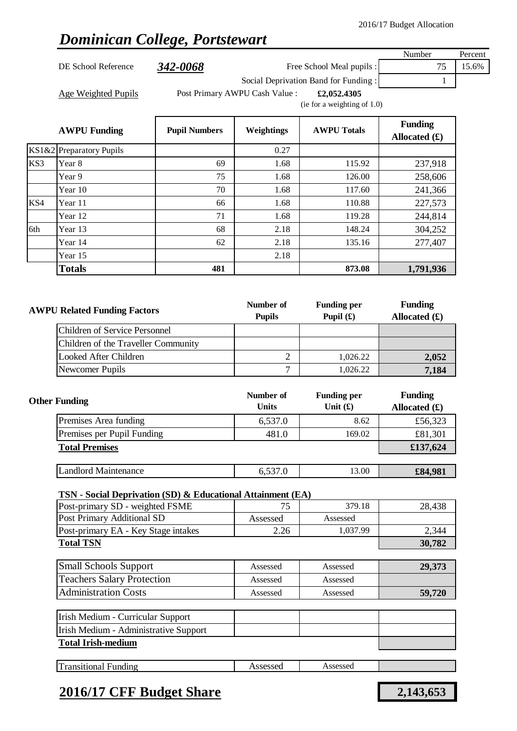2016/17 Budget Allocation

# *Dominican College, Portstewart*

| | | | Number | Percent |
|---|---|---|---|---|
| DE School Reference | **342-0068** | Free School Meal pupils : | 75 | 15.6% |
| | | Social Deprivation Band for Funding : | 1 | |

Age Weighted Pupils — Post Primary AWPU Cash Value : **£2,052.4305** (ie for a weighting of 1.0)

| | AWPU Funding | Pupil Numbers | Weightings | AWPU Totals | Funding Allocated (£) |
|---|---|---|---|---|---|
| KS1&2 | Preparatory Pupils | | 0.27 | | |
| KS3 | Year 8 | 69 | 1.68 | 115.92 | 237,918 |
| | Year 9 | 75 | 1.68 | 126.00 | 258,606 |
| | Year 10 | 70 | 1.68 | 117.60 | 241,366 |
| KS4 | Year 11 | 66 | 1.68 | 110.88 | 227,573 |
| | Year 12 | 71 | 1.68 | 119.28 | 244,814 |
| 6th | Year 13 | 68 | 2.18 | 148.24 | 304,252 |
| | Year 14 | 62 | 2.18 | 135.16 | 277,407 |
| | Year 15 | | 2.18 | | |
| | **Totals** | **481** | | **873.08** | **1,791,936** |

| AWPU Related Funding Factors | Number of Pupils | Funding per Pupil (£) | Funding Allocated (£) |
|---|---|---|---|
| Children of Service Personnel | | | |
| Children of the Traveller Community | | | |
| Looked After Children | 2 | 1,026.22 | **2,052** |
| Newcomer Pupils | 7 | 1,026.22 | **7,184** |

| Other Funding | Number of Units | Funding per Unit (£) | Funding Allocated (£) |
|---|---|---|---|
| Premises Area funding | 6,537.0 | 8.62 | £56,323 |
| Premises per Pupil Funding | 481.0 | 169.02 | £81,301 |
| **Total Premises** | | | **£137,624** |
| Landlord Maintenance | 6,537.0 | 13.00 | **£84,981** |
| **TSN - Social Deprivation (SD) & Educational Attainment (EA)** | | | |
| Post-primary SD - weighted FSME | 75 | 379.18 | 28,438 |
| Post Primary Additional SD | Assessed | Assessed | |
| Post-primary EA - Key Stage intakes | 2.26 | 1,037.99 | 2,344 |
| **Total TSN** | | | **30,782** |
| Small Schools Support | Assessed | Assessed | **29,373** |
| Teachers Salary Protection | Assessed | Assessed | |
| Administration Costs | Assessed | Assessed | **59,720** |
| Irish Medium - Curricular Support | | | |
| Irish Medium - Administrative Support | | | |
| **Total Irish-medium** | | | |
| Transitional Funding | Assessed | Assessed | |

## 2016/17 CFF Budget Share — **2,143,653**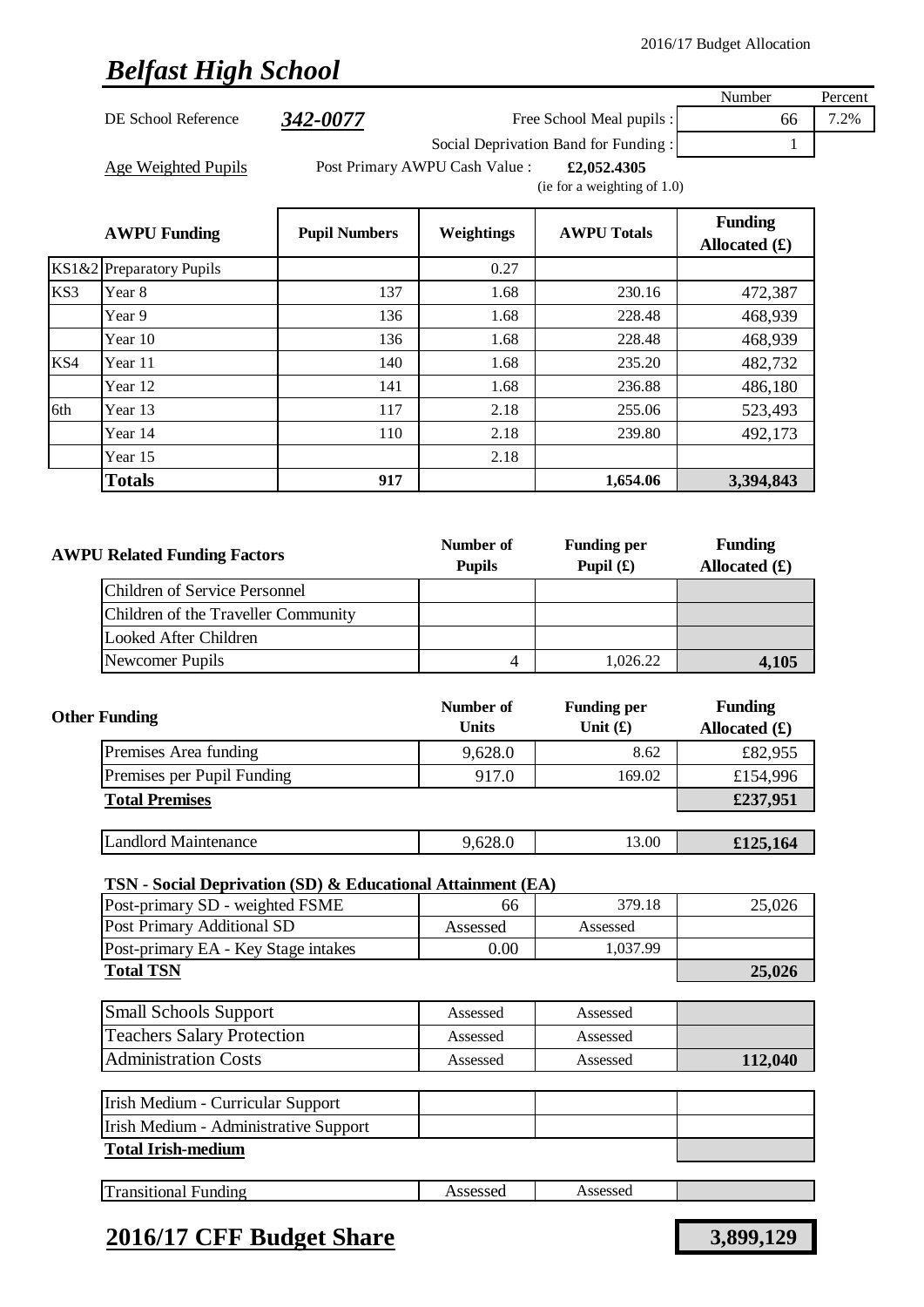2016/17 Budget Allocation

# Belfast High School

| | | Number | Percent |
|---|---|---|---|
| DE School Reference | **342-0077** | | |
| | Free School Meal pupils : | 66 | 7.2% |
| | Social Deprivation Band for Funding : | 1 | |

Age Weighted Pupils — Post Primary AWPU Cash Value : **£2,052.4305** (ie for a weighting of 1.0)

| | AWPU Funding | Pupil Numbers | Weightings | AWPU Totals | Funding Allocated (£) |
|---|---|---|---|---|---|
| KS1&2 | Preparatory Pupils | | 0.27 | | |
| KS3 | Year 8 | 137 | 1.68 | 230.16 | 472,387 |
| | Year 9 | 136 | 1.68 | 228.48 | 468,939 |
| | Year 10 | 136 | 1.68 | 228.48 | 468,939 |
| KS4 | Year 11 | 140 | 1.68 | 235.20 | 482,732 |
| | Year 12 | 141 | 1.68 | 236.88 | 486,180 |
| 6th | Year 13 | 117 | 2.18 | 255.06 | 523,493 |
| | Year 14 | 110 | 2.18 | 239.80 | 492,173 |
| | Year 15 | | 2.18 | | |
| | **Totals** | **917** | | **1,654.06** | **3,394,843** |

| AWPU Related Funding Factors | Number of Pupils | Funding per Pupil (£) | Funding Allocated (£) |
|---|---|---|---|
| Children of Service Personnel | | | |
| Children of the Traveller Community | | | |
| Looked After Children | | | |
| Newcomer Pupils | 4 | 1,026.22 | **4,105** |

| Other Funding | Number of Units | Funding per Unit (£) | Funding Allocated (£) |
|---|---|---|---|
| Premises Area funding | 9,628.0 | 8.62 | £82,955 |
| Premises per Pupil Funding | 917.0 | 169.02 | £154,996 |
| **Total Premises** | | | **£237,951** |
| Landlord Maintenance | 9,628.0 | 13.00 | **£125,164** |

**TSN - Social Deprivation (SD) & Educational Attainment (EA)**

| | | | |
|---|---|---|---|
| Post-primary SD - weighted FSME | 66 | 379.18 | 25,026 |
| Post Primary Additional SD | Assessed | Assessed | |
| Post-primary EA - Key Stage intakes | 0.00 | 1,037.99 | |
| **Total TSN** | | | **25,026** |

| | | | |
|---|---|---|---|
| Small Schools Support | Assessed | Assessed | |
| Teachers Salary Protection | Assessed | Assessed | |
| Administration Costs | Assessed | Assessed | **112,040** |

| | | | |
|---|---|---|---|
| Irish Medium - Curricular Support | | | |
| Irish Medium - Administrative Support | | | |
| **Total Irish-medium** | | | |

| | | | |
|---|---|---|---|
| Transitional Funding | Assessed | Assessed | |

## 2016/17 CFF Budget Share — **3,899,129**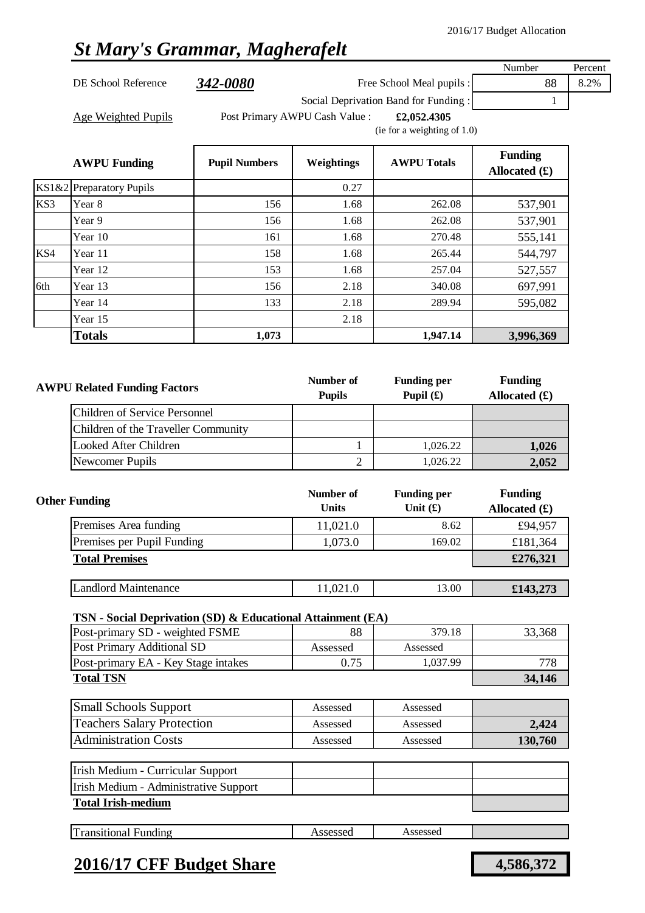2016/17 Budget Allocation

# *St Mary's Grammar, Magherafelt*

| | | | Number | Percent |
|---|---|---|---|---|
| DE School Reference | ***342-0080*** | Free School Meal pupils : | 88 | 8.2% |
| | | Social Deprivation Band for Funding : | 1 | |
| Age Weighted Pupils | Post Primary AWPU Cash Value : | £2,052.4305 (ie for a weighting of 1.0) | | |

| | AWPU Funding | Pupil Numbers | Weightings | AWPU Totals | Funding Allocated (£) |
|---|---|---|---|---|---|
| KS1&2 | Preparatory Pupils | | 0.27 | | |
| KS3 | Year 8 | 156 | 1.68 | 262.08 | 537,901 |
| | Year 9 | 156 | 1.68 | 262.08 | 537,901 |
| | Year 10 | 161 | 1.68 | 270.48 | 555,141 |
| KS4 | Year 11 | 158 | 1.68 | 265.44 | 544,797 |
| | Year 12 | 153 | 1.68 | 257.04 | 527,557 |
| 6th | Year 13 | 156 | 2.18 | 340.08 | 697,991 |
| | Year 14 | 133 | 2.18 | 289.94 | 595,082 |
| | Year 15 | | 2.18 | | |
| | **Totals** | **1,073** | | **1,947.14** | **3,996,369** |

| AWPU Related Funding Factors | Number of Pupils | Funding per Pupil (£) | Funding Allocated (£) |
|---|---|---|---|
| Children of Service Personnel | | | |
| Children of the Traveller Community | | | |
| Looked After Children | 1 | 1,026.22 | **1,026** |
| Newcomer Pupils | 2 | 1,026.22 | **2,052** |

| Other Funding | Number of Units | Funding per Unit (£) | Funding Allocated (£) |
|---|---|---|---|
| Premises Area funding | 11,021.0 | 8.62 | £94,957 |
| Premises per Pupil Funding | 1,073.0 | 169.02 | £181,364 |
| **Total Premises** | | | **£276,321** |
| Landlord Maintenance | 11,021.0 | 13.00 | **£143,273** |

**TSN - Social Deprivation (SD) & Educational Attainment (EA)**

| | | | |
|---|---|---|---|
| Post-primary SD - weighted FSME | 88 | 379.18 | 33,368 |
| Post Primary Additional SD | Assessed | Assessed | |
| Post-primary EA - Key Stage intakes | 0.75 | 1,037.99 | 778 |
| **Total TSN** | | | **34,146** |

| | | | |
|---|---|---|---|
| Small Schools Support | Assessed | Assessed | |
| Teachers Salary Protection | Assessed | Assessed | **2,424** |
| Administration Costs | Assessed | Assessed | **130,760** |

| | | | |
|---|---|---|---|
| Irish Medium - Curricular Support | | | |
| Irish Medium - Administrative Support | | | |
| **Total Irish-medium** | | | |

| | | | |
|---|---|---|---|
| Transitional Funding | Assessed | Assessed | |

## 2016/17 CFF Budget Share **4,586,372**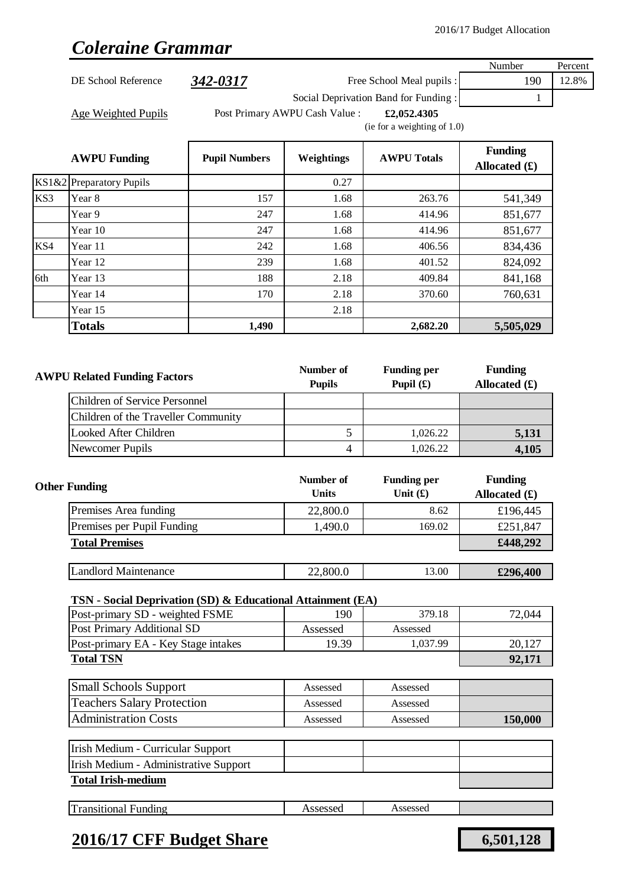2016/17 Budget Allocation

# *Coleraine Grammar*

| | | | Number | Percent |
|---|---|---|---|---|
| DE School Reference | ***342-0317*** | Free School Meal pupils : | 190 | 12.8% |
| | | Social Deprivation Band for Funding : | 1 | |

Age Weighted Pupils — Post Primary AWPU Cash Value : **£2,052.4305** (ie for a weighting of 1.0)

| | **AWPU Funding** | **Pupil Numbers** | **Weightings** | **AWPU Totals** | **Funding Allocated (£)** |
|---|---|---|---|---|---|
| KS1&2 | Preparatory Pupils | | 0.27 | | |
| KS3 | Year 8 | 157 | 1.68 | 263.76 | 541,349 |
| | Year 9 | 247 | 1.68 | 414.96 | 851,677 |
| | Year 10 | 247 | 1.68 | 414.96 | 851,677 |
| KS4 | Year 11 | 242 | 1.68 | 406.56 | 834,436 |
| | Year 12 | 239 | 1.68 | 401.52 | 824,092 |
| 6th | Year 13 | 188 | 2.18 | 409.84 | 841,168 |
| | Year 14 | 170 | 2.18 | 370.60 | 760,631 |
| | Year 15 | | 2.18 | | |
| | **Totals** | **1,490** | | **2,682.20** | **5,505,029** |

| **AWPU Related Funding Factors** | **Number of Pupils** | **Funding per Pupil (£)** | **Funding Allocated (£)** |
|---|---|---|---|
| Children of Service Personnel | | | |
| Children of the Traveller Community | | | |
| Looked After Children | 5 | 1,026.22 | **5,131** |
| Newcomer Pupils | 4 | 1,026.22 | **4,105** |

| **Other Funding** | **Number of Units** | **Funding per Unit (£)** | **Funding Allocated (£)** |
|---|---|---|---|
| Premises Area funding | 22,800.0 | 8.62 | £196,445 |
| Premises per Pupil Funding | 1,490.0 | 169.02 | £251,847 |
| **Total Premises** | | | **£448,292** |
| Landlord Maintenance | 22,800.0 | 13.00 | **£296,400** |

**TSN - Social Deprivation (SD) & Educational Attainment (EA)**

| | | | |
|---|---|---|---|
| Post-primary SD - weighted FSME | 190 | 379.18 | 72,044 |
| Post Primary Additional SD | Assessed | Assessed | |
| Post-primary EA - Key Stage intakes | 19.39 | 1,037.99 | 20,127 |
| **Total TSN** | | | **92,171** |

| | | | |
|---|---|---|---|
| Small Schools Support | Assessed | Assessed | |
| Teachers Salary Protection | Assessed | Assessed | |
| Administration Costs | Assessed | Assessed | **150,000** |

| | | | |
|---|---|---|---|
| Irish Medium - Curricular Support | | | |
| Irish Medium - Administrative Support | | | |
| **Total Irish-medium** | | | |

| | | | |
|---|---|---|---|
| Transitional Funding | Assessed | Assessed | |

## **2016/17 CFF Budget Share** — **6,501,128**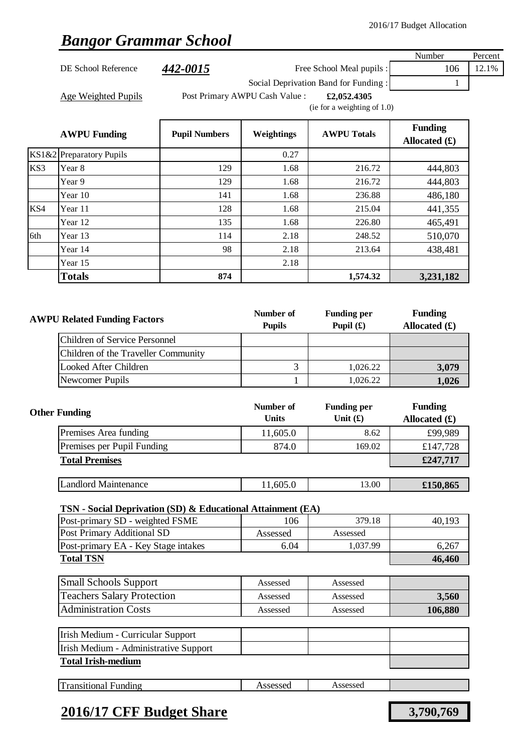2016/17 Budget Allocation

# *Bangor Grammar School*

| | | | Number | Percent |
|---|---|---|---|---|
| DE School Reference | ***442-0015*** | Free School Meal pupils : | 106 | 12.1% |
| | | Social Deprivation Band for Funding : | 1 | |

Age Weighted Pupils — Post Primary AWPU Cash Value : **£2,052.4305** (ie for a weighting of 1.0)

| | AWPU Funding | Pupil Numbers | Weightings | AWPU Totals | Funding Allocated (£) |
|---|---|---|---|---|---|
| KS1&2 | Preparatory Pupils | | 0.27 | | |
| KS3 | Year 8 | 129 | 1.68 | 216.72 | 444,803 |
| | Year 9 | 129 | 1.68 | 216.72 | 444,803 |
| | Year 10 | 141 | 1.68 | 236.88 | 486,180 |
| KS4 | Year 11 | 128 | 1.68 | 215.04 | 441,355 |
| | Year 12 | 135 | 1.68 | 226.80 | 465,491 |
| 6th | Year 13 | 114 | 2.18 | 248.52 | 510,070 |
| | Year 14 | 98 | 2.18 | 213.64 | 438,481 |
| | Year 15 | | 2.18 | | |
| | **Totals** | **874** | | **1,574.32** | **3,231,182** |

| AWPU Related Funding Factors | Number of Pupils | Funding per Pupil (£) | Funding Allocated (£) |
|---|---|---|---|
| Children of Service Personnel | | | |
| Children of the Traveller Community | | | |
| Looked After Children | 3 | 1,026.22 | **3,079** |
| Newcomer Pupils | 1 | 1,026.22 | **1,026** |

| Other Funding | Number of Units | Funding per Unit (£) | Funding Allocated (£) |
|---|---|---|---|
| Premises Area funding | 11,605.0 | 8.62 | £99,989 |
| Premises per Pupil Funding | 874.0 | 169.02 | £147,728 |
| **Total Premises** | | | **£247,717** |
| Landlord Maintenance | 11,605.0 | 13.00 | **£150,865** |

**TSN - Social Deprivation (SD) & Educational Attainment (EA)**

| | | | |
|---|---|---|---|
| Post-primary SD - weighted FSME | 106 | 379.18 | 40,193 |
| Post Primary Additional SD | Assessed | Assessed | |
| Post-primary EA - Key Stage intakes | 6.04 | 1,037.99 | 6,267 |
| **Total TSN** | | | **46,460** |

| | | | |
|---|---|---|---|
| Small Schools Support | Assessed | Assessed | |
| Teachers Salary Protection | Assessed | Assessed | **3,560** |
| Administration Costs | Assessed | Assessed | **106,880** |

| | | | |
|---|---|---|---|
| Irish Medium - Curricular Support | | | |
| Irish Medium - Administrative Support | | | |
| **Total Irish-medium** | | | |

| | | | |
|---|---|---|---|
| Transitional Funding | Assessed | Assessed | |

## **2016/17 CFF Budget Share** — **3,790,769**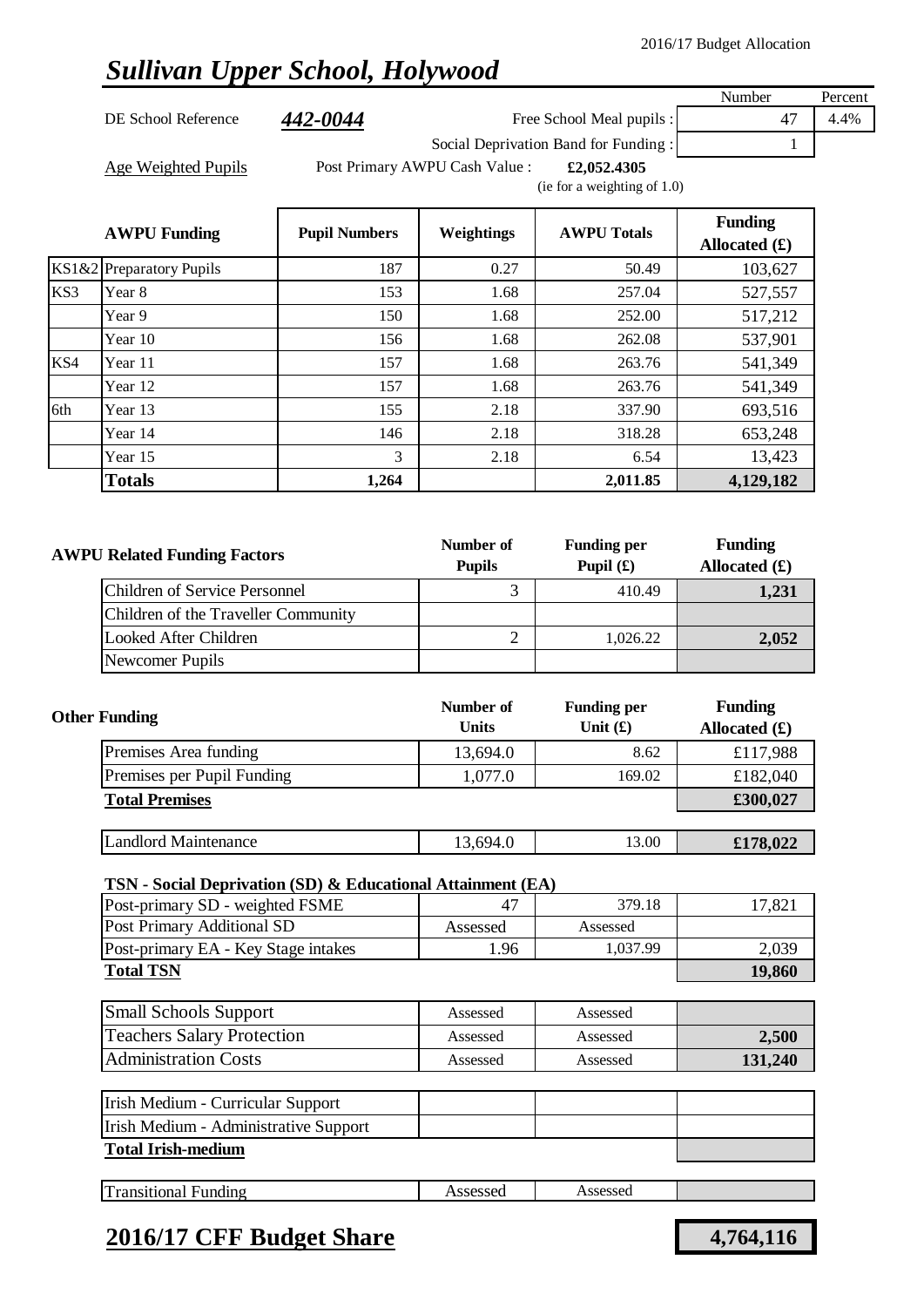2016/17 Budget Allocation

# *Sullivan Upper School, Holywood*

| | | | Number | Percent |
|---|---|---|---|---|
| DE School Reference | **442-0044** | Free School Meal pupils : | 47 | 4.4% |
| | | Social Deprivation Band for Funding : | 1 | |

Age Weighted Pupils — Post Primary AWPU Cash Value : **£2,052.4305** (ie for a weighting of 1.0)

| | AWPU Funding | Pupil Numbers | Weightings | AWPU Totals | Funding Allocated (£) |
|---|---|---|---|---|---|
| KS1&2 | Preparatory Pupils | 187 | 0.27 | 50.49 | 103,627 |
| KS3 | Year 8 | 153 | 1.68 | 257.04 | 527,557 |
| | Year 9 | 150 | 1.68 | 252.00 | 517,212 |
| | Year 10 | 156 | 1.68 | 262.08 | 537,901 |
| KS4 | Year 11 | 157 | 1.68 | 263.76 | 541,349 |
| | Year 12 | 157 | 1.68 | 263.76 | 541,349 |
| 6th | Year 13 | 155 | 2.18 | 337.90 | 693,516 |
| | Year 14 | 146 | 2.18 | 318.28 | 653,248 |
| | Year 15 | 3 | 2.18 | 6.54 | 13,423 |
| | **Totals** | **1,264** | | **2,011.85** | **4,129,182** |

| AWPU Related Funding Factors | Number of Pupils | Funding per Pupil (£) | Funding Allocated (£) |
|---|---|---|---|
| Children of Service Personnel | 3 | 410.49 | **1,231** |
| Children of the Traveller Community | | | |
| Looked After Children | 2 | 1,026.22 | **2,052** |
| Newcomer Pupils | | | |

| Other Funding | Number of Units | Funding per Unit (£) | Funding Allocated (£) |
|---|---|---|---|
| Premises Area funding | 13,694.0 | 8.62 | £117,988 |
| Premises per Pupil Funding | 1,077.0 | 169.02 | £182,040 |
| **Total Premises** | | | **£300,027** |
| Landlord Maintenance | 13,694.0 | 13.00 | **£178,022** |

**TSN - Social Deprivation (SD) & Educational Attainment (EA)**

| | | | |
|---|---|---|---|
| Post-primary SD - weighted FSME | 47 | 379.18 | 17,821 |
| Post Primary Additional SD | Assessed | Assessed | |
| Post-primary EA - Key Stage intakes | 1.96 | 1,037.99 | 2,039 |
| **Total TSN** | | | **19,860** |

| | | | |
|---|---|---|---|
| Small Schools Support | Assessed | Assessed | |
| Teachers Salary Protection | Assessed | Assessed | **2,500** |
| Administration Costs | Assessed | Assessed | **131,240** |

| | | | |
|---|---|---|---|
| Irish Medium - Curricular Support | | | |
| Irish Medium - Administrative Support | | | |
| **Total Irish-medium** | | | |

| | | | |
|---|---|---|---|
| Transitional Funding | Assessed | Assessed | |

## 2016/17 CFF Budget Share — **4,764,116**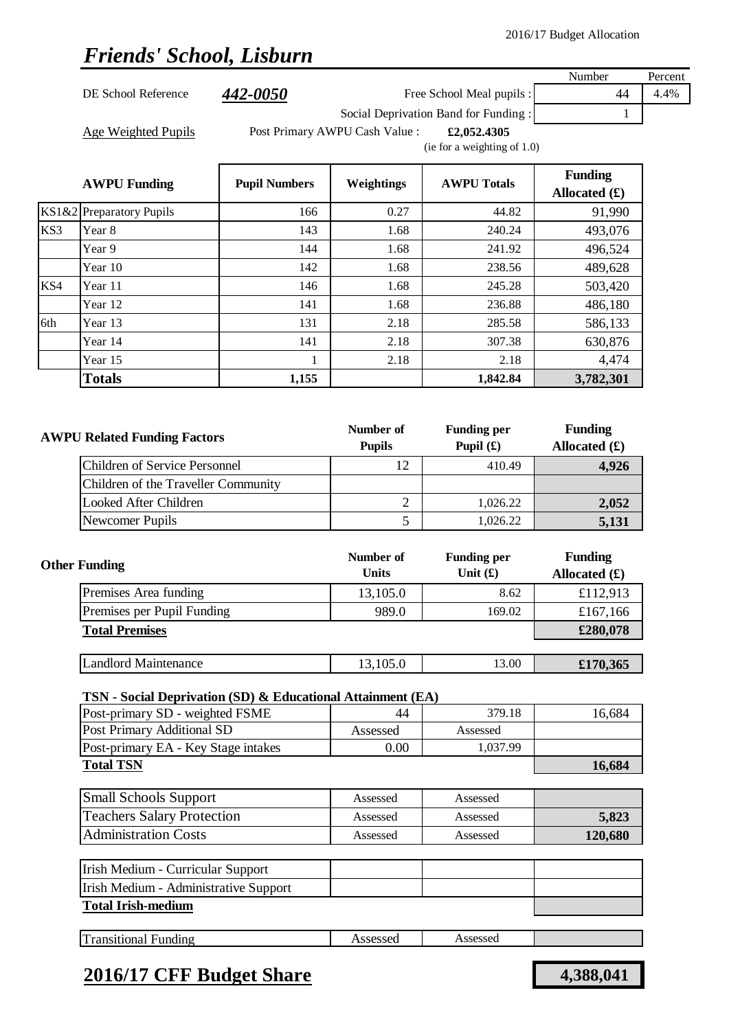2016/17 Budget Allocation

# *Friends' School, Lisburn*

| | | | Number | Percent |
|---|---|---|---|---|
| DE School Reference | ***442-0050*** | Free School Meal pupils : | 44 | 4.4% |
| | | Social Deprivation Band for Funding : | 1 | |

Age Weighted Pupils — Post Primary AWPU Cash Value : **£2,052.4305** (ie for a weighting of 1.0)

| | AWPU Funding | Pupil Numbers | Weightings | AWPU Totals | Funding Allocated (£) |
|---|---|---|---|---|---|
| KS1&2 | Preparatory Pupils | 166 | 0.27 | 44.82 | 91,990 |
| KS3 | Year 8 | 143 | 1.68 | 240.24 | 493,076 |
| | Year 9 | 144 | 1.68 | 241.92 | 496,524 |
| | Year 10 | 142 | 1.68 | 238.56 | 489,628 |
| KS4 | Year 11 | 146 | 1.68 | 245.28 | 503,420 |
| | Year 12 | 141 | 1.68 | 236.88 | 486,180 |
| 6th | Year 13 | 131 | 2.18 | 285.58 | 586,133 |
| | Year 14 | 141 | 2.18 | 307.38 | 630,876 |
| | Year 15 | 1 | 2.18 | 2.18 | 4,474 |
| | **Totals** | **1,155** | | **1,842.84** | **3,782,301** |

| AWPU Related Funding Factors | Number of Pupils | Funding per Pupil (£) | Funding Allocated (£) |
|---|---|---|---|
| Children of Service Personnel | 12 | 410.49 | **4,926** |
| Children of the Traveller Community | | | |
| Looked After Children | 2 | 1,026.22 | **2,052** |
| Newcomer Pupils | 5 | 1,026.22 | **5,131** |

| Other Funding | Number of Units | Funding per Unit (£) | Funding Allocated (£) |
|---|---|---|---|
| Premises Area funding | 13,105.0 | 8.62 | £112,913 |
| Premises per Pupil Funding | 989.0 | 169.02 | £167,166 |
| **Total Premises** | | | **£280,078** |
| Landlord Maintenance | 13,105.0 | 13.00 | **£170,365** |

**TSN - Social Deprivation (SD) & Educational Attainment (EA)**

| | | | |
|---|---|---|---|
| Post-primary SD - weighted FSME | 44 | 379.18 | 16,684 |
| Post Primary Additional SD | Assessed | Assessed | |
| Post-primary EA - Key Stage intakes | 0.00 | 1,037.99 | |
| **Total TSN** | | | **16,684** |

| | | | |
|---|---|---|---|
| Small Schools Support | Assessed | Assessed | |
| Teachers Salary Protection | Assessed | Assessed | **5,823** |
| Administration Costs | Assessed | Assessed | **120,680** |

| | | | |
|---|---|---|---|
| Irish Medium - Curricular Support | | | |
| Irish Medium - Administrative Support | | | |
| **Total Irish-medium** | | | |

| | | | |
|---|---|---|---|
| Transitional Funding | Assessed | Assessed | |

## **2016/17 CFF Budget Share** — **4,388,041**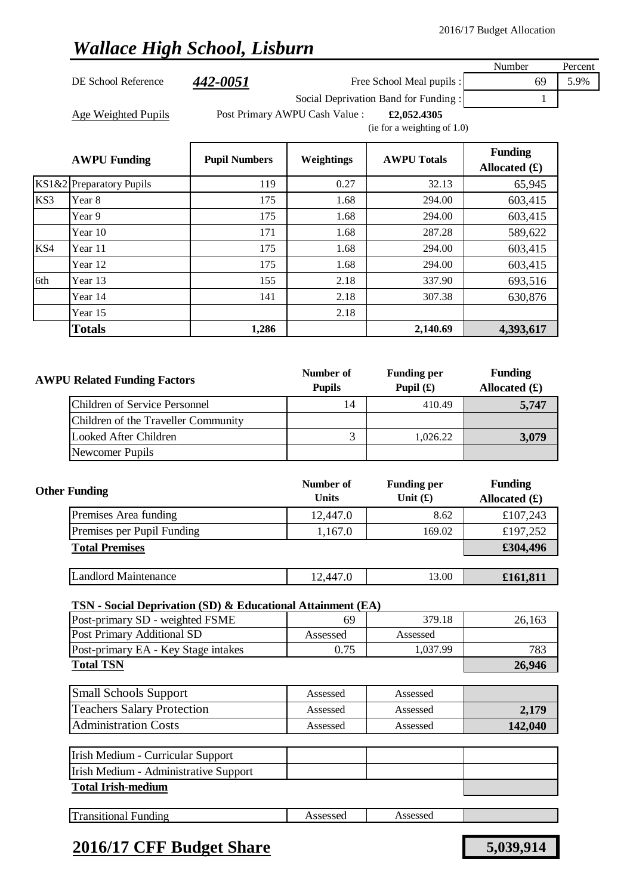2016/17 Budget Allocation

# *Wallace High School, Lisburn*

| | | | Number | Percent |
|---|---|---|---|---|
| DE School Reference | **442-0051** | Free School Meal pupils : | 69 | 5.9% |
| | | Social Deprivation Band for Funding : | 1 | |

Age Weighted Pupils — Post Primary AWPU Cash Value : **£2,052.4305** (ie for a weighting of 1.0)

| | AWPU Funding | Pupil Numbers | Weightings | AWPU Totals | Funding Allocated (£) |
|---|---|---|---|---|---|
| KS1&2 | Preparatory Pupils | 119 | 0.27 | 32.13 | 65,945 |
| KS3 | Year 8 | 175 | 1.68 | 294.00 | 603,415 |
| | Year 9 | 175 | 1.68 | 294.00 | 603,415 |
| | Year 10 | 171 | 1.68 | 287.28 | 589,622 |
| KS4 | Year 11 | 175 | 1.68 | 294.00 | 603,415 |
| | Year 12 | 175 | 1.68 | 294.00 | 603,415 |
| 6th | Year 13 | 155 | 2.18 | 337.90 | 693,516 |
| | Year 14 | 141 | 2.18 | 307.38 | 630,876 |
| | Year 15 | | 2.18 | | |
| | **Totals** | **1,286** | | **2,140.69** | **4,393,617** |

| AWPU Related Funding Factors | Number of Pupils | Funding per Pupil (£) | Funding Allocated (£) |
|---|---|---|---|
| Children of Service Personnel | 14 | 410.49 | **5,747** |
| Children of the Traveller Community | | | |
| Looked After Children | 3 | 1,026.22 | **3,079** |
| Newcomer Pupils | | | |

| Other Funding | Number of Units | Funding per Unit (£) | Funding Allocated (£) |
|---|---|---|---|
| Premises Area funding | 12,447.0 | 8.62 | £107,243 |
| Premises per Pupil Funding | 1,167.0 | 169.02 | £197,252 |
| **Total Premises** | | | **£304,496** |
| Landlord Maintenance | 12,447.0 | 13.00 | **£161,811** |

**TSN - Social Deprivation (SD) & Educational Attainment (EA)**

| | | | |
|---|---|---|---|
| Post-primary SD - weighted FSME | 69 | 379.18 | 26,163 |
| Post Primary Additional SD | Assessed | Assessed | |
| Post-primary EA - Key Stage intakes | 0.75 | 1,037.99 | 783 |
| **Total TSN** | | | **26,946** |

| | | | |
|---|---|---|---|
| Small Schools Support | Assessed | Assessed | |
| Teachers Salary Protection | Assessed | Assessed | **2,179** |
| Administration Costs | Assessed | Assessed | **142,040** |

| | | | |
|---|---|---|---|
| Irish Medium - Curricular Support | | | |
| Irish Medium - Administrative Support | | | |
| **Total Irish-medium** | | | |

| | | | |
|---|---|---|---|
| Transitional Funding | Assessed | Assessed | |

## 2016/17 CFF Budget Share — **5,039,914**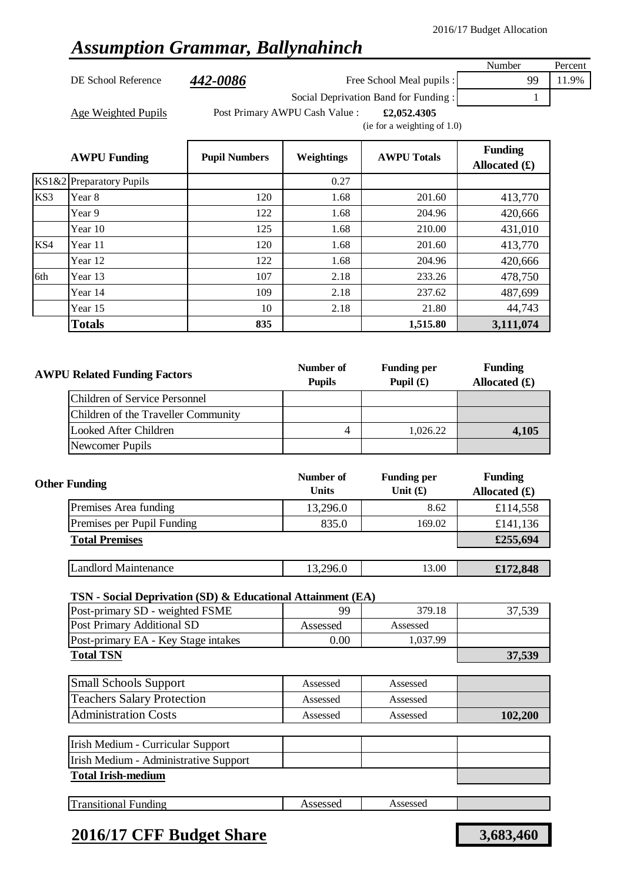2016/17 Budget Allocation

# *Assumption Grammar, Ballynahinch*

| | | | Number | Percent |
|---|---|---|---|---|
| DE School Reference | ***442-0086*** | Free School Meal pupils : | 99 | 11.9% |
| | | Social Deprivation Band for Funding : | 1 | |

Age Weighted Pupils — Post Primary AWPU Cash Value : **£2,052.4305** (ie for a weighting of 1.0)

| | AWPU Funding | Pupil Numbers | Weightings | AWPU Totals | Funding Allocated (£) |
|---|---|---|---|---|---|
| KS1&2 | Preparatory Pupils | | 0.27 | | |
| KS3 | Year 8 | 120 | 1.68 | 201.60 | 413,770 |
| | Year 9 | 122 | 1.68 | 204.96 | 420,666 |
| | Year 10 | 125 | 1.68 | 210.00 | 431,010 |
| KS4 | Year 11 | 120 | 1.68 | 201.60 | 413,770 |
| | Year 12 | 122 | 1.68 | 204.96 | 420,666 |
| 6th | Year 13 | 107 | 2.18 | 233.26 | 478,750 |
| | Year 14 | 109 | 2.18 | 237.62 | 487,699 |
| | Year 15 | 10 | 2.18 | 21.80 | 44,743 |
| | **Totals** | **835** | | **1,515.80** | **3,111,074** |

| AWPU Related Funding Factors | Number of Pupils | Funding per Pupil (£) | Funding Allocated (£) |
|---|---|---|---|
| Children of Service Personnel | | | |
| Children of the Traveller Community | | | |
| Looked After Children | 4 | 1,026.22 | **4,105** |
| Newcomer Pupils | | | |

| Other Funding | Number of Units | Funding per Unit (£) | Funding Allocated (£) |
|---|---|---|---|
| Premises Area funding | 13,296.0 | 8.62 | £114,558 |
| Premises per Pupil Funding | 835.0 | 169.02 | £141,136 |
| **Total Premises** | | | **£255,694** |
| Landlord Maintenance | 13,296.0 | 13.00 | **£172,848** |

**TSN - Social Deprivation (SD) & Educational Attainment (EA)**

| | | | |
|---|---|---|---|
| Post-primary SD - weighted FSME | 99 | 379.18 | 37,539 |
| Post Primary Additional SD | Assessed | Assessed | |
| Post-primary EA - Key Stage intakes | 0.00 | 1,037.99 | |
| **Total TSN** | | | **37,539** |

| | | | |
|---|---|---|---|
| Small Schools Support | Assessed | Assessed | |
| Teachers Salary Protection | Assessed | Assessed | |
| Administration Costs | Assessed | Assessed | **102,200** |

| | | | |
|---|---|---|---|
| Irish Medium - Curricular Support | | | |
| Irish Medium - Administrative Support | | | |
| **Total Irish-medium** | | | |

| | | | |
|---|---|---|---|
| Transitional Funding | Assessed | Assessed | |

## 2016/17 CFF Budget Share — **3,683,460**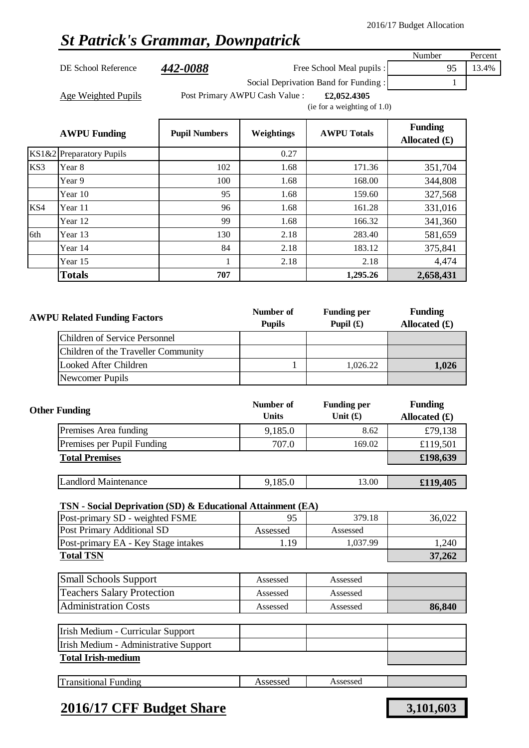2016/17 Budget Allocation

# *St Patrick's Grammar, Downpatrick*

| | | | Number | Percent |
|---|---|---|---|---|
| DE School Reference | ***442-0088*** | Free School Meal pupils : | 95 | 13.4% |
| | | Social Deprivation Band for Funding : | 1 | |

Age Weighted Pupils — Post Primary AWPU Cash Value : **£2,052.4305** (ie for a weighting of 1.0)

| | AWPU Funding | Pupil Numbers | Weightings | AWPU Totals | Funding Allocated (£) |
|---|---|---|---|---|---|
| KS1&2 | Preparatory Pupils | | 0.27 | | |
| KS3 | Year 8 | 102 | 1.68 | 171.36 | 351,704 |
| | Year 9 | 100 | 1.68 | 168.00 | 344,808 |
| | Year 10 | 95 | 1.68 | 159.60 | 327,568 |
| KS4 | Year 11 | 96 | 1.68 | 161.28 | 331,016 |
| | Year 12 | 99 | 1.68 | 166.32 | 341,360 |
| 6th | Year 13 | 130 | 2.18 | 283.40 | 581,659 |
| | Year 14 | 84 | 2.18 | 183.12 | 375,841 |
| | Year 15 | 1 | 2.18 | 2.18 | 4,474 |
| | **Totals** | **707** | | **1,295.26** | **2,658,431** |

| AWPU Related Funding Factors | Number of Pupils | Funding per Pupil (£) | Funding Allocated (£) |
|---|---|---|---|
| Children of Service Personnel | | | |
| Children of the Traveller Community | | | |
| Looked After Children | 1 | 1,026.22 | **1,026** |
| Newcomer Pupils | | | |

| Other Funding | Number of Units | Funding per Unit (£) | Funding Allocated (£) |
|---|---|---|---|
| Premises Area funding | 9,185.0 | 8.62 | £79,138 |
| Premises per Pupil Funding | 707.0 | 169.02 | £119,501 |
| **Total Premises** | | | **£198,639** |
| Landlord Maintenance | 9,185.0 | 13.00 | **£119,405** |

**TSN - Social Deprivation (SD) & Educational Attainment (EA)**

| | | | |
|---|---|---|---|
| Post-primary SD - weighted FSME | 95 | 379.18 | 36,022 |
| Post Primary Additional SD | Assessed | Assessed | |
| Post-primary EA - Key Stage intakes | 1.19 | 1,037.99 | 1,240 |
| **Total TSN** | | | **37,262** |

| | | | |
|---|---|---|---|
| Small Schools Support | Assessed | Assessed | |
| Teachers Salary Protection | Assessed | Assessed | |
| Administration Costs | Assessed | Assessed | **86,840** |

| | | | |
|---|---|---|---|
| Irish Medium - Curricular Support | | | |
| Irish Medium - Administrative Support | | | |
| **Total Irish-medium** | | | |

| | | | |
|---|---|---|---|
| Transitional Funding | Assessed | Assessed | |

## 2016/17 CFF Budget Share — **3,101,603**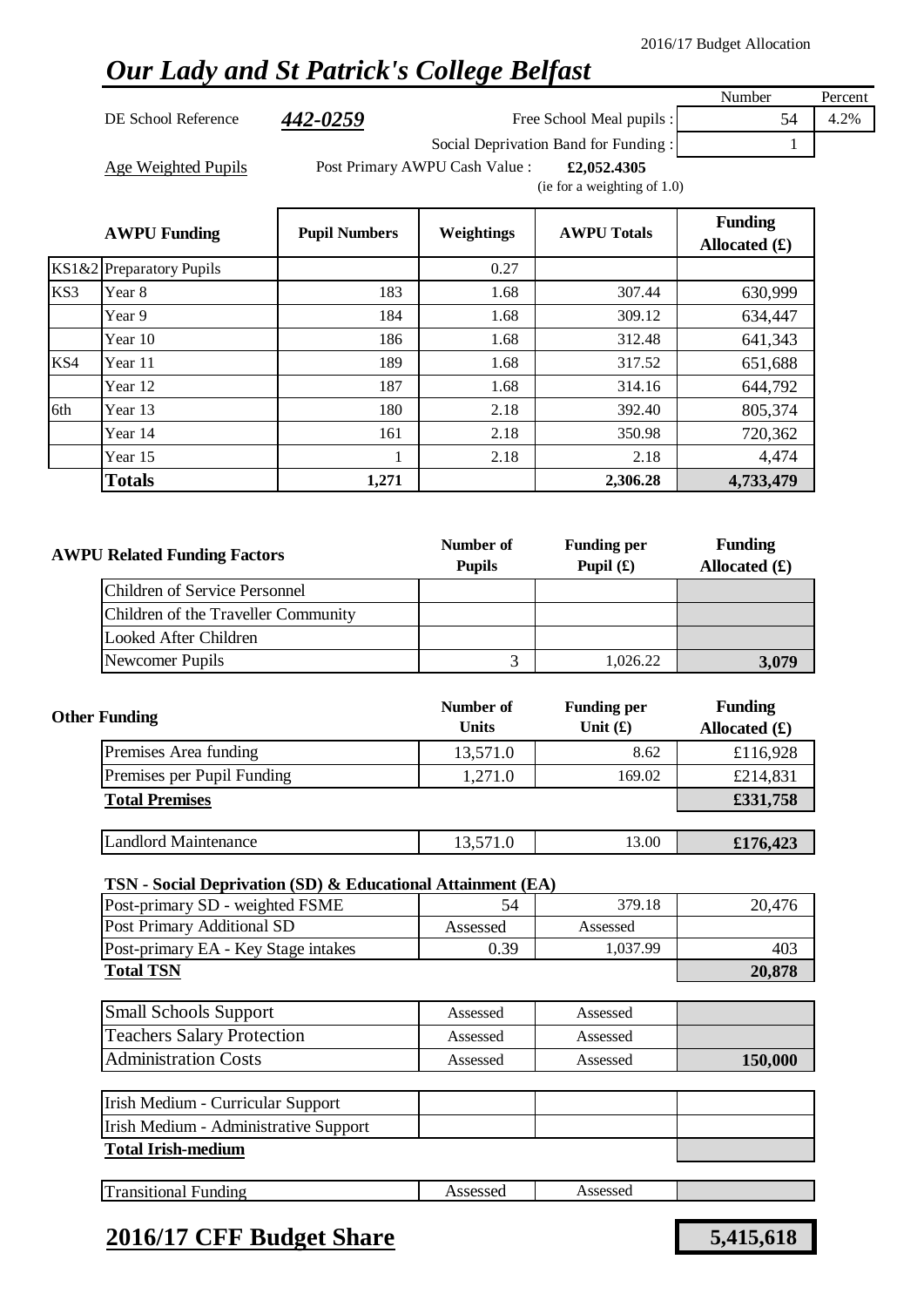2016/17 Budget Allocation

# *Our Lady and St Patrick's College Belfast*

| | | | Number | Percent |
|---|---|---|---|---|
| DE School Reference | ***442-0259*** | Free School Meal pupils : | 54 | 4.2% |
| | | Social Deprivation Band for Funding : | 1 | |

Age Weighted Pupils — Post Primary AWPU Cash Value : **£2,052.4305** (ie for a weighting of 1.0)

| | AWPU Funding | Pupil Numbers | Weightings | AWPU Totals | Funding Allocated (£) |
|---|---|---|---|---|---|
| KS1&2 | Preparatory Pupils | | 0.27 | | |
| KS3 | Year 8 | 183 | 1.68 | 307.44 | 630,999 |
| | Year 9 | 184 | 1.68 | 309.12 | 634,447 |
| | Year 10 | 186 | 1.68 | 312.48 | 641,343 |
| KS4 | Year 11 | 189 | 1.68 | 317.52 | 651,688 |
| | Year 12 | 187 | 1.68 | 314.16 | 644,792 |
| 6th | Year 13 | 180 | 2.18 | 392.40 | 805,374 |
| | Year 14 | 161 | 2.18 | 350.98 | 720,362 |
| | Year 15 | 1 | 2.18 | 2.18 | 4,474 |
| | **Totals** | **1,271** | | **2,306.28** | **4,733,479** |

| AWPU Related Funding Factors | Number of Pupils | Funding per Pupil (£) | Funding Allocated (£) |
|---|---|---|---|
| Children of Service Personnel | | | |
| Children of the Traveller Community | | | |
| Looked After Children | | | |
| Newcomer Pupils | 3 | 1,026.22 | **3,079** |

| Other Funding | Number of Units | Funding per Unit (£) | Funding Allocated (£) |
|---|---|---|---|
| Premises Area funding | 13,571.0 | 8.62 | £116,928 |
| Premises per Pupil Funding | 1,271.0 | 169.02 | £214,831 |
| **Total Premises** | | | **£331,758** |
| Landlord Maintenance | 13,571.0 | 13.00 | **£176,423** |

**TSN - Social Deprivation (SD) & Educational Attainment (EA)**

| | | | |
|---|---|---|---|
| Post-primary SD - weighted FSME | 54 | 379.18 | 20,476 |
| Post Primary Additional SD | Assessed | Assessed | |
| Post-primary EA - Key Stage intakes | 0.39 | 1,037.99 | 403 |
| **Total TSN** | | | **20,878** |

| | | | |
|---|---|---|---|
| Small Schools Support | Assessed | Assessed | |
| Teachers Salary Protection | Assessed | Assessed | |
| Administration Costs | Assessed | Assessed | **150,000** |

| | | | |
|---|---|---|---|
| Irish Medium - Curricular Support | | | |
| Irish Medium - Administrative Support | | | |
| **Total Irish-medium** | | | |

| | | | |
|---|---|---|---|
| Transitional Funding | Assessed | Assessed | |

## 2016/17 CFF Budget Share — **5,415,618**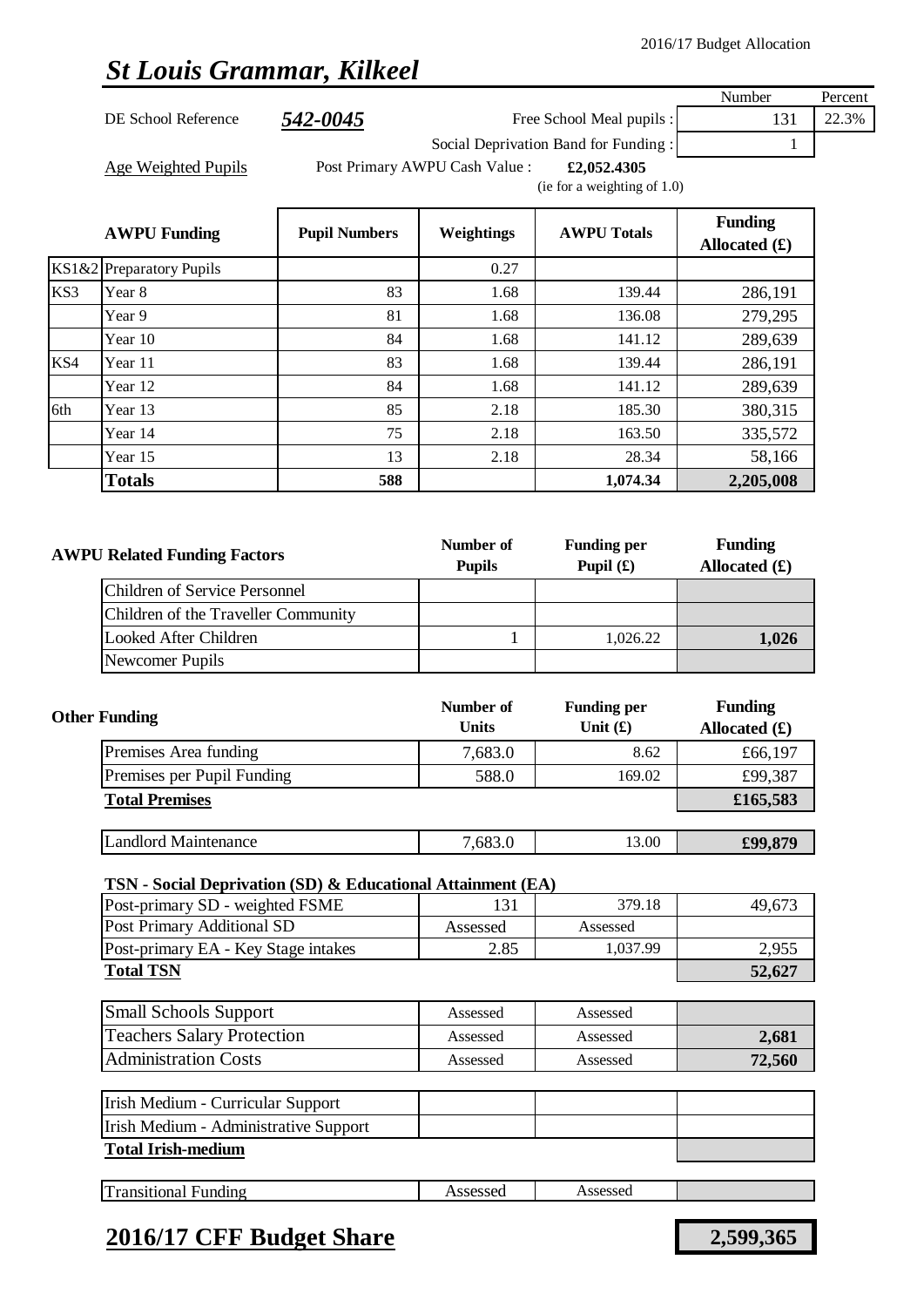2016/17 Budget Allocation

# *St Louis Grammar, Kilkeel*

| | | | | Number | Percent |
|---|---|---|---|---|---|
| DE School Reference | ***542-0045*** | | Free School Meal pupils : | 131 | 22.3% |
| | | | Social Deprivation Band for Funding : | 1 | |
| Age Weighted Pupils | Post Primary AWPU Cash Value : | | £2,052.4305 (ie for a weighting of 1.0) | | |

| | AWPU Funding | Pupil Numbers | Weightings | AWPU Totals | Funding Allocated (£) |
|---|---|---|---|---|---|
| KS1&2 | Preparatory Pupils | | 0.27 | | |
| KS3 | Year 8 | 83 | 1.68 | 139.44 | 286,191 |
| | Year 9 | 81 | 1.68 | 136.08 | 279,295 |
| | Year 10 | 84 | 1.68 | 141.12 | 289,639 |
| KS4 | Year 11 | 83 | 1.68 | 139.44 | 286,191 |
| | Year 12 | 84 | 1.68 | 141.12 | 289,639 |
| 6th | Year 13 | 85 | 2.18 | 185.30 | 380,315 |
| | Year 14 | 75 | 2.18 | 163.50 | 335,572 |
| | Year 15 | 13 | 2.18 | 28.34 | 58,166 |
| | **Totals** | **588** | | **1,074.34** | **2,205,008** |

| AWPU Related Funding Factors | Number of Pupils | Funding per Pupil (£) | Funding Allocated (£) |
|---|---|---|---|
| Children of Service Personnel | | | |
| Children of the Traveller Community | | | |
| Looked After Children | 1 | 1,026.22 | **1,026** |
| Newcomer Pupils | | | |

| Other Funding | Number of Units | Funding per Unit (£) | Funding Allocated (£) |
|---|---|---|---|
| Premises Area funding | 7,683.0 | 8.62 | £66,197 |
| Premises per Pupil Funding | 588.0 | 169.02 | £99,387 |
| **Total Premises** | | | **£165,583** |
| Landlord Maintenance | 7,683.0 | 13.00 | **£99,879** |

**TSN - Social Deprivation (SD) & Educational Attainment (EA)**

| | | | |
|---|---|---|---|
| Post-primary SD - weighted FSME | 131 | 379.18 | 49,673 |
| Post Primary Additional SD | Assessed | Assessed | |
| Post-primary EA - Key Stage intakes | 2.85 | 1,037.99 | 2,955 |
| **Total TSN** | | | **52,627** |

| | | | |
|---|---|---|---|
| Small Schools Support | Assessed | Assessed | |
| Teachers Salary Protection | Assessed | Assessed | **2,681** |
| Administration Costs | Assessed | Assessed | **72,560** |

| | | | |
|---|---|---|---|
| Irish Medium - Curricular Support | | | |
| Irish Medium - Administrative Support | | | |
| **Total Irish-medium** | | | |

| | | | |
|---|---|---|---|
| Transitional Funding | Assessed | Assessed | |

## **2016/17 CFF Budget Share** — **2,599,365**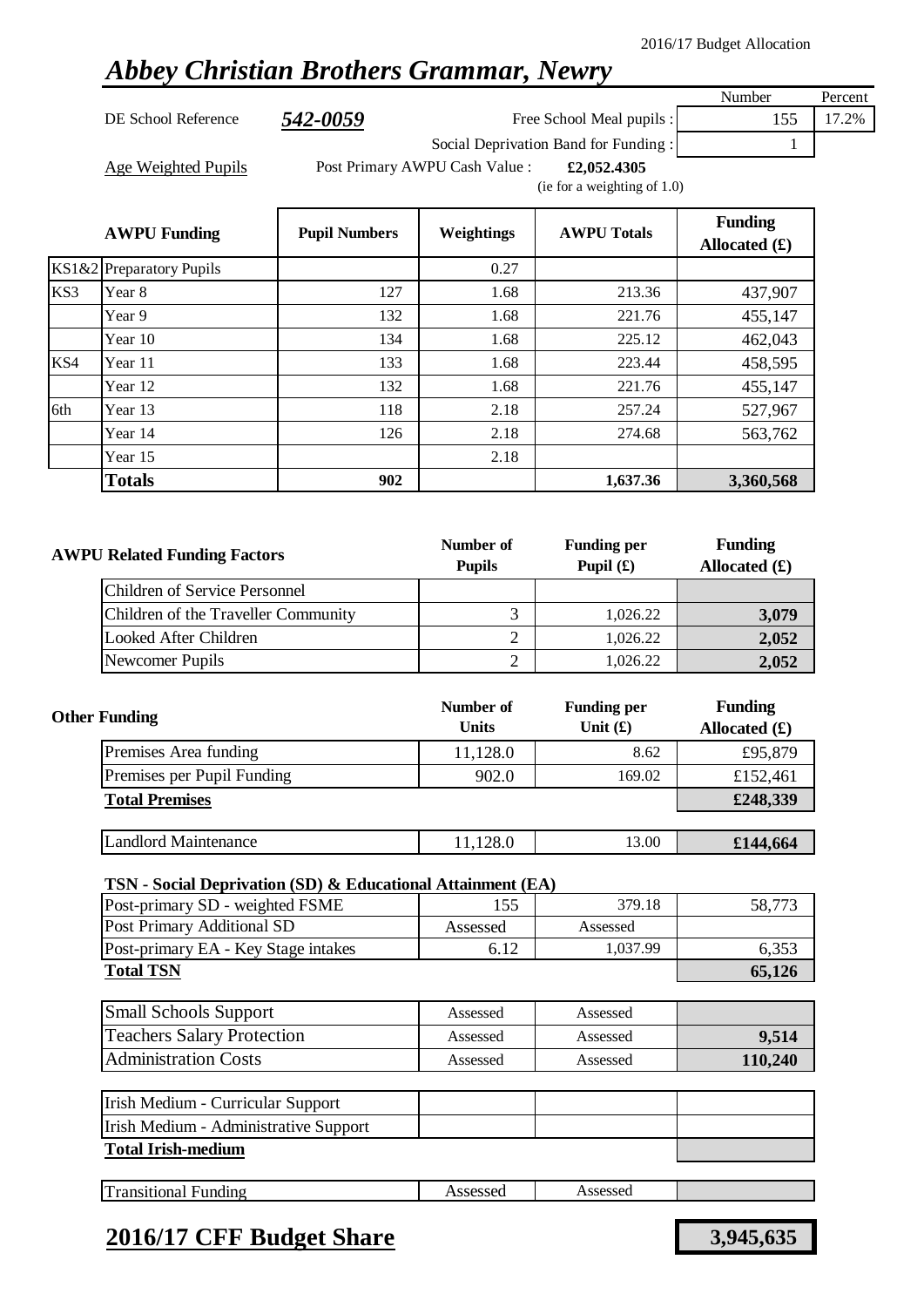2016/17 Budget Allocation

# *Abbey Christian Brothers Grammar, Newry*

| | | Number | Percent |
|---|---|---|---|
| DE School Reference | ***542-0059*** | | |
| | Free School Meal pupils : | 155 | 17.2% |
| | Social Deprivation Band for Funding : | 1 | |

Age Weighted Pupils — Post Primary AWPU Cash Value : **£2,052.4305** (ie for a weighting of 1.0)

| | **AWPU Funding** | **Pupil Numbers** | **Weightings** | **AWPU Totals** | **Funding Allocated (£)** |
|---|---|---|---|---|---|
| KS1&2 | Preparatory Pupils | | 0.27 | | |
| KS3 | Year 8 | 127 | 1.68 | 213.36 | 437,907 |
| | Year 9 | 132 | 1.68 | 221.76 | 455,147 |
| | Year 10 | 134 | 1.68 | 225.12 | 462,043 |
| KS4 | Year 11 | 133 | 1.68 | 223.44 | 458,595 |
| | Year 12 | 132 | 1.68 | 221.76 | 455,147 |
| 6th | Year 13 | 118 | 2.18 | 257.24 | 527,967 |
| | Year 14 | 126 | 2.18 | 274.68 | 563,762 |
| | Year 15 | | 2.18 | | |
| | **Totals** | **902** | | **1,637.36** | **3,360,568** |

| **AWPU Related Funding Factors** | **Number of Pupils** | **Funding per Pupil (£)** | **Funding Allocated (£)** |
|---|---|---|---|
| Children of Service Personnel | | | |
| Children of the Traveller Community | 3 | 1,026.22 | **3,079** |
| Looked After Children | 2 | 1,026.22 | **2,052** |
| Newcomer Pupils | 2 | 1,026.22 | **2,052** |

| **Other Funding** | **Number of Units** | **Funding per Unit (£)** | **Funding Allocated (£)** |
|---|---|---|---|
| Premises Area funding | 11,128.0 | 8.62 | £95,879 |
| Premises per Pupil Funding | 902.0 | 169.02 | £152,461 |
| **Total Premises** | | | **£248,339** |
| Landlord Maintenance | 11,128.0 | 13.00 | **£144,664** |

**TSN - Social Deprivation (SD) & Educational Attainment (EA)**

| | | | |
|---|---|---|---|
| Post-primary SD - weighted FSME | 155 | 379.18 | 58,773 |
| Post Primary Additional SD | Assessed | Assessed | |
| Post-primary EA - Key Stage intakes | 6.12 | 1,037.99 | 6,353 |
| **Total TSN** | | | **65,126** |

| | | | |
|---|---|---|---|
| Small Schools Support | Assessed | Assessed | |
| Teachers Salary Protection | Assessed | Assessed | **9,514** |
| Administration Costs | Assessed | Assessed | **110,240** |

| | | | |
|---|---|---|---|
| Irish Medium - Curricular Support | | | |
| Irish Medium - Administrative Support | | | |
| **Total Irish-medium** | | | |

| | | | |
|---|---|---|---|
| Transitional Funding | Assessed | Assessed | |

## **2016/17 CFF Budget Share** — **3,945,635**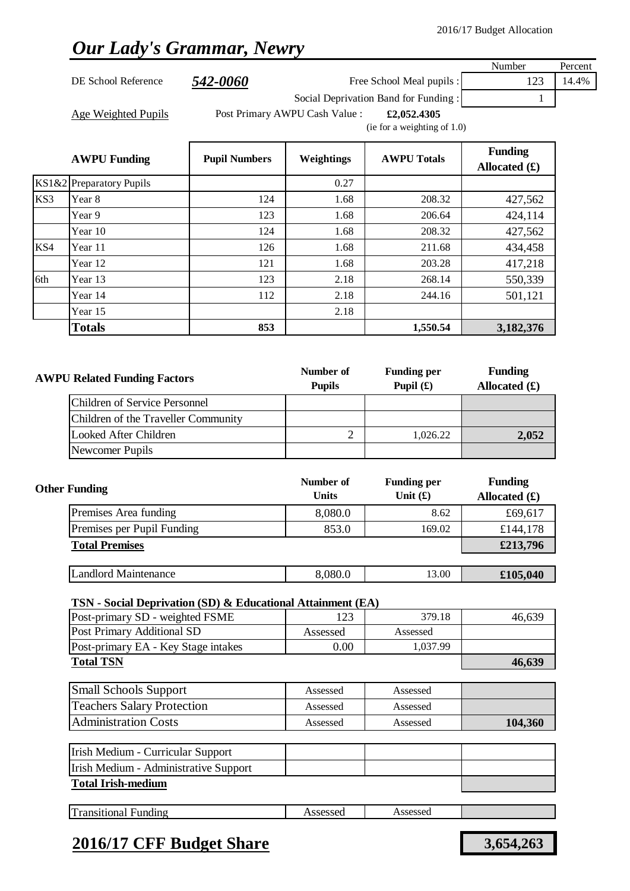2016/17 Budget Allocation

# *Our Lady's Grammar, Newry*

| | | | Number | Percent |
|---|---|---|---|---|
| DE School Reference | **542-0060** | Free School Meal pupils : | 123 | 14.4% |
| | | Social Deprivation Band for Funding : | 1 | |

Age Weighted Pupils — Post Primary AWPU Cash Value : **£2,052.4305** (ie for a weighting of 1.0)

| | AWPU Funding | Pupil Numbers | Weightings | AWPU Totals | Funding Allocated (£) |
|---|---|---|---|---|---|
| KS1&2 | Preparatory Pupils | | 0.27 | | |
| KS3 | Year 8 | 124 | 1.68 | 208.32 | 427,562 |
| | Year 9 | 123 | 1.68 | 206.64 | 424,114 |
| | Year 10 | 124 | 1.68 | 208.32 | 427,562 |
| KS4 | Year 11 | 126 | 1.68 | 211.68 | 434,458 |
| | Year 12 | 121 | 1.68 | 203.28 | 417,218 |
| 6th | Year 13 | 123 | 2.18 | 268.14 | 550,339 |
| | Year 14 | 112 | 2.18 | 244.16 | 501,121 |
| | Year 15 | | 2.18 | | |
| | **Totals** | **853** | | **1,550.54** | **3,182,376** |

| AWPU Related Funding Factors | Number of Pupils | Funding per Pupil (£) | Funding Allocated (£) |
|---|---|---|---|
| Children of Service Personnel | | | |
| Children of the Traveller Community | | | |
| Looked After Children | 2 | 1,026.22 | **2,052** |
| Newcomer Pupils | | | |

| Other Funding | Number of Units | Funding per Unit (£) | Funding Allocated (£) |
|---|---|---|---|
| Premises Area funding | 8,080.0 | 8.62 | £69,617 |
| Premises per Pupil Funding | 853.0 | 169.02 | £144,178 |
| **Total Premises** | | | **£213,796** |
| Landlord Maintenance | 8,080.0 | 13.00 | **£105,040** |

**TSN - Social Deprivation (SD) & Educational Attainment (EA)**

| | | | |
|---|---|---|---|
| Post-primary SD - weighted FSME | 123 | 379.18 | 46,639 |
| Post Primary Additional SD | Assessed | Assessed | |
| Post-primary EA - Key Stage intakes | 0.00 | 1,037.99 | |
| **Total TSN** | | | **46,639** |

| | | | |
|---|---|---|---|
| Small Schools Support | Assessed | Assessed | |
| Teachers Salary Protection | Assessed | Assessed | |
| Administration Costs | Assessed | Assessed | **104,360** |

| | | | |
|---|---|---|---|
| Irish Medium - Curricular Support | | | |
| Irish Medium - Administrative Support | | | |
| **Total Irish-medium** | | | |

| | | | |
|---|---|---|---|
| Transitional Funding | Assessed | Assessed | |

## **2016/17 CFF Budget Share** — **3,654,263**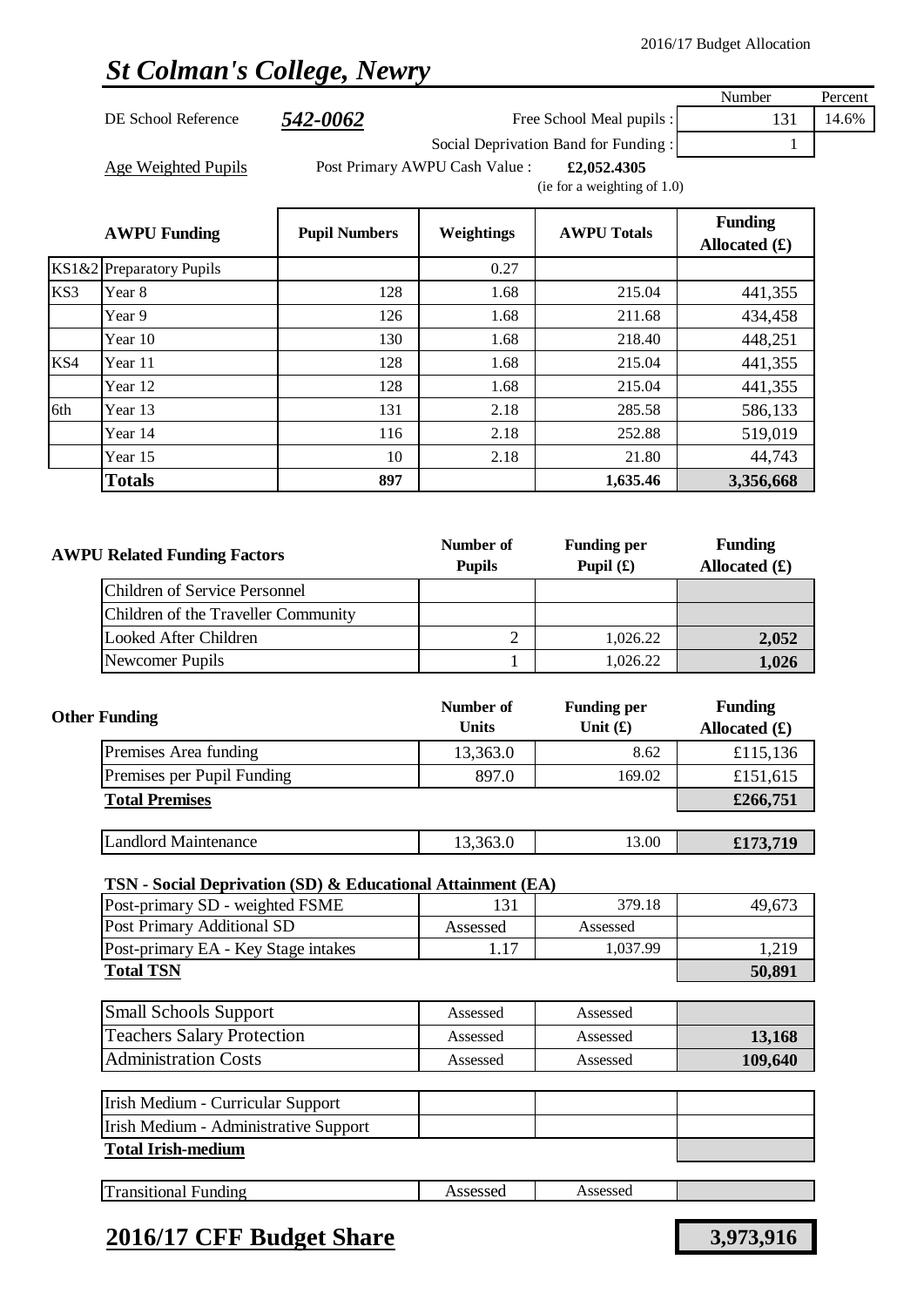2016/17 Budget Allocation

# St Colman's College, Newry

| | | | Number | Percent |
|---|---|---|---|---|
| DE School Reference | 542-0062 | Free School Meal pupils : | 131 | 14.6% |
| | | Social Deprivation Band for Funding : | 1 | |

Age Weighted Pupils — Post Primary AWPU Cash Value : **£2,052.4305** (ie for a weighting of 1.0)

| | AWPU Funding | Pupil Numbers | Weightings | AWPU Totals | Funding Allocated (£) |
|---|---|---|---|---|---|
| KS1&2 | Preparatory Pupils | | 0.27 | | |
| KS3 | Year 8 | 128 | 1.68 | 215.04 | 441,355 |
| | Year 9 | 126 | 1.68 | 211.68 | 434,458 |
| | Year 10 | 130 | 1.68 | 218.40 | 448,251 |
| KS4 | Year 11 | 128 | 1.68 | 215.04 | 441,355 |
| | Year 12 | 128 | 1.68 | 215.04 | 441,355 |
| 6th | Year 13 | 131 | 2.18 | 285.58 | 586,133 |
| | Year 14 | 116 | 2.18 | 252.88 | 519,019 |
| | Year 15 | 10 | 2.18 | 21.80 | 44,743 |
| | **Totals** | **897** | | **1,635.46** | **3,356,668** |

| AWPU Related Funding Factors | Number of Pupils | Funding per Pupil (£) | Funding Allocated (£) |
|---|---|---|---|
| Children of Service Personnel | | | |
| Children of the Traveller Community | | | |
| Looked After Children | 2 | 1,026.22 | **2,052** |
| Newcomer Pupils | 1 | 1,026.22 | **1,026** |

| Other Funding | Number of Units | Funding per Unit (£) | Funding Allocated (£) |
|---|---|---|---|
| Premises Area funding | 13,363.0 | 8.62 | £115,136 |
| Premises per Pupil Funding | 897.0 | 169.02 | £151,615 |
| **Total Premises** | | | **£266,751** |
| Landlord Maintenance | 13,363.0 | 13.00 | **£173,719** |

| TSN - Social Deprivation (SD) & Educational Attainment (EA) | | | |
|---|---|---|---|
| Post-primary SD - weighted FSME | 131 | 379.18 | 49,673 |
| Post Primary Additional SD | Assessed | Assessed | |
| Post-primary EA - Key Stage intakes | 1.17 | 1,037.99 | 1,219 |
| **Total TSN** | | | **50,891** |

| | | | |
|---|---|---|---|
| Small Schools Support | Assessed | Assessed | |
| Teachers Salary Protection | Assessed | Assessed | **13,168** |
| Administration Costs | Assessed | Assessed | **109,640** |

| | | | |
|---|---|---|---|
| Irish Medium - Curricular Support | | | |
| Irish Medium - Administrative Support | | | |
| **Total Irish-medium** | | | |

| | | | |
|---|---|---|---|
| Transitional Funding | Assessed | Assessed | |

## 2016/17 CFF Budget Share — **3,973,916**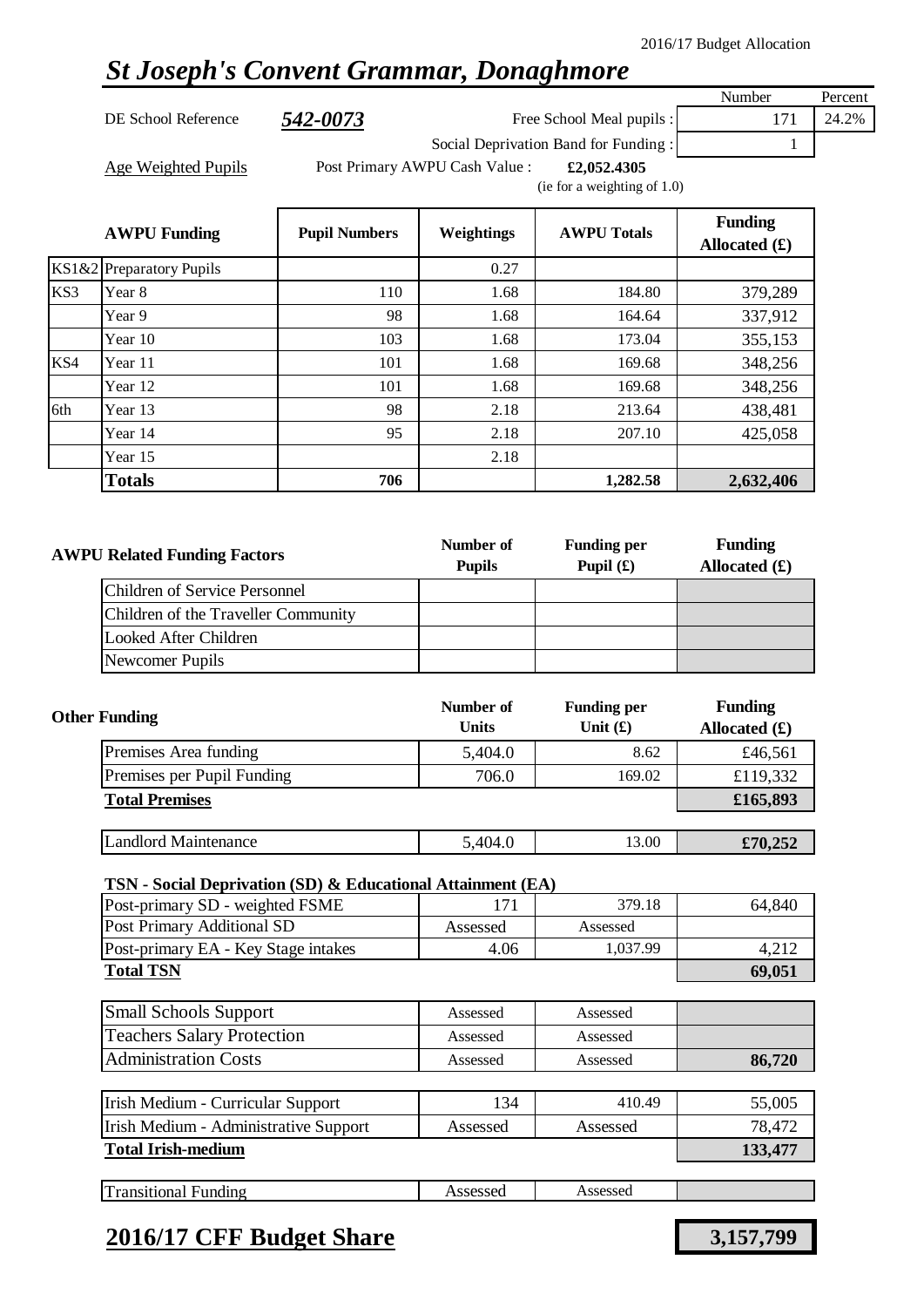2016/17 Budget Allocation

# *St Joseph's Convent Grammar, Donaghmore*

| | | Number | Percent |
|---|---|---|---|
| DE School Reference | ***542-0073*** | | |
| | Free School Meal pupils : | 171 | 24.2% |
| | Social Deprivation Band for Funding : | 1 | |

Age Weighted Pupils — Post Primary AWPU Cash Value : **£2,052.4305** (ie for a weighting of 1.0)

| | **AWPU Funding** | **Pupil Numbers** | **Weightings** | **AWPU Totals** | **Funding Allocated (£)** |
|---|---|---|---|---|---|
| KS1&2 | Preparatory Pupils | | 0.27 | | |
| KS3 | Year 8 | 110 | 1.68 | 184.80 | 379,289 |
| | Year 9 | 98 | 1.68 | 164.64 | 337,912 |
| | Year 10 | 103 | 1.68 | 173.04 | 355,153 |
| KS4 | Year 11 | 101 | 1.68 | 169.68 | 348,256 |
| | Year 12 | 101 | 1.68 | 169.68 | 348,256 |
| 6th | Year 13 | 98 | 2.18 | 213.64 | 438,481 |
| | Year 14 | 95 | 2.18 | 207.10 | 425,058 |
| | Year 15 | | 2.18 | | |
| | **Totals** | **706** | | **1,282.58** | **2,632,406** |

| **AWPU Related Funding Factors** | **Number of Pupils** | **Funding per Pupil (£)** | **Funding Allocated (£)** |
|---|---|---|---|
| Children of Service Personnel | | | |
| Children of the Traveller Community | | | |
| Looked After Children | | | |
| Newcomer Pupils | | | |

| **Other Funding** | **Number of Units** | **Funding per Unit (£)** | **Funding Allocated (£)** |
|---|---|---|---|
| Premises Area funding | 5,404.0 | 8.62 | £46,561 |
| Premises per Pupil Funding | 706.0 | 169.02 | £119,332 |
| **Total Premises** | | | **£165,893** |
| Landlord Maintenance | 5,404.0 | 13.00 | **£70,252** |

**TSN - Social Deprivation (SD) & Educational Attainment (EA)**

| | | | |
|---|---|---|---|
| Post-primary SD - weighted FSME | 171 | 379.18 | 64,840 |
| Post Primary Additional SD | Assessed | Assessed | |
| Post-primary EA - Key Stage intakes | 4.06 | 1,037.99 | 4,212 |
| **Total TSN** | | | **69,051** |

| | | | |
|---|---|---|---|
| Small Schools Support | Assessed | Assessed | |
| Teachers Salary Protection | Assessed | Assessed | |
| Administration Costs | Assessed | Assessed | **86,720** |

| | | | |
|---|---|---|---|
| Irish Medium - Curricular Support | 134 | 410.49 | 55,005 |
| Irish Medium - Administrative Support | Assessed | Assessed | 78,472 |
| **Total Irish-medium** | | | **133,477** |

| | | | |
|---|---|---|---|
| Transitional Funding | Assessed | Assessed | |

## 2016/17 CFF Budget Share — **3,157,799**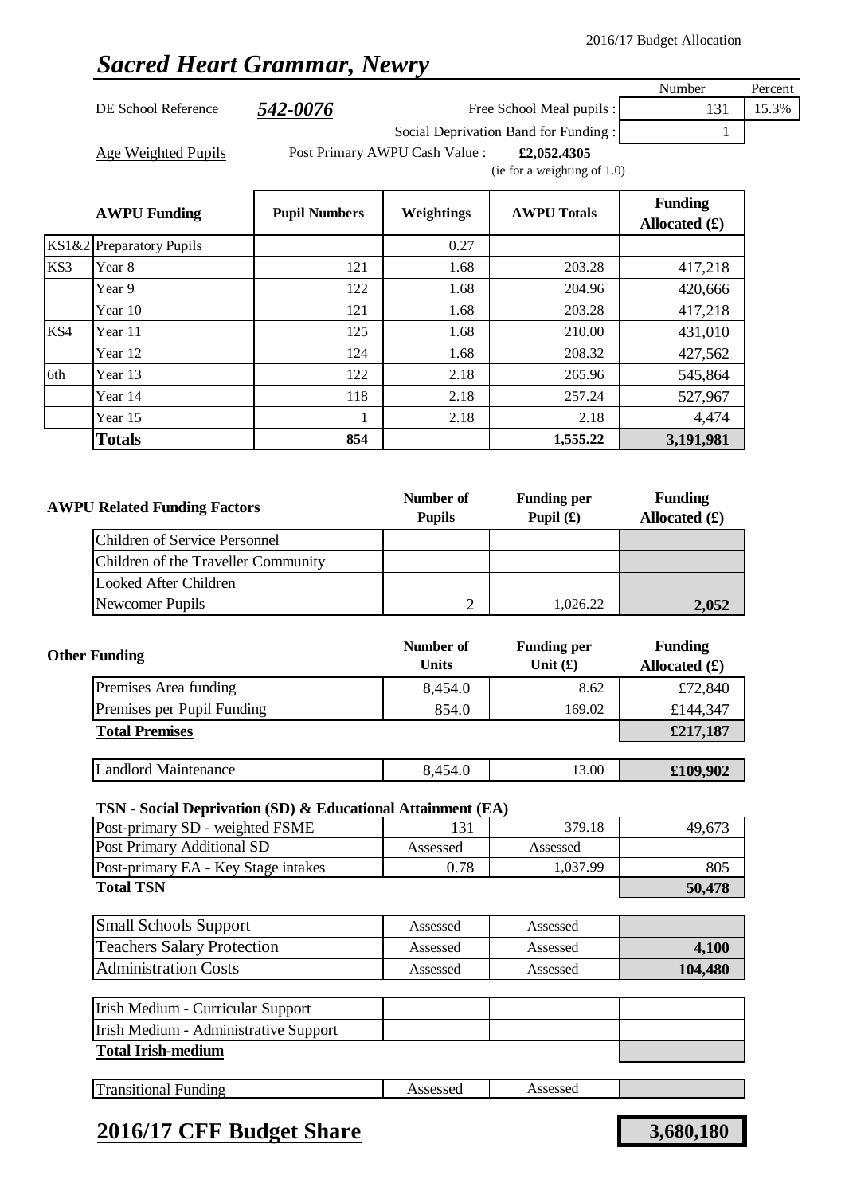2016/17 Budget Allocation

# *Sacred Heart Grammar, Newry*

| | | | Number | Percent |
|---|---|---|---|---|
| DE School Reference | ***542-0076*** | Free School Meal pupils : | 131 | 15.3% |
| | | Social Deprivation Band for Funding : | 1 | |

Age Weighted Pupils — Post Primary AWPU Cash Value : **£2,052.4305** (ie for a weighting of 1.0)

| | AWPU Funding | Pupil Numbers | Weightings | AWPU Totals | Funding Allocated (£) |
|---|---|---|---|---|---|
| KS1&2 | Preparatory Pupils | | 0.27 | | |
| KS3 | Year 8 | 121 | 1.68 | 203.28 | 417,218 |
| | Year 9 | 122 | 1.68 | 204.96 | 420,666 |
| | Year 10 | 121 | 1.68 | 203.28 | 417,218 |
| KS4 | Year 11 | 125 | 1.68 | 210.00 | 431,010 |
| | Year 12 | 124 | 1.68 | 208.32 | 427,562 |
| 6th | Year 13 | 122 | 2.18 | 265.96 | 545,864 |
| | Year 14 | 118 | 2.18 | 257.24 | 527,967 |
| | Year 15 | 1 | 2.18 | 2.18 | 4,474 |
| | **Totals** | **854** | | **1,555.22** | **3,191,981** |

| AWPU Related Funding Factors | Number of Pupils | Funding per Pupil (£) | Funding Allocated (£) |
|---|---|---|---|
| Children of Service Personnel | | | |
| Children of the Traveller Community | | | |
| Looked After Children | | | |
| Newcomer Pupils | 2 | 1,026.22 | **2,052** |

| Other Funding | Number of Units | Funding per Unit (£) | Funding Allocated (£) |
|---|---|---|---|
| Premises Area funding | 8,454.0 | 8.62 | £72,840 |
| Premises per Pupil Funding | 854.0 | 169.02 | £144,347 |
| **Total Premises** | | | **£217,187** |
| Landlord Maintenance | 8,454.0 | 13.00 | **£109,902** |

**TSN - Social Deprivation (SD) & Educational Attainment (EA)**

| | | | |
|---|---|---|---|
| Post-primary SD - weighted FSME | 131 | 379.18 | 49,673 |
| Post Primary Additional SD | Assessed | Assessed | |
| Post-primary EA - Key Stage intakes | 0.78 | 1,037.99 | 805 |
| **Total TSN** | | | **50,478** |

| | | | |
|---|---|---|---|
| Small Schools Support | Assessed | Assessed | |
| Teachers Salary Protection | Assessed | Assessed | **4,100** |
| Administration Costs | Assessed | Assessed | **104,480** |

| | | | |
|---|---|---|---|
| Irish Medium - Curricular Support | | | |
| Irish Medium - Administrative Support | | | |
| **Total Irish-medium** | | | |

| | | | |
|---|---|---|---|
| Transitional Funding | Assessed | Assessed | |

## **2016/17 CFF Budget Share** — **3,680,180**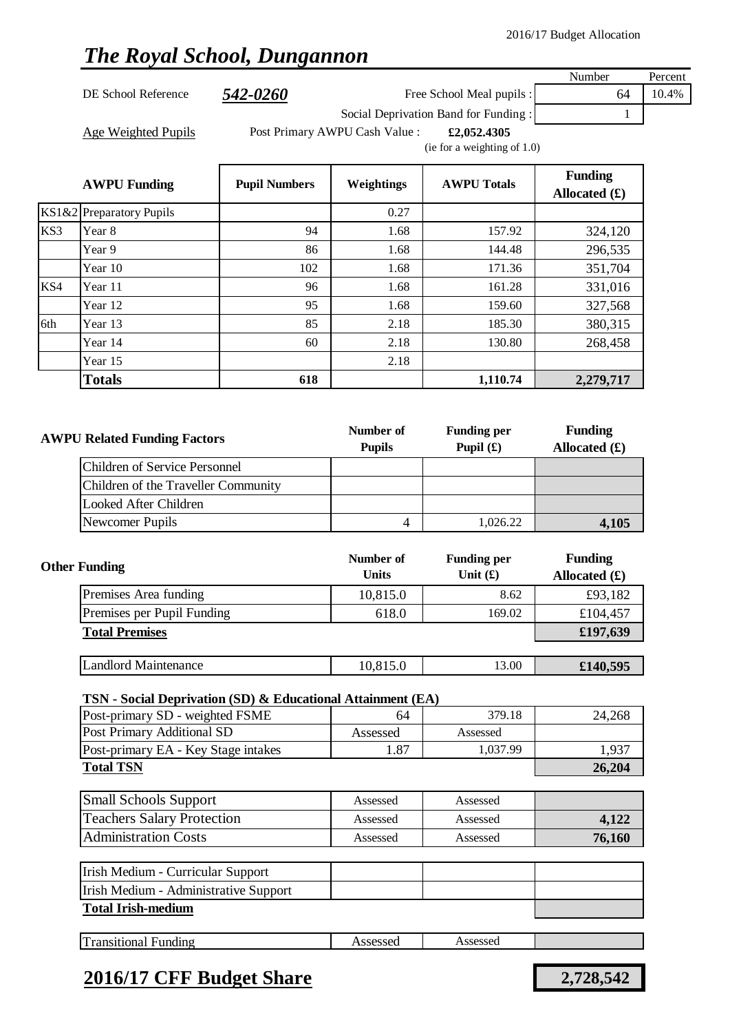2016/17 Budget Allocation

# *The Royal School, Dungannon*

| | | | Number | Percent |
|---|---|---|---|---|
| DE School Reference | ***542-0260*** | Free School Meal pupils : | 64 | 10.4% |
| | | Social Deprivation Band for Funding : | 1 | |

Age Weighted Pupils — Post Primary AWPU Cash Value : **£2,052.4305** (ie for a weighting of 1.0)

| | AWPU Funding | Pupil Numbers | Weightings | AWPU Totals | Funding Allocated (£) |
|---|---|---|---|---|---|
| KS1&2 | Preparatory Pupils | | 0.27 | | |
| KS3 | Year 8 | 94 | 1.68 | 157.92 | 324,120 |
| | Year 9 | 86 | 1.68 | 144.48 | 296,535 |
| | Year 10 | 102 | 1.68 | 171.36 | 351,704 |
| KS4 | Year 11 | 96 | 1.68 | 161.28 | 331,016 |
| | Year 12 | 95 | 1.68 | 159.60 | 327,568 |
| 6th | Year 13 | 85 | 2.18 | 185.30 | 380,315 |
| | Year 14 | 60 | 2.18 | 130.80 | 268,458 |
| | Year 15 | | 2.18 | | |
| | **Totals** | **618** | | **1,110.74** | **2,279,717** |

| AWPU Related Funding Factors | Number of Pupils | Funding per Pupil (£) | Funding Allocated (£) |
|---|---|---|---|
| Children of Service Personnel | | | |
| Children of the Traveller Community | | | |
| Looked After Children | | | |
| Newcomer Pupils | 4 | 1,026.22 | **4,105** |

| Other Funding | Number of Units | Funding per Unit (£) | Funding Allocated (£) |
|---|---|---|---|
| Premises Area funding | 10,815.0 | 8.62 | £93,182 |
| Premises per Pupil Funding | 618.0 | 169.02 | £104,457 |
| **Total Premises** | | | **£197,639** |
| Landlord Maintenance | 10,815.0 | 13.00 | **£140,595** |

**TSN - Social Deprivation (SD) & Educational Attainment (EA)**

| | | | |
|---|---|---|---|
| Post-primary SD - weighted FSME | 64 | 379.18 | 24,268 |
| Post Primary Additional SD | Assessed | Assessed | |
| Post-primary EA - Key Stage intakes | 1.87 | 1,037.99 | 1,937 |
| **Total TSN** | | | **26,204** |

| | | | |
|---|---|---|---|
| Small Schools Support | Assessed | Assessed | |
| Teachers Salary Protection | Assessed | Assessed | **4,122** |
| Administration Costs | Assessed | Assessed | **76,160** |

| | | | |
|---|---|---|---|
| Irish Medium - Curricular Support | | | |
| Irish Medium - Administrative Support | | | |
| **Total Irish-medium** | | | |

| | | | |
|---|---|---|---|
| Transitional Funding | Assessed | Assessed | |

## **2016/17 CFF Budget Share** — **2,728,542**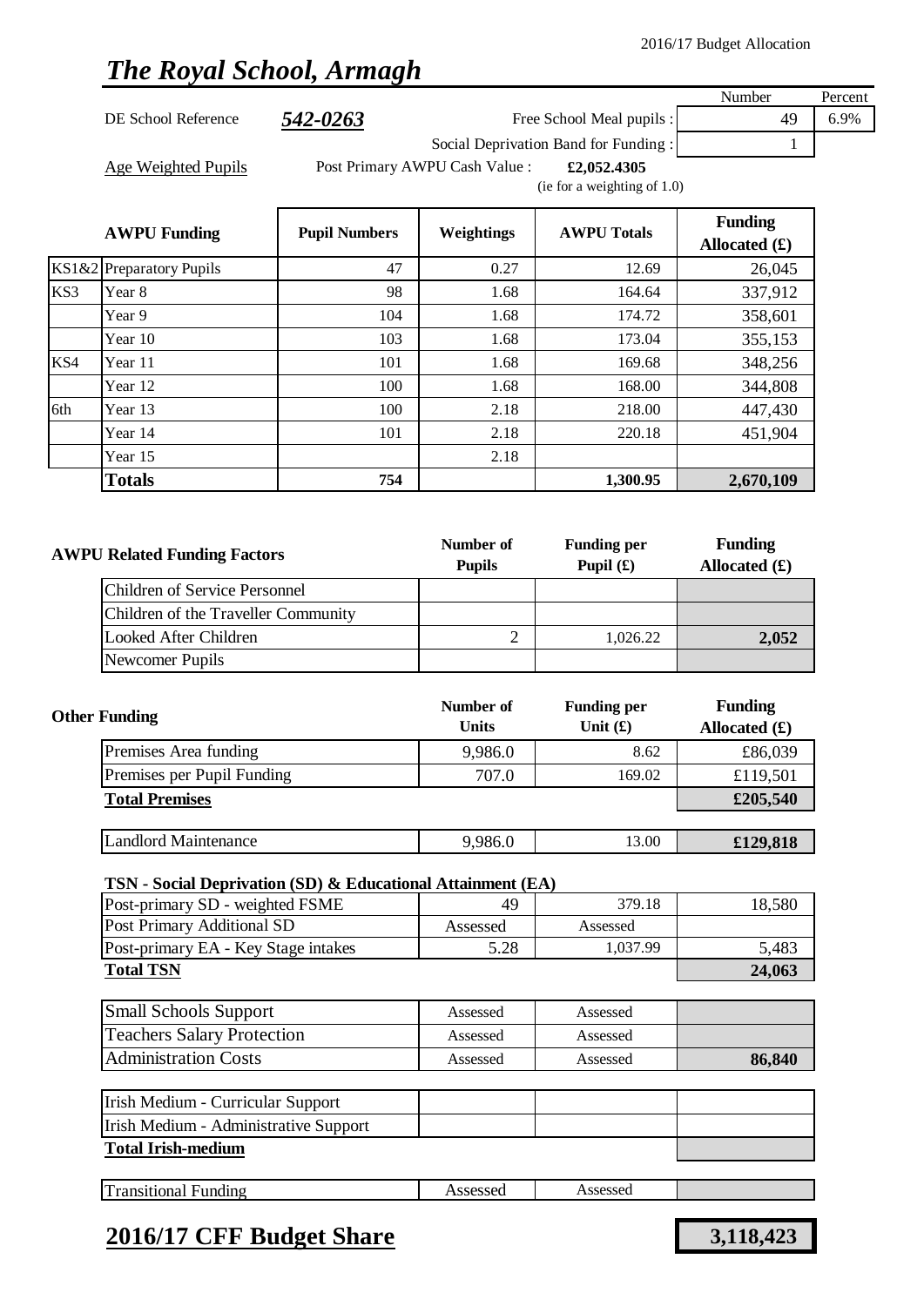2016/17 Budget Allocation

# *The Royal School, Armagh*

| | | | Number | Percent |
|---|---|---|---|---|
| DE School Reference | **542-0263** | Free School Meal pupils : | 49 | 6.9% |
| | | Social Deprivation Band for Funding : | 1 | |

Age Weighted Pupils — Post Primary AWPU Cash Value : **£2,052.4305** (ie for a weighting of 1.0)

| | AWPU Funding | Pupil Numbers | Weightings | AWPU Totals | Funding Allocated (£) |
|---|---|---|---|---|---|
| KS1&2 | Preparatory Pupils | 47 | 0.27 | 12.69 | 26,045 |
| KS3 | Year 8 | 98 | 1.68 | 164.64 | 337,912 |
| | Year 9 | 104 | 1.68 | 174.72 | 358,601 |
| | Year 10 | 103 | 1.68 | 173.04 | 355,153 |
| KS4 | Year 11 | 101 | 1.68 | 169.68 | 348,256 |
| | Year 12 | 100 | 1.68 | 168.00 | 344,808 |
| 6th | Year 13 | 100 | 2.18 | 218.00 | 447,430 |
| | Year 14 | 101 | 2.18 | 220.18 | 451,904 |
| | Year 15 | | 2.18 | | |
| | **Totals** | **754** | | **1,300.95** | **2,670,109** |

| AWPU Related Funding Factors | Number of Pupils | Funding per Pupil (£) | Funding Allocated (£) |
|---|---|---|---|
| Children of Service Personnel | | | |
| Children of the Traveller Community | | | |
| Looked After Children | 2 | 1,026.22 | **2,052** |
| Newcomer Pupils | | | |

| Other Funding | Number of Units | Funding per Unit (£) | Funding Allocated (£) |
|---|---|---|---|
| Premises Area funding | 9,986.0 | 8.62 | £86,039 |
| Premises per Pupil Funding | 707.0 | 169.02 | £119,501 |
| **Total Premises** | | | **£205,540** |
| Landlord Maintenance | 9,986.0 | 13.00 | **£129,818** |

**TSN - Social Deprivation (SD) & Educational Attainment (EA)**

| | | | |
|---|---|---|---|
| Post-primary SD - weighted FSME | 49 | 379.18 | 18,580 |
| Post Primary Additional SD | Assessed | Assessed | |
| Post-primary EA - Key Stage intakes | 5.28 | 1,037.99 | 5,483 |
| **Total TSN** | | | **24,063** |

| | | | |
|---|---|---|---|
| Small Schools Support | Assessed | Assessed | |
| Teachers Salary Protection | Assessed | Assessed | |
| Administration Costs | Assessed | Assessed | **86,840** |

| | | | |
|---|---|---|---|
| Irish Medium - Curricular Support | | | |
| Irish Medium - Administrative Support | | | |
| **Total Irish-medium** | | | |

| | | | |
|---|---|---|---|
| Transitional Funding | Assessed | Assessed | |

## **2016/17 CFF Budget Share** — **3,118,423**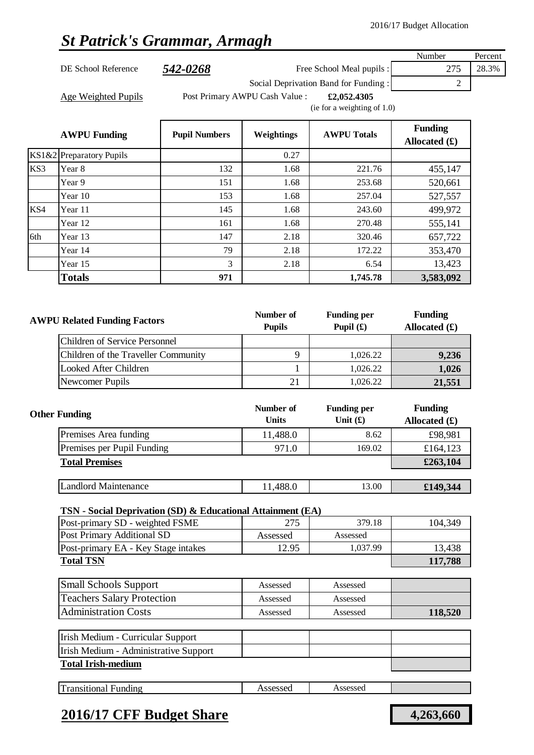2016/17 Budget Allocation

# *St Patrick's Grammar, Armagh*

| DE School Reference | **542-0268** | | Number | Percent |
|---|---|---|---|---|
| | | Free School Meal pupils : | 275 | 28.3% |
| | | Social Deprivation Band for Funding : | 2 | |

Age Weighted Pupils — Post Primary AWPU Cash Value : **£2,052.4305** (ie for a weighting of 1.0)

| | AWPU Funding | Pupil Numbers | Weightings | AWPU Totals | Funding Allocated (£) |
|---|---|---|---|---|---|
| KS1&2 | Preparatory Pupils | | 0.27 | | |
| KS3 | Year 8 | 132 | 1.68 | 221.76 | 455,147 |
| | Year 9 | 151 | 1.68 | 253.68 | 520,661 |
| | Year 10 | 153 | 1.68 | 257.04 | 527,557 |
| KS4 | Year 11 | 145 | 1.68 | 243.60 | 499,972 |
| | Year 12 | 161 | 1.68 | 270.48 | 555,141 |
| 6th | Year 13 | 147 | 2.18 | 320.46 | 657,722 |
| | Year 14 | 79 | 2.18 | 172.22 | 353,470 |
| | Year 15 | 3 | 2.18 | 6.54 | 13,423 |
| | **Totals** | **971** | | **1,745.78** | **3,583,092** |

| AWPU Related Funding Factors | Number of Pupils | Funding per Pupil (£) | Funding Allocated (£) |
|---|---|---|---|
| Children of Service Personnel | | | |
| Children of the Traveller Community | 9 | 1,026.22 | **9,236** |
| Looked After Children | 1 | 1,026.22 | **1,026** |
| Newcomer Pupils | 21 | 1,026.22 | **21,551** |

| Other Funding | Number of Units | Funding per Unit (£) | Funding Allocated (£) |
|---|---|---|---|
| Premises Area funding | 11,488.0 | 8.62 | £98,981 |
| Premises per Pupil Funding | 971.0 | 169.02 | £164,123 |
| **Total Premises** | | | **£263,104** |
| Landlord Maintenance | 11,488.0 | 13.00 | **£149,344** |

**TSN - Social Deprivation (SD) & Educational Attainment (EA)**

| | | | |
|---|---|---|---|
| Post-primary SD - weighted FSME | 275 | 379.18 | 104,349 |
| Post Primary Additional SD | Assessed | Assessed | |
| Post-primary EA - Key Stage intakes | 12.95 | 1,037.99 | 13,438 |
| **Total TSN** | | | **117,788** |

| | | | |
|---|---|---|---|
| Small Schools Support | Assessed | Assessed | |
| Teachers Salary Protection | Assessed | Assessed | |
| Administration Costs | Assessed | Assessed | **118,520** |

| | | | |
|---|---|---|---|
| Irish Medium - Curricular Support | | | |
| Irish Medium - Administrative Support | | | |
| **Total Irish-medium** | | | |

| | | | |
|---|---|---|---|
| Transitional Funding | Assessed | Assessed | |

## **2016/17 CFF Budget Share** — **4,263,660**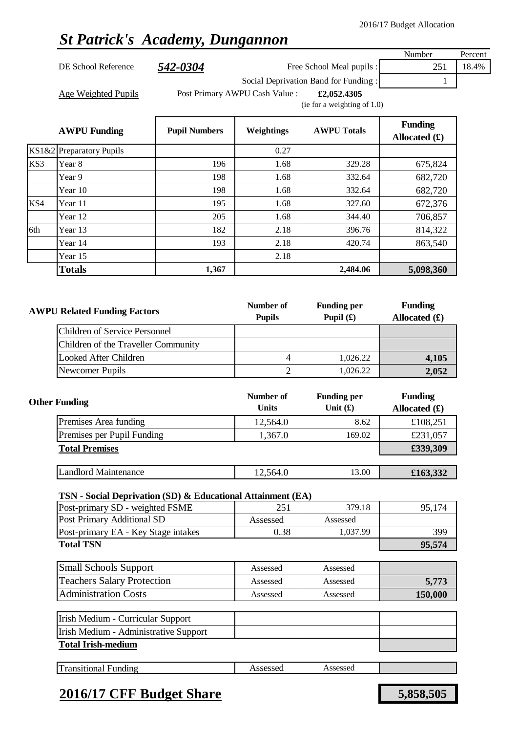2016/17 Budget Allocation

# *St Patrick's Academy, Dungannon*

| | | | Number | Percent |
|---|---|---|---|---|
| DE School Reference | ***542-0304*** | Free School Meal pupils : | 251 | 18.4% |
| | | Social Deprivation Band for Funding : | 1 | |

Age Weighted Pupils — Post Primary AWPU Cash Value : **£2,052.4305** (ie for a weighting of 1.0)

| | **AWPU Funding** | **Pupil Numbers** | **Weightings** | **AWPU Totals** | **Funding Allocated (£)** |
|---|---|---|---|---|---|
| KS1&2 | Preparatory Pupils | | 0.27 | | |
| KS3 | Year 8 | 196 | 1.68 | 329.28 | 675,824 |
| | Year 9 | 198 | 1.68 | 332.64 | 682,720 |
| | Year 10 | 198 | 1.68 | 332.64 | 682,720 |
| KS4 | Year 11 | 195 | 1.68 | 327.60 | 672,376 |
| | Year 12 | 205 | 1.68 | 344.40 | 706,857 |
| 6th | Year 13 | 182 | 2.18 | 396.76 | 814,322 |
| | Year 14 | 193 | 2.18 | 420.74 | 863,540 |
| | Year 15 | | 2.18 | | |
| | **Totals** | **1,367** | | **2,484.06** | **5,098,360** |

| **AWPU Related Funding Factors** | **Number of Pupils** | **Funding per Pupil (£)** | **Funding Allocated (£)** |
|---|---|---|---|
| Children of Service Personnel | | | |
| Children of the Traveller Community | | | |
| Looked After Children | 4 | 1,026.22 | **4,105** |
| Newcomer Pupils | 2 | 1,026.22 | **2,052** |

| **Other Funding** | **Number of Units** | **Funding per Unit (£)** | **Funding Allocated (£)** |
|---|---|---|---|
| Premises Area funding | 12,564.0 | 8.62 | £108,251 |
| Premises per Pupil Funding | 1,367.0 | 169.02 | £231,057 |
| **Total Premises** | | | **£339,309** |
| Landlord Maintenance | 12,564.0 | 13.00 | **£163,332** |
| **TSN - Social Deprivation (SD) & Educational Attainment (EA)** | | | |
| Post-primary SD - weighted FSME | 251 | 379.18 | 95,174 |
| Post Primary Additional SD | Assessed | Assessed | |
| Post-primary EA - Key Stage intakes | 0.38 | 1,037.99 | 399 |
| **Total TSN** | | | **95,574** |
| Small Schools Support | Assessed | Assessed | |
| Teachers Salary Protection | Assessed | Assessed | **5,773** |
| Administration Costs | Assessed | Assessed | **150,000** |
| Irish Medium - Curricular Support | | | |
| Irish Medium - Administrative Support | | | |
| **Total Irish-medium** | | | |
| Transitional Funding | Assessed | Assessed | |

## 2016/17 CFF Budget Share — **5,858,505**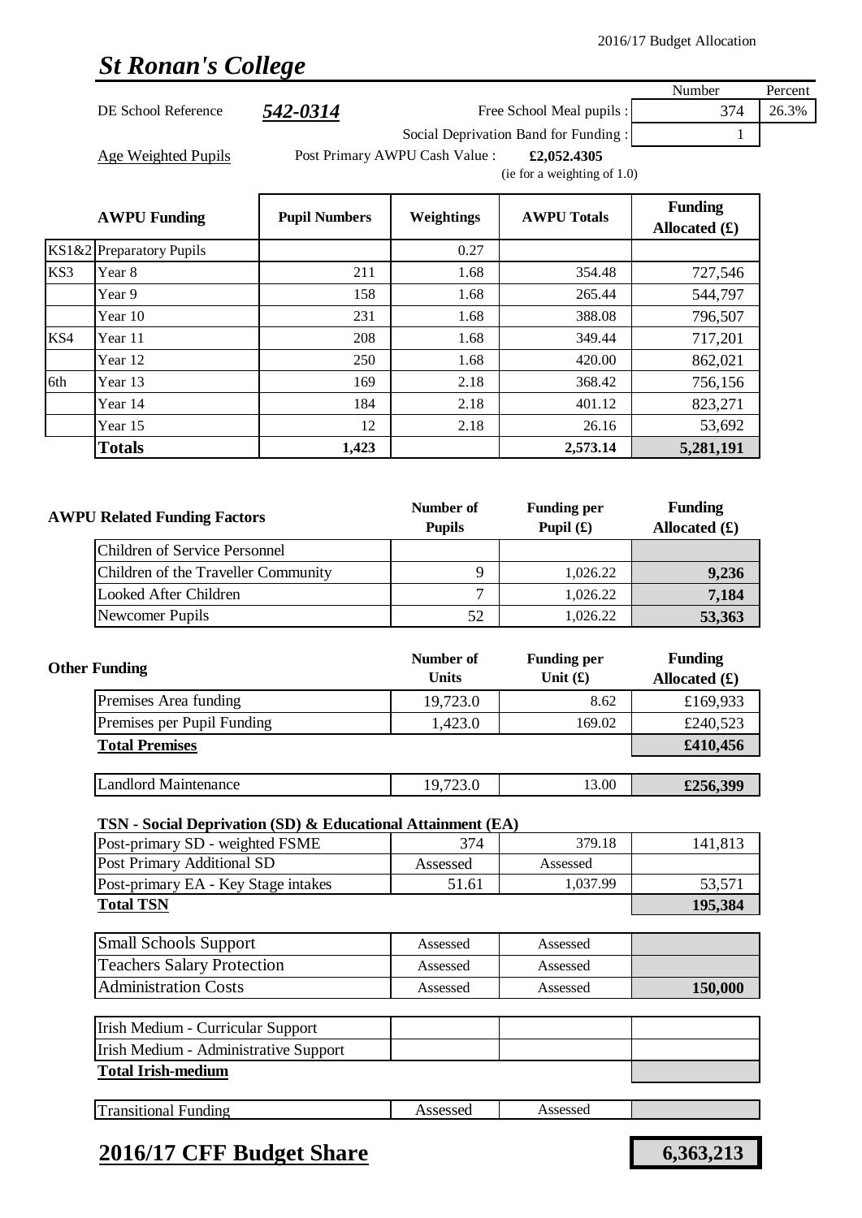2016/17 Budget Allocation

# St Ronan's College

| | | | | Number | Percent |
|---|---|---|---|---|---|
| DE School Reference | 542-0314 | | Free School Meal pupils : | 374 | 26.3% |
| | | | Social Deprivation Band for Funding : | 1 | |

Age Weighted Pupils — Post Primary AWPU Cash Value : **£2,052.4305** (ie for a weighting of 1.0)

| | AWPU Funding | Pupil Numbers | Weightings | AWPU Totals | Funding Allocated (£) |
|---|---|---|---|---|---|
| KS1&2 | Preparatory Pupils | | 0.27 | | |
| KS3 | Year 8 | 211 | 1.68 | 354.48 | 727,546 |
| | Year 9 | 158 | 1.68 | 265.44 | 544,797 |
| | Year 10 | 231 | 1.68 | 388.08 | 796,507 |
| KS4 | Year 11 | 208 | 1.68 | 349.44 | 717,201 |
| | Year 12 | 250 | 1.68 | 420.00 | 862,021 |
| 6th | Year 13 | 169 | 2.18 | 368.42 | 756,156 |
| | Year 14 | 184 | 2.18 | 401.12 | 823,271 |
| | Year 15 | 12 | 2.18 | 26.16 | 53,692 |
| | **Totals** | **1,423** | | **2,573.14** | **5,281,191** |

| AWPU Related Funding Factors | Number of Pupils | Funding per Pupil (£) | Funding Allocated (£) |
|---|---|---|---|
| Children of Service Personnel | | | |
| Children of the Traveller Community | 9 | 1,026.22 | **9,236** |
| Looked After Children | 7 | 1,026.22 | **7,184** |
| Newcomer Pupils | 52 | 1,026.22 | **53,363** |

| Other Funding | Number of Units | Funding per Unit (£) | Funding Allocated (£) |
|---|---|---|---|
| Premises Area funding | 19,723.0 | 8.62 | £169,933 |
| Premises per Pupil Funding | 1,423.0 | 169.02 | £240,523 |
| **Total Premises** | | | **£410,456** |
| Landlord Maintenance | 19,723.0 | 13.00 | **£256,399** |

**TSN - Social Deprivation (SD) & Educational Attainment (EA)**

| | | | |
|---|---|---|---|
| Post-primary SD - weighted FSME | 374 | 379.18 | 141,813 |
| Post Primary Additional SD | Assessed | Assessed | |
| Post-primary EA - Key Stage intakes | 51.61 | 1,037.99 | 53,571 |
| **Total TSN** | | | **195,384** |

| | | | |
|---|---|---|---|
| Small Schools Support | Assessed | Assessed | |
| Teachers Salary Protection | Assessed | Assessed | |
| Administration Costs | Assessed | Assessed | **150,000** |

| | | | |
|---|---|---|---|
| Irish Medium - Curricular Support | | | |
| Irish Medium - Administrative Support | | | |
| **Total Irish-medium** | | | |

| | | | |
|---|---|---|---|
| Transitional Funding | Assessed | Assessed | |

## 2016/17 CFF Budget Share **6,363,213**